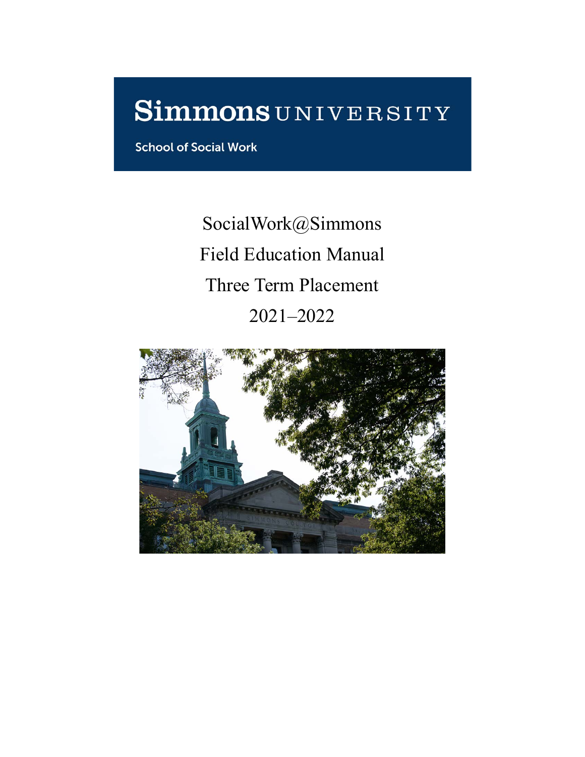# Simmons UNIVERSITY

School of Social Work

# SocialWork@Simmons
# Field Education Manual
# Three Term Placement
# 2021–2022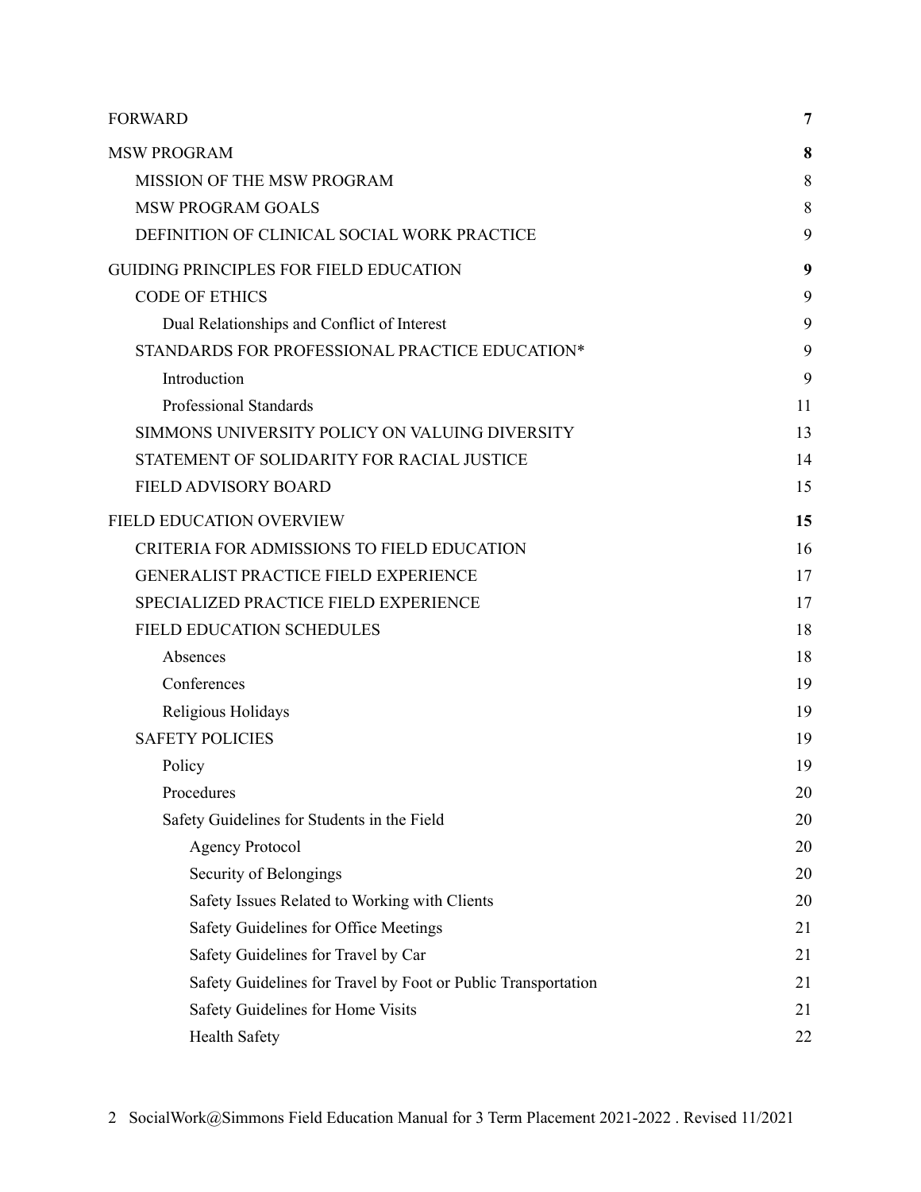| | |
|---|---|
| FORWARD | **7** |
| MSW PROGRAM | **8** |
| MISSION OF THE MSW PROGRAM | 8 |
| MSW PROGRAM GOALS | 8 |
| DEFINITION OF CLINICAL SOCIAL WORK PRACTICE | 9 |
| GUIDING PRINCIPLES FOR FIELD EDUCATION | **9** |
| CODE OF ETHICS | 9 |
| Dual Relationships and Conflict of Interest | 9 |
| STANDARDS FOR PROFESSIONAL PRACTICE EDUCATION* | 9 |
| Introduction | 9 |
| Professional Standards | 11 |
| SIMMONS UNIVERSITY POLICY ON VALUING DIVERSITY | 13 |
| STATEMENT OF SOLIDARITY FOR RACIAL JUSTICE | 14 |
| FIELD ADVISORY BOARD | 15 |
| FIELD EDUCATION OVERVIEW | **15** |
| CRITERIA FOR ADMISSIONS TO FIELD EDUCATION | 16 |
| GENERALIST PRACTICE FIELD EXPERIENCE | 17 |
| SPECIALIZED PRACTICE FIELD EXPERIENCE | 17 |
| FIELD EDUCATION SCHEDULES | 18 |
| Absences | 18 |
| Conferences | 19 |
| Religious Holidays | 19 |
| SAFETY POLICIES | 19 |
| Policy | 19 |
| Procedures | 20 |
| Safety Guidelines for Students in the Field | 20 |
| Agency Protocol | 20 |
| Security of Belongings | 20 |
| Safety Issues Related to Working with Clients | 20 |
| Safety Guidelines for Office Meetings | 21 |
| Safety Guidelines for Travel by Car | 21 |
| Safety Guidelines for Travel by Foot or Public Transportation | 21 |
| Safety Guidelines for Home Visits | 21 |
| Health Safety | 22 |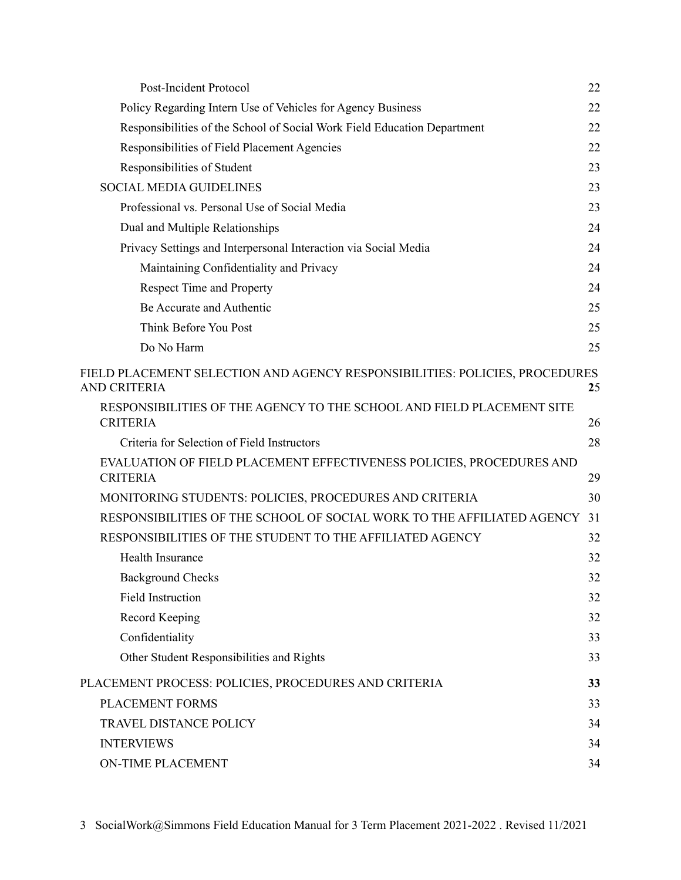Post-Incident Protocol 22

Policy Regarding Intern Use of Vehicles for Agency Business 22

Responsibilities of the School of Social Work Field Education Department 22

Responsibilities of Field Placement Agencies 22

Responsibilities of Student 23

SOCIAL MEDIA GUIDELINES 23

Professional vs. Personal Use of Social Media 23

Dual and Multiple Relationships 24

Privacy Settings and Interpersonal Interaction via Social Media 24

Maintaining Confidentiality and Privacy 24

Respect Time and Property 24

Be Accurate and Authentic 25

Think Before You Post 25

Do No Harm 25

FIELD PLACEMENT SELECTION AND AGENCY RESPONSIBILITIES: POLICIES, PROCEDURES AND CRITERIA 25

RESPONSIBILITIES OF THE AGENCY TO THE SCHOOL AND FIELD PLACEMENT SITE CRITERIA 26

Criteria for Selection of Field Instructors 28

EVALUATION OF FIELD PLACEMENT EFFECTIVENESS POLICIES, PROCEDURES AND CRITERIA 29

MONITORING STUDENTS: POLICIES, PROCEDURES AND CRITERIA 30

RESPONSIBILITIES OF THE SCHOOL OF SOCIAL WORK TO THE AFFILIATED AGENCY 31

RESPONSIBILITIES OF THE STUDENT TO THE AFFILIATED AGENCY 32

Health Insurance 32

Background Checks 32

Field Instruction 32

Record Keeping 32

Confidentiality 33

Other Student Responsibilities and Rights 33

PLACEMENT PROCESS: POLICIES, PROCEDURES AND CRITERIA **33**

PLACEMENT FORMS 33

TRAVEL DISTANCE POLICY 34

INTERVIEWS 34

ON-TIME PLACEMENT 34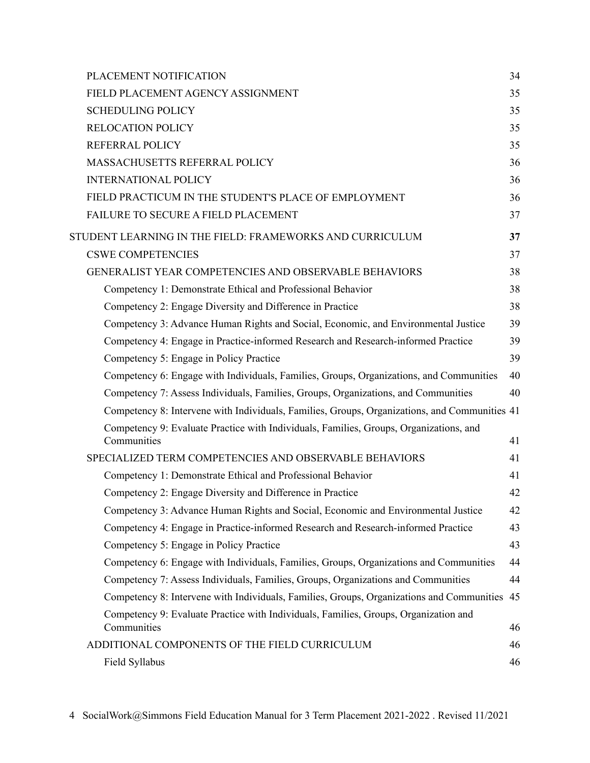PLACEMENT NOTIFICATION 34
FIELD PLACEMENT AGENCY ASSIGNMENT 35
SCHEDULING POLICY 35
RELOCATION POLICY 35
REFERRAL POLICY 35
MASSACHUSETTS REFERRAL POLICY 36
INTERNATIONAL POLICY 36
FIELD PRACTICUM IN THE STUDENT'S PLACE OF EMPLOYMENT 36
FAILURE TO SECURE A FIELD PLACEMENT 37

STUDENT LEARNING IN THE FIELD: FRAMEWORKS AND CURRICULUM **37**

CSWE COMPETENCIES 37
GENERALIST YEAR COMPETENCIES AND OBSERVABLE BEHAVIORS 38
- Competency 1: Demonstrate Ethical and Professional Behavior 38
- Competency 2: Engage Diversity and Difference in Practice 38
- Competency 3: Advance Human Rights and Social, Economic, and Environmental Justice 39
- Competency 4: Engage in Practice-informed Research and Research-informed Practice 39
- Competency 5: Engage in Policy Practice 39
- Competency 6: Engage with Individuals, Families, Groups, Organizations, and Communities 40
- Competency 7: Assess Individuals, Families, Groups, Organizations, and Communities 40
- Competency 8: Intervene with Individuals, Families, Groups, Organizations, and Communities 41
- Competency 9: Evaluate Practice with Individuals, Families, Groups, Organizations, and Communities 41

SPECIALIZED TERM COMPETENCIES AND OBSERVABLE BEHAVIORS 41
- Competency 1: Demonstrate Ethical and Professional Behavior 41
- Competency 2: Engage Diversity and Difference in Practice 42
- Competency 3: Advance Human Rights and Social, Economic and Environmental Justice 42
- Competency 4: Engage in Practice-informed Research and Research-informed Practice 43
- Competency 5: Engage in Policy Practice 43
- Competency 6: Engage with Individuals, Families, Groups, Organizations and Communities 44
- Competency 7: Assess Individuals, Families, Groups, Organizations and Communities 44
- Competency 8: Intervene with Individuals, Families, Groups, Organizations and Communities 45
- Competency 9: Evaluate Practice with Individuals, Families, Groups, Organization and Communities 46

ADDITIONAL COMPONENTS OF THE FIELD CURRICULUM 46
- Field Syllabus 46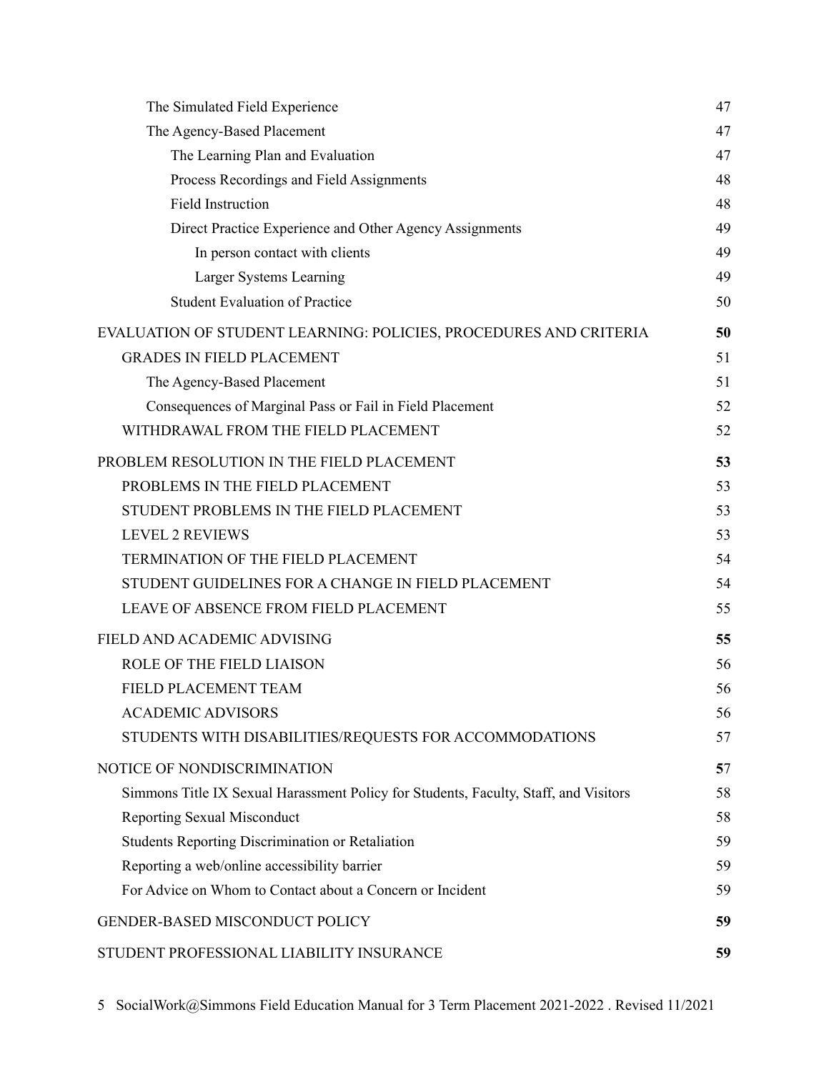| | |
|---|---|
| The Simulated Field Experience | 47 |
| The Agency-Based Placement | 47 |
| The Learning Plan and Evaluation | 47 |
| Process Recordings and Field Assignments | 48 |
| Field Instruction | 48 |
| Direct Practice Experience and Other Agency Assignments | 49 |
| In person contact with clients | 49 |
| Larger Systems Learning | 49 |
| Student Evaluation of Practice | 50 |
| **EVALUATION OF STUDENT LEARNING: POLICIES, PROCEDURES AND CRITERIA** | **50** |
| GRADES IN FIELD PLACEMENT | 51 |
| The Agency-Based Placement | 51 |
| Consequences of Marginal Pass or Fail in Field Placement | 52 |
| WITHDRAWAL FROM THE FIELD PLACEMENT | 52 |
| **PROBLEM RESOLUTION IN THE FIELD PLACEMENT** | **53** |
| PROBLEMS IN THE FIELD PLACEMENT | 53 |
| STUDENT PROBLEMS IN THE FIELD PLACEMENT | 53 |
| LEVEL 2 REVIEWS | 53 |
| TERMINATION OF THE FIELD PLACEMENT | 54 |
| STUDENT GUIDELINES FOR A CHANGE IN FIELD PLACEMENT | 54 |
| LEAVE OF ABSENCE FROM FIELD PLACEMENT | 55 |
| **FIELD AND ACADEMIC ADVISING** | **55** |
| ROLE OF THE FIELD LIAISON | 56 |
| FIELD PLACEMENT TEAM | 56 |
| ACADEMIC ADVISORS | 56 |
| STUDENTS WITH DISABILITIES/REQUESTS FOR ACCOMMODATIONS | 57 |
| **NOTICE OF NONDISCRIMINATION** | **57** |
| Simmons Title IX Sexual Harassment Policy for Students, Faculty, Staff, and Visitors | 58 |
| Reporting Sexual Misconduct | 58 |
| Students Reporting Discrimination or Retaliation | 59 |
| Reporting a web/online accessibility barrier | 59 |
| For Advice on Whom to Contact about a Concern or Incident | 59 |
| **GENDER-BASED MISCONDUCT POLICY** | **59** |
| **STUDENT PROFESSIONAL LIABILITY INSURANCE** | **59** |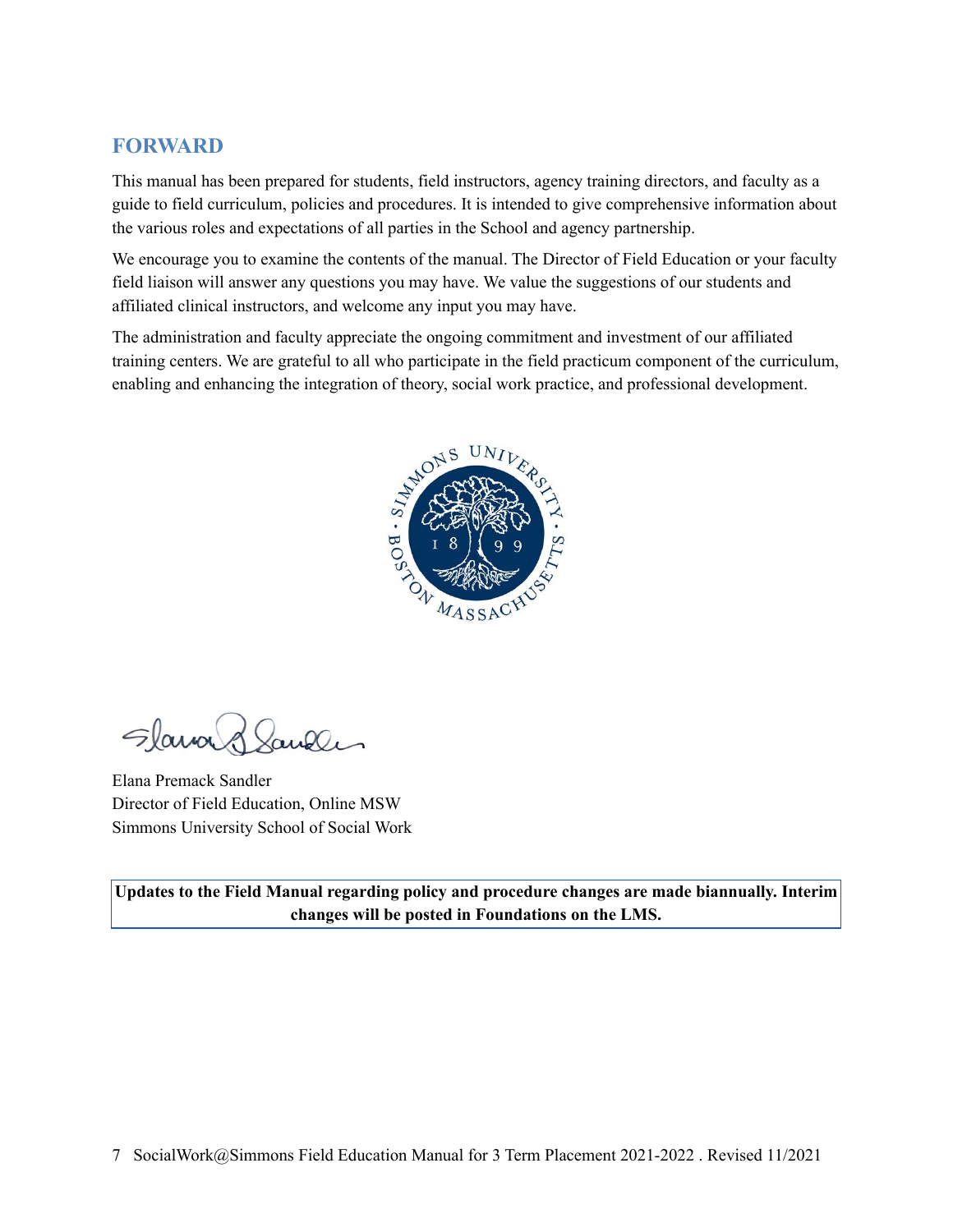## FORWARD

This manual has been prepared for students, field instructors, agency training directors, and faculty as a guide to field curriculum, policies and procedures. It is intended to give comprehensive information about the various roles and expectations of all parties in the School and agency partnership.

We encourage you to examine the contents of the manual. The Director of Field Education or your faculty field liaison will answer any questions you may have. We value the suggestions of our students and affiliated clinical instructors, and welcome any input you may have.

The administration and faculty appreciate the ongoing commitment and investment of our affiliated training centers. We are grateful to all who participate in the field practicum component of the curriculum, enabling and enhancing the integration of theory, social work practice, and professional development.

Elana Premack Sandler
Director of Field Education, Online MSW
Simmons University School of Social Work

**Updates to the Field Manual regarding policy and procedure changes are made biannually. Interim changes will be posted in Foundations on the LMS.**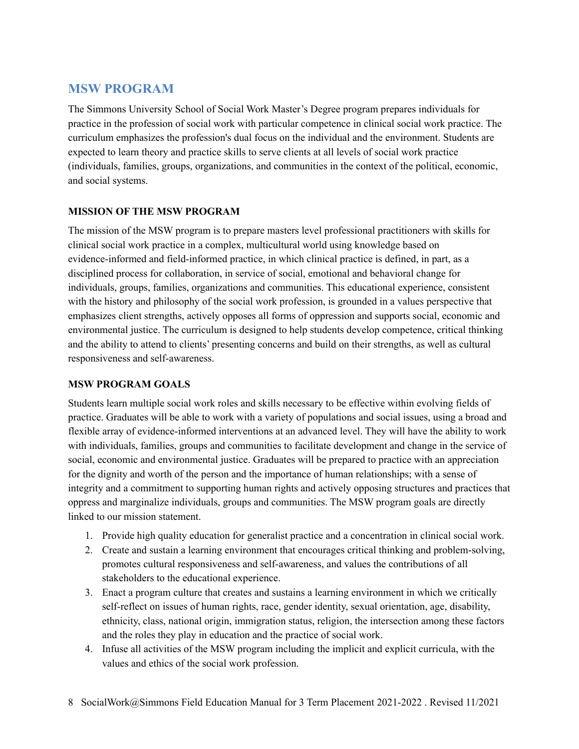## MSW PROGRAM

The Simmons University School of Social Work Master's Degree program prepares individuals for practice in the profession of social work with particular competence in clinical social work practice. The curriculum emphasizes the profession's dual focus on the individual and the environment. Students are expected to learn theory and practice skills to serve clients at all levels of social work practice (individuals, families, groups, organizations, and communities in the context of the political, economic, and social systems.

### MISSION OF THE MSW PROGRAM

The mission of the MSW program is to prepare masters level professional practitioners with skills for clinical social work practice in a complex, multicultural world using knowledge based on evidence-informed and field-informed practice, in which clinical practice is defined, in part, as a disciplined process for collaboration, in service of social, emotional and behavioral change for individuals, groups, families, organizations and communities. This educational experience, consistent with the history and philosophy of the social work profession, is grounded in a values perspective that emphasizes client strengths, actively opposes all forms of oppression and supports social, economic and environmental justice. The curriculum is designed to help students develop competence, critical thinking and the ability to attend to clients' presenting concerns and build on their strengths, as well as cultural responsiveness and self-awareness.

### MSW PROGRAM GOALS

Students learn multiple social work roles and skills necessary to be effective within evolving fields of practice. Graduates will be able to work with a variety of populations and social issues, using a broad and flexible array of evidence-informed interventions at an advanced level. They will have the ability to work with individuals, families, groups and communities to facilitate development and change in the service of social, economic and environmental justice. Graduates will be prepared to practice with an appreciation for the dignity and worth of the person and the importance of human relationships; with a sense of integrity and a commitment to supporting human rights and actively opposing structures and practices that oppress and marginalize individuals, groups and communities. The MSW program goals are directly linked to our mission statement.

1. Provide high quality education for generalist practice and a concentration in clinical social work.
2. Create and sustain a learning environment that encourages critical thinking and problem-solving, promotes cultural responsiveness and self-awareness, and values the contributions of all stakeholders to the educational experience.
3. Enact a program culture that creates and sustains a learning environment in which we critically self-reflect on issues of human rights, race, gender identity, sexual orientation, age, disability, ethnicity, class, national origin, immigration status, religion, the intersection among these factors and the roles they play in education and the practice of social work.
4. Infuse all activities of the MSW program including the implicit and explicit curricula, with the values and ethics of the social work profession.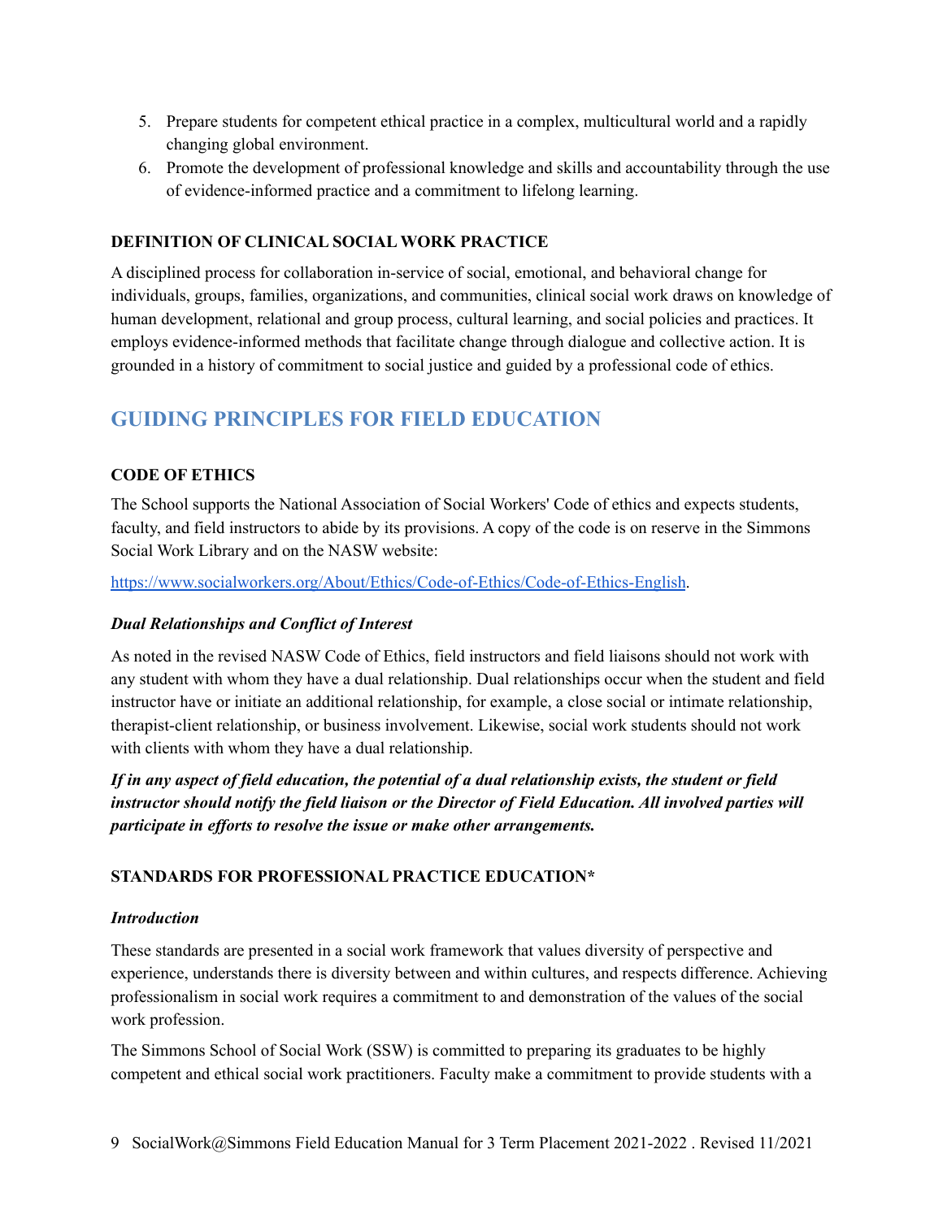5. Prepare students for competent ethical practice in a complex, multicultural world and a rapidly changing global environment.
6. Promote the development of professional knowledge and skills and accountability through the use of evidence-informed practice and a commitment to lifelong learning.

**DEFINITION OF CLINICAL SOCIAL WORK PRACTICE**

A disciplined process for collaboration in-service of social, emotional, and behavioral change for individuals, groups, families, organizations, and communities, clinical social work draws on knowledge of human development, relational and group process, cultural learning, and social policies and practices. It employs evidence-informed methods that facilitate change through dialogue and collective action. It is grounded in a history of commitment to social justice and guided by a professional code of ethics.

## GUIDING PRINCIPLES FOR FIELD EDUCATION

**CODE OF ETHICS**

The School supports the National Association of Social Workers' Code of ethics and expects students, faculty, and field instructors to abide by its provisions. A copy of the code is on reserve in the Simmons Social Work Library and on the NASW website:

[https://www.socialworkers.org/About/Ethics/Code-of-Ethics/Code-of-Ethics-English](https://www.socialworkers.org/About/Ethics/Code-of-Ethics/Code-of-Ethics-English).

***Dual Relationships and Conflict of Interest***

As noted in the revised NASW Code of Ethics, field instructors and field liaisons should not work with any student with whom they have a dual relationship. Dual relationships occur when the student and field instructor have or initiate an additional relationship, for example, a close social or intimate relationship, therapist-client relationship, or business involvement. Likewise, social work students should not work with clients with whom they have a dual relationship.

***If in any aspect of field education, the potential of a dual relationship exists, the student or field instructor should notify the field liaison or the Director of Field Education. All involved parties will participate in efforts to resolve the issue or make other arrangements.***

**STANDARDS FOR PROFESSIONAL PRACTICE EDUCATION***

***Introduction***

These standards are presented in a social work framework that values diversity of perspective and experience, understands there is diversity between and within cultures, and respects difference. Achieving professionalism in social work requires a commitment to and demonstration of the values of the social work profession.

The Simmons School of Social Work (SSW) is committed to preparing its graduates to be highly competent and ethical social work practitioners. Faculty make a commitment to provide students with a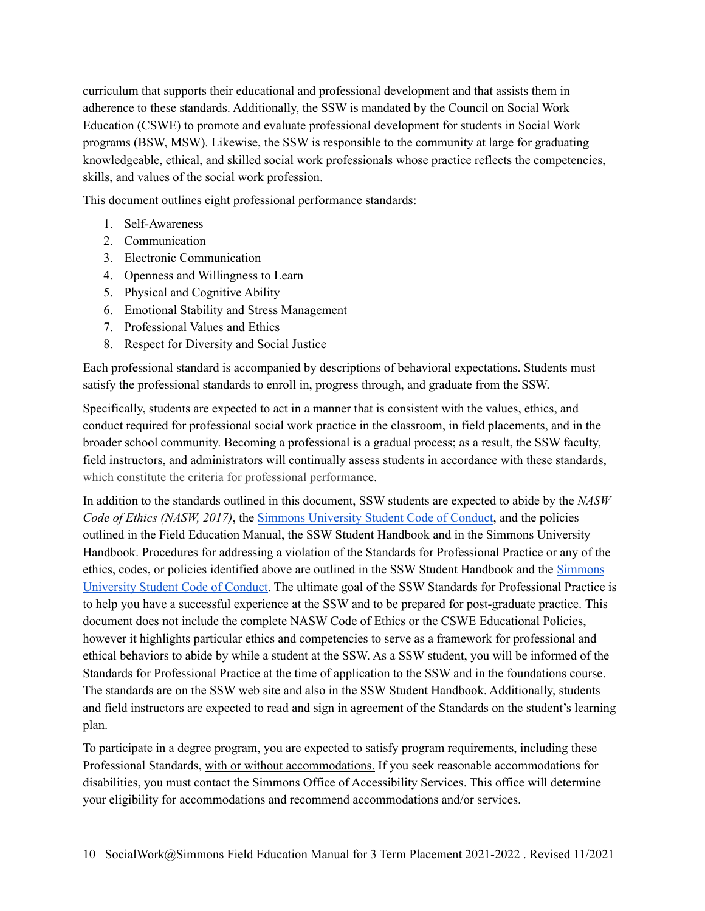curriculum that supports their educational and professional development and that assists them in adherence to these standards. Additionally, the SSW is mandated by the Council on Social Work Education (CSWE) to promote and evaluate professional development for students in Social Work programs (BSW, MSW). Likewise, the SSW is responsible to the community at large for graduating knowledgeable, ethical, and skilled social work professionals whose practice reflects the competencies, skills, and values of the social work profession.

This document outlines eight professional performance standards:

1. Self-Awareness
2. Communication
3. Electronic Communication
4. Openness and Willingness to Learn
5. Physical and Cognitive Ability
6. Emotional Stability and Stress Management
7. Professional Values and Ethics
8. Respect for Diversity and Social Justice

Each professional standard is accompanied by descriptions of behavioral expectations. Students must satisfy the professional standards to enroll in, progress through, and graduate from the SSW.

Specifically, students are expected to act in a manner that is consistent with the values, ethics, and conduct required for professional social work practice in the classroom, in field placements, and in the broader school community. Becoming a professional is a gradual process; as a result, the SSW faculty, field instructors, and administrators will continually assess students in accordance with these standards, which constitute the criteria for professional performance.

In addition to the standards outlined in this document, SSW students are expected to abide by the *NASW Code of Ethics (NASW, 2017)*, the Simmons University Student Code of Conduct, and the policies outlined in the Field Education Manual, the SSW Student Handbook and in the Simmons University Handbook. Procedures for addressing a violation of the Standards for Professional Practice or any of the ethics, codes, or policies identified above are outlined in the SSW Student Handbook and the Simmons University Student Code of Conduct. The ultimate goal of the SSW Standards for Professional Practice is to help you have a successful experience at the SSW and to be prepared for post-graduate practice. This document does not include the complete NASW Code of Ethics or the CSWE Educational Policies, however it highlights particular ethics and competencies to serve as a framework for professional and ethical behaviors to abide by while a student at the SSW. As a SSW student, you will be informed of the Standards for Professional Practice at the time of application to the SSW and in the foundations course. The standards are on the SSW web site and also in the SSW Student Handbook. Additionally, students and field instructors are expected to read and sign in agreement of the Standards on the student's learning plan.

To participate in a degree program, you are expected to satisfy program requirements, including these Professional Standards, with or without accommodations. If you seek reasonable accommodations for disabilities, you must contact the Simmons Office of Accessibility Services. This office will determine your eligibility for accommodations and recommend accommodations and/or services.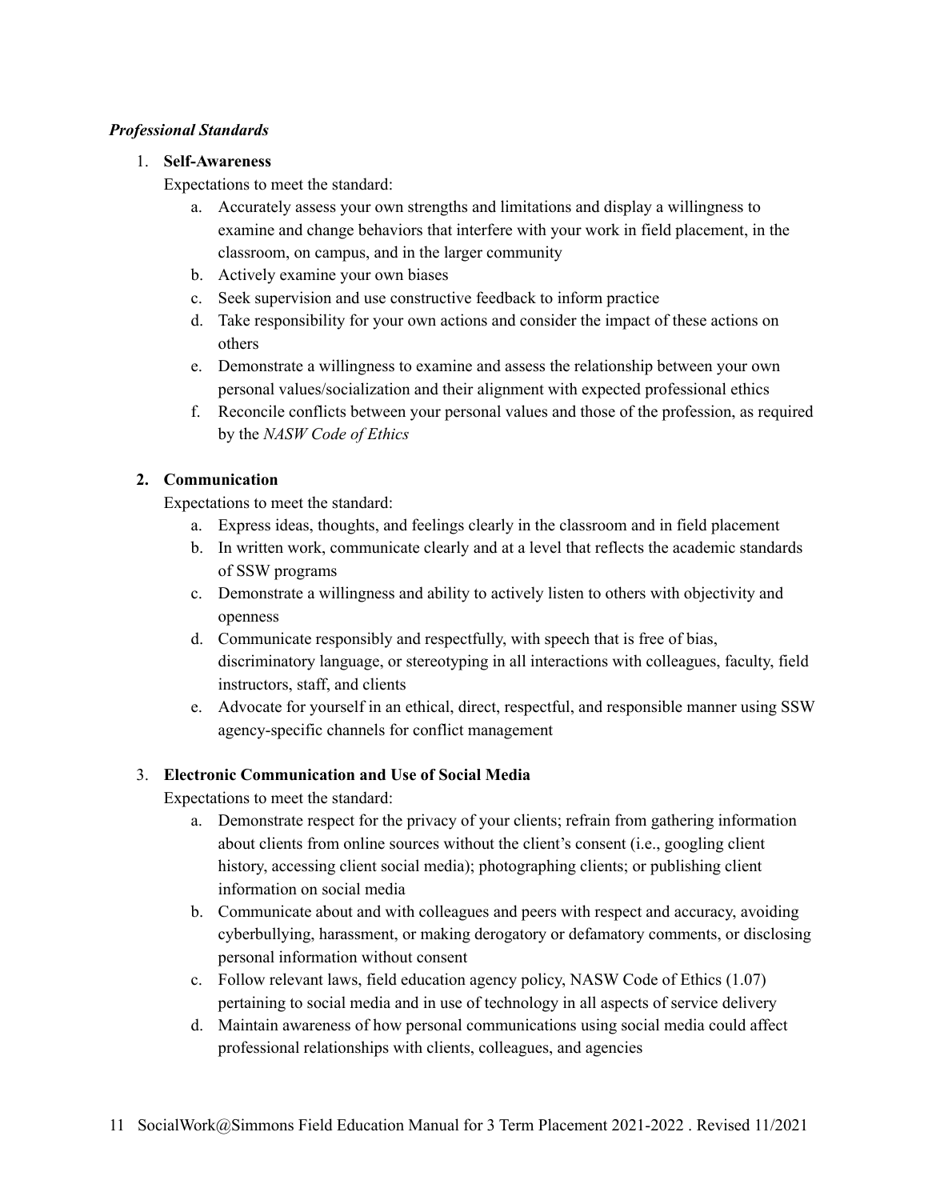***Professional Standards***

1. **Self-Awareness**

   Expectations to meet the standard:

   a. Accurately assess your own strengths and limitations and display a willingness to examine and change behaviors that interfere with your work in field placement, in the classroom, on campus, and in the larger community
   b. Actively examine your own biases
   c. Seek supervision and use constructive feedback to inform practice
   d. Take responsibility for your own actions and consider the impact of these actions on others
   e. Demonstrate a willingness to examine and assess the relationship between your own personal values/socialization and their alignment with expected professional ethics
   f. Reconcile conflicts between your personal values and those of the profession, as required by the *NASW Code of Ethics*

2. **Communication**

   Expectations to meet the standard:

   a. Express ideas, thoughts, and feelings clearly in the classroom and in field placement
   b. In written work, communicate clearly and at a level that reflects the academic standards of SSW programs
   c. Demonstrate a willingness and ability to actively listen to others with objectivity and openness
   d. Communicate responsibly and respectfully, with speech that is free of bias, discriminatory language, or stereotyping in all interactions with colleagues, faculty, field instructors, staff, and clients
   e. Advocate for yourself in an ethical, direct, respectful, and responsible manner using SSW agency-specific channels for conflict management

3. **Electronic Communication and Use of Social Media**

   Expectations to meet the standard:

   a. Demonstrate respect for the privacy of your clients; refrain from gathering information about clients from online sources without the client's consent (i.e., googling client history, accessing client social media); photographing clients; or publishing client information on social media
   b. Communicate about and with colleagues and peers with respect and accuracy, avoiding cyberbullying, harassment, or making derogatory or defamatory comments, or disclosing personal information without consent
   c. Follow relevant laws, field education agency policy, NASW Code of Ethics (1.07) pertaining to social media and in use of technology in all aspects of service delivery
   d. Maintain awareness of how personal communications using social media could affect professional relationships with clients, colleagues, and agencies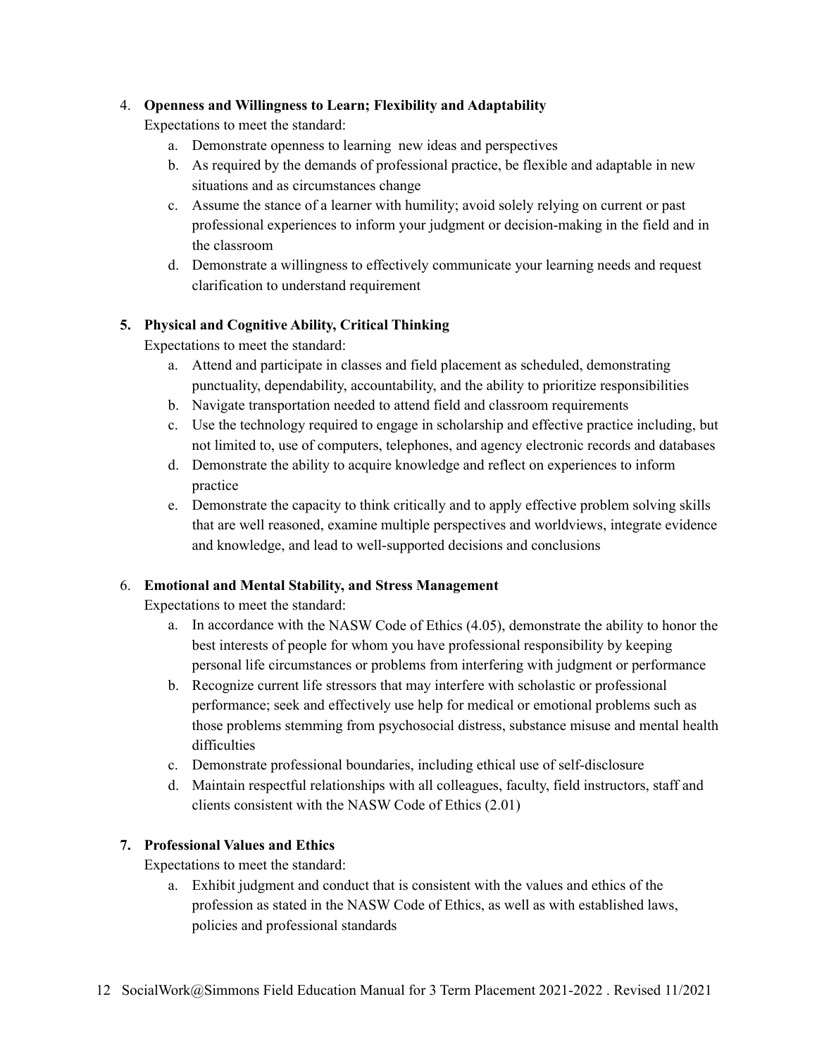4. **Openness and Willingness to Learn; Flexibility and Adaptability**

   Expectations to meet the standard:

   a. Demonstrate openness to learning new ideas and perspectives
   b. As required by the demands of professional practice, be flexible and adaptable in new situations and as circumstances change
   c. Assume the stance of a learner with humility; avoid solely relying on current or past professional experiences to inform your judgment or decision-making in the field and in the classroom
   d. Demonstrate a willingness to effectively communicate your learning needs and request clarification to understand requirement

5. **Physical and Cognitive Ability, Critical Thinking**

   Expectations to meet the standard:

   a. Attend and participate in classes and field placement as scheduled, demonstrating punctuality, dependability, accountability, and the ability to prioritize responsibilities
   b. Navigate transportation needed to attend field and classroom requirements
   c. Use the technology required to engage in scholarship and effective practice including, but not limited to, use of computers, telephones, and agency electronic records and databases
   d. Demonstrate the ability to acquire knowledge and reflect on experiences to inform practice
   e. Demonstrate the capacity to think critically and to apply effective problem solving skills that are well reasoned, examine multiple perspectives and worldviews, integrate evidence and knowledge, and lead to well-supported decisions and conclusions

6. **Emotional and Mental Stability, and Stress Management**

   Expectations to meet the standard:

   a. In accordance with the NASW Code of Ethics (4.05), demonstrate the ability to honor the best interests of people for whom you have professional responsibility by keeping personal life circumstances or problems from interfering with judgment or performance
   b. Recognize current life stressors that may interfere with scholastic or professional performance; seek and effectively use help for medical or emotional problems such as those problems stemming from psychosocial distress, substance misuse and mental health difficulties
   c. Demonstrate professional boundaries, including ethical use of self-disclosure
   d. Maintain respectful relationships with all colleagues, faculty, field instructors, staff and clients consistent with the NASW Code of Ethics (2.01)

7. **Professional Values and Ethics**

   Expectations to meet the standard:

   a. Exhibit judgment and conduct that is consistent with the values and ethics of the profession as stated in the NASW Code of Ethics, as well as with established laws, policies and professional standards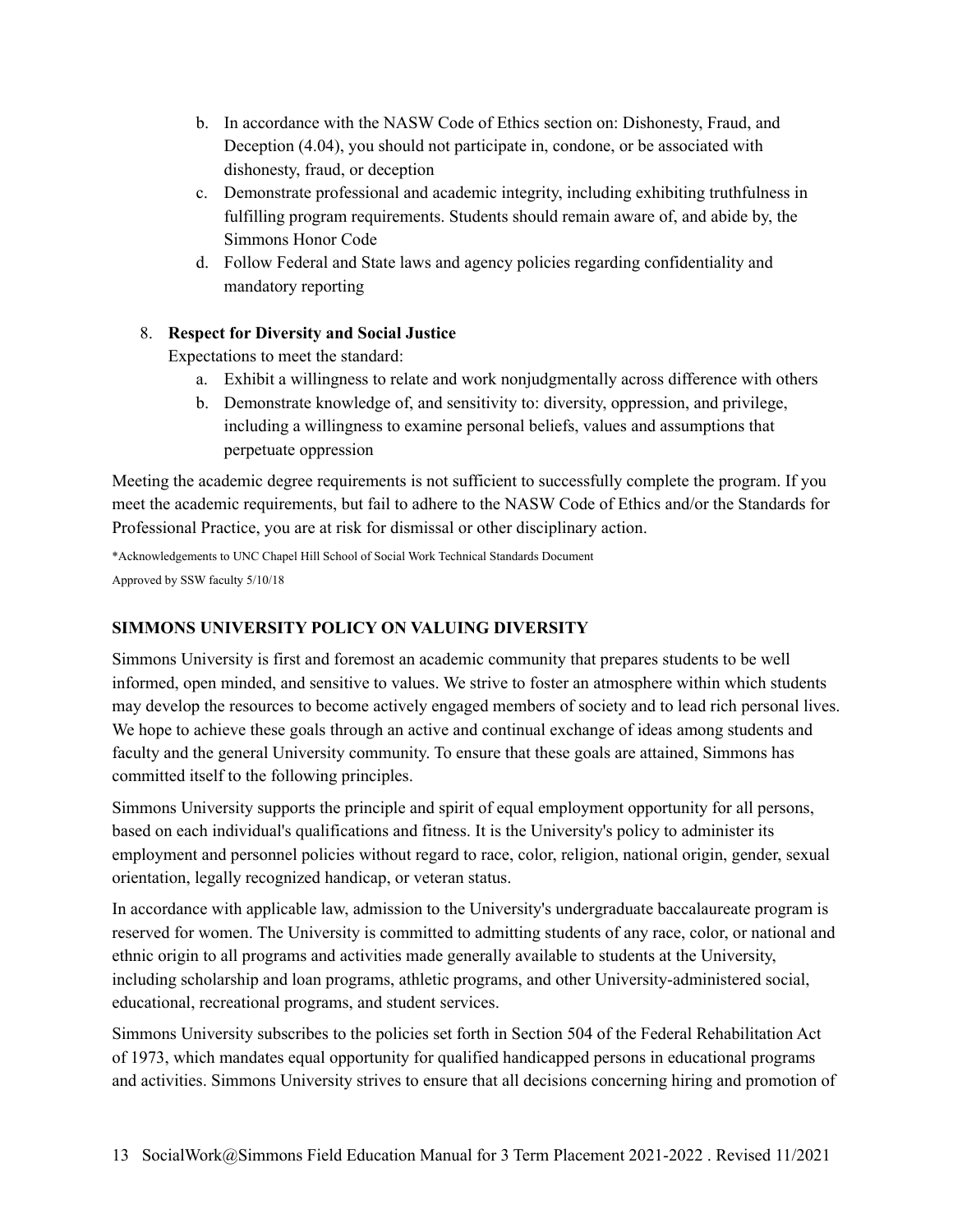b. In accordance with the NASW Code of Ethics section on: Dishonesty, Fraud, and Deception (4.04), you should not participate in, condone, or be associated with dishonesty, fraud, or deception
c. Demonstrate professional and academic integrity, including exhibiting truthfulness in fulfilling program requirements. Students should remain aware of, and abide by, the Simmons Honor Code
d. Follow Federal and State laws and agency policies regarding confidentiality and mandatory reporting

8. **Respect for Diversity and Social Justice**

   Expectations to meet the standard:

   a. Exhibit a willingness to relate and work nonjudgmentally across difference with others
   b. Demonstrate knowledge of, and sensitivity to: diversity, oppression, and privilege, including a willingness to examine personal beliefs, values and assumptions that perpetuate oppression

Meeting the academic degree requirements is not sufficient to successfully complete the program. If you meet the academic requirements, but fail to adhere to the NASW Code of Ethics and/or the Standards for Professional Practice, you are at risk for dismissal or other disciplinary action.

*Acknowledgements to UNC Chapel Hill School of Social Work Technical Standards Document

Approved by SSW faculty 5/10/18

## SIMMONS UNIVERSITY POLICY ON VALUING DIVERSITY

Simmons University is first and foremost an academic community that prepares students to be well informed, open minded, and sensitive to values. We strive to foster an atmosphere within which students may develop the resources to become actively engaged members of society and to lead rich personal lives. We hope to achieve these goals through an active and continual exchange of ideas among students and faculty and the general University community. To ensure that these goals are attained, Simmons has committed itself to the following principles.

Simmons University supports the principle and spirit of equal employment opportunity for all persons, based on each individual's qualifications and fitness. It is the University's policy to administer its employment and personnel policies without regard to race, color, religion, national origin, gender, sexual orientation, legally recognized handicap, or veteran status.

In accordance with applicable law, admission to the University's undergraduate baccalaureate program is reserved for women. The University is committed to admitting students of any race, color, or national and ethnic origin to all programs and activities made generally available to students at the University, including scholarship and loan programs, athletic programs, and other University-administered social, educational, recreational programs, and student services.

Simmons University subscribes to the policies set forth in Section 504 of the Federal Rehabilitation Act of 1973, which mandates equal opportunity for qualified handicapped persons in educational programs and activities. Simmons University strives to ensure that all decisions concerning hiring and promotion of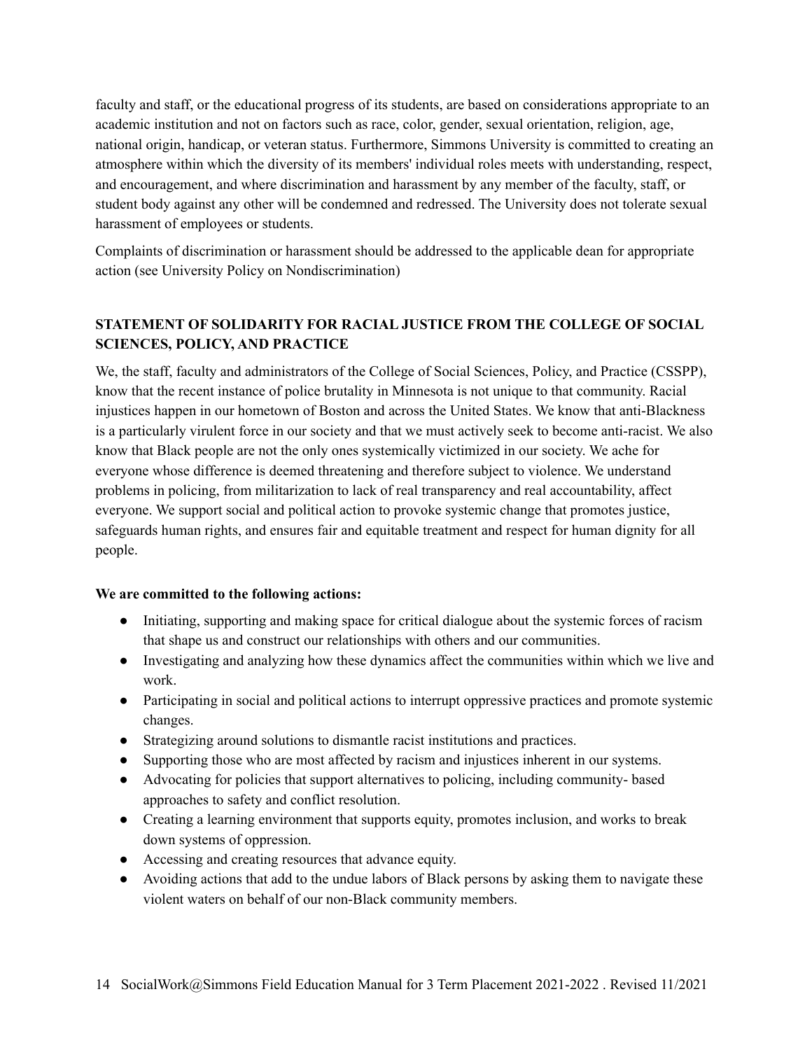faculty and staff, or the educational progress of its students, are based on considerations appropriate to an academic institution and not on factors such as race, color, gender, sexual orientation, religion, age, national origin, handicap, or veteran status. Furthermore, Simmons University is committed to creating an atmosphere within which the diversity of its members' individual roles meets with understanding, respect, and encouragement, and where discrimination and harassment by any member of the faculty, staff, or student body against any other will be condemned and redressed. The University does not tolerate sexual harassment of employees or students.

Complaints of discrimination or harassment should be addressed to the applicable dean for appropriate action (see University Policy on Nondiscrimination)

## STATEMENT OF SOLIDARITY FOR RACIAL JUSTICE FROM THE COLLEGE OF SOCIAL SCIENCES, POLICY, AND PRACTICE

We, the staff, faculty and administrators of the College of Social Sciences, Policy, and Practice (CSSPP), know that the recent instance of police brutality in Minnesota is not unique to that community. Racial injustices happen in our hometown of Boston and across the United States. We know that anti-Blackness is a particularly virulent force in our society and that we must actively seek to become anti-racist. We also know that Black people are not the only ones systemically victimized in our society. We ache for everyone whose difference is deemed threatening and therefore subject to violence. We understand problems in policing, from militarization to lack of real transparency and real accountability, affect everyone. We support social and political action to provoke systemic change that promotes justice, safeguards human rights, and ensures fair and equitable treatment and respect for human dignity for all people.

**We are committed to the following actions:**

- Initiating, supporting and making space for critical dialogue about the systemic forces of racism that shape us and construct our relationships with others and our communities.
- Investigating and analyzing how these dynamics affect the communities within which we live and work.
- Participating in social and political actions to interrupt oppressive practices and promote systemic changes.
- Strategizing around solutions to dismantle racist institutions and practices.
- Supporting those who are most affected by racism and injustices inherent in our systems.
- Advocating for policies that support alternatives to policing, including community- based approaches to safety and conflict resolution.
- Creating a learning environment that supports equity, promotes inclusion, and works to break down systems of oppression.
- Accessing and creating resources that advance equity.
- Avoiding actions that add to the undue labors of Black persons by asking them to navigate these violent waters on behalf of our non-Black community members.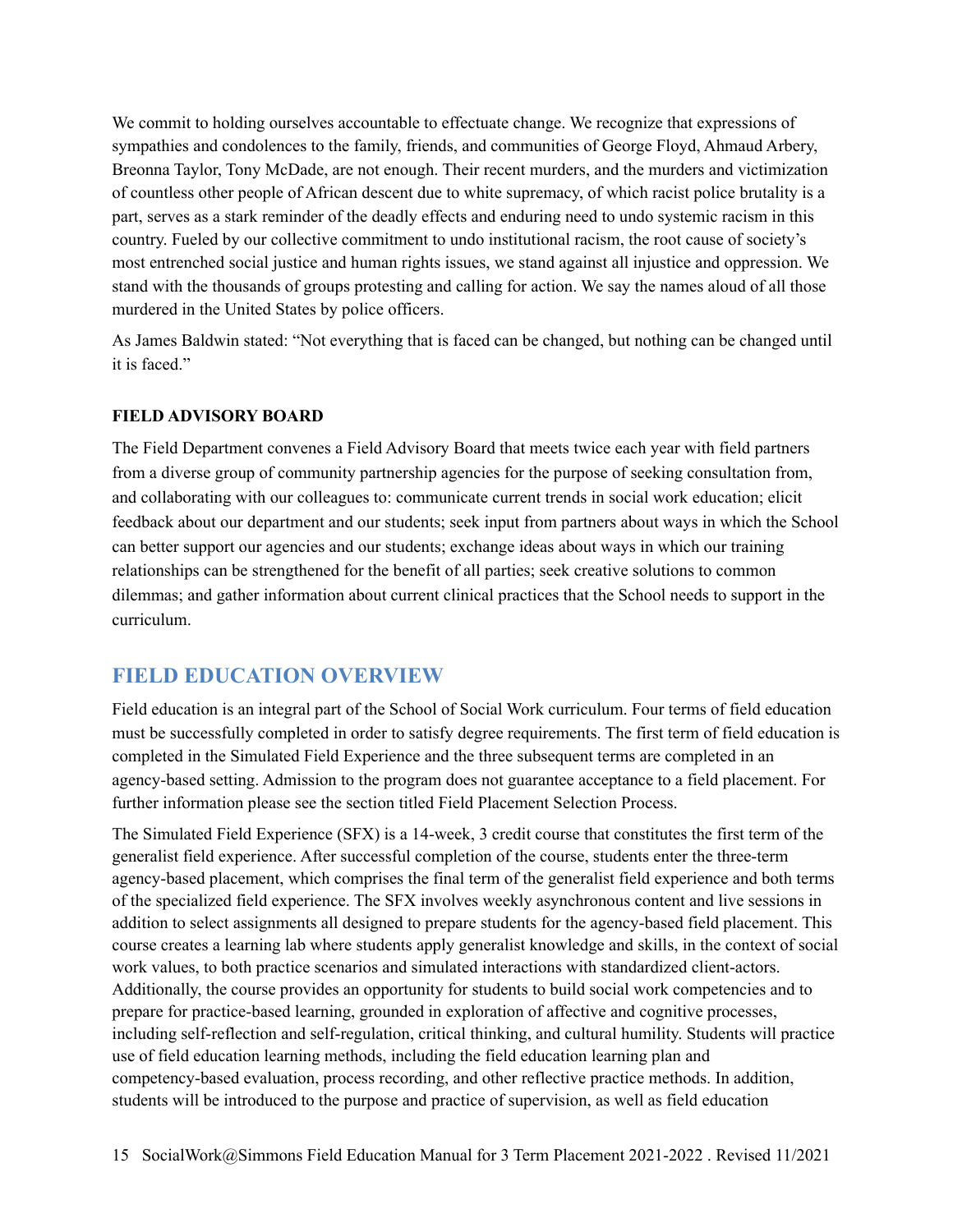We commit to holding ourselves accountable to effectuate change. We recognize that expressions of sympathies and condolences to the family, friends, and communities of George Floyd, Ahmaud Arbery, Breonna Taylor, Tony McDade, are not enough. Their recent murders, and the murders and victimization of countless other people of African descent due to white supremacy, of which racist police brutality is a part, serves as a stark reminder of the deadly effects and enduring need to undo systemic racism in this country. Fueled by our collective commitment to undo institutional racism, the root cause of society's most entrenched social justice and human rights issues, we stand against all injustice and oppression. We stand with the thousands of groups protesting and calling for action. We say the names aloud of all those murdered in the United States by police officers.

As James Baldwin stated: "Not everything that is faced can be changed, but nothing can be changed until it is faced."

**FIELD ADVISORY BOARD**

The Field Department convenes a Field Advisory Board that meets twice each year with field partners from a diverse group of community partnership agencies for the purpose of seeking consultation from, and collaborating with our colleagues to: communicate current trends in social work education; elicit feedback about our department and our students; seek input from partners about ways in which the School can better support our agencies and our students; exchange ideas about ways in which our training relationships can be strengthened for the benefit of all parties; seek creative solutions to common dilemmas; and gather information about current clinical practices that the School needs to support in the curriculum.

## FIELD EDUCATION OVERVIEW

Field education is an integral part of the School of Social Work curriculum. Four terms of field education must be successfully completed in order to satisfy degree requirements. The first term of field education is completed in the Simulated Field Experience and the three subsequent terms are completed in an agency-based setting. Admission to the program does not guarantee acceptance to a field placement. For further information please see the section titled Field Placement Selection Process.

The Simulated Field Experience (SFX) is a 14-week, 3 credit course that constitutes the first term of the generalist field experience. After successful completion of the course, students enter the three-term agency-based placement, which comprises the final term of the generalist field experience and both terms of the specialized field experience. The SFX involves weekly asynchronous content and live sessions in addition to select assignments all designed to prepare students for the agency-based field placement. This course creates a learning lab where students apply generalist knowledge and skills, in the context of social work values, to both practice scenarios and simulated interactions with standardized client-actors. Additionally, the course provides an opportunity for students to build social work competencies and to prepare for practice-based learning, grounded in exploration of affective and cognitive processes, including self-reflection and self-regulation, critical thinking, and cultural humility. Students will practice use of field education learning methods, including the field education learning plan and competency-based evaluation, process recording, and other reflective practice methods. In addition, students will be introduced to the purpose and practice of supervision, as well as field education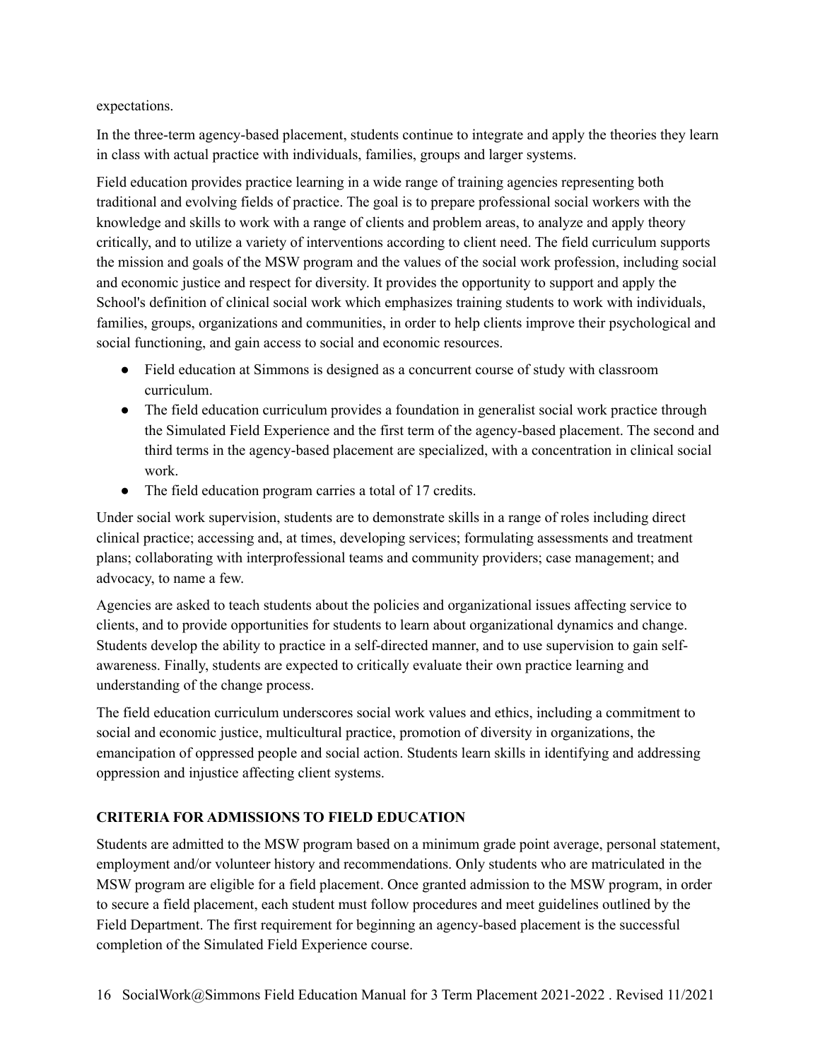expectations.

In the three-term agency-based placement, students continue to integrate and apply the theories they learn in class with actual practice with individuals, families, groups and larger systems.

Field education provides practice learning in a wide range of training agencies representing both traditional and evolving fields of practice. The goal is to prepare professional social workers with the knowledge and skills to work with a range of clients and problem areas, to analyze and apply theory critically, and to utilize a variety of interventions according to client need. The field curriculum supports the mission and goals of the MSW program and the values of the social work profession, including social and economic justice and respect for diversity. It provides the opportunity to support and apply the School's definition of clinical social work which emphasizes training students to work with individuals, families, groups, organizations and communities, in order to help clients improve their psychological and social functioning, and gain access to social and economic resources.

- Field education at Simmons is designed as a concurrent course of study with classroom curriculum.
- The field education curriculum provides a foundation in generalist social work practice through the Simulated Field Experience and the first term of the agency-based placement. The second and third terms in the agency-based placement are specialized, with a concentration in clinical social work.
- The field education program carries a total of 17 credits.

Under social work supervision, students are to demonstrate skills in a range of roles including direct clinical practice; accessing and, at times, developing services; formulating assessments and treatment plans; collaborating with interprofessional teams and community providers; case management; and advocacy, to name a few.

Agencies are asked to teach students about the policies and organizational issues affecting service to clients, and to provide opportunities for students to learn about organizational dynamics and change. Students develop the ability to practice in a self-directed manner, and to use supervision to gain self-awareness. Finally, students are expected to critically evaluate their own practice learning and understanding of the change process.

The field education curriculum underscores social work values and ethics, including a commitment to social and economic justice, multicultural practice, promotion of diversity in organizations, the emancipation of oppressed people and social action. Students learn skills in identifying and addressing oppression and injustice affecting client systems.

## CRITERIA FOR ADMISSIONS TO FIELD EDUCATION

Students are admitted to the MSW program based on a minimum grade point average, personal statement, employment and/or volunteer history and recommendations. Only students who are matriculated in the MSW program are eligible for a field placement. Once granted admission to the MSW program, in order to secure a field placement, each student must follow procedures and meet guidelines outlined by the Field Department. The first requirement for beginning an agency-based placement is the successful completion of the Simulated Field Experience course.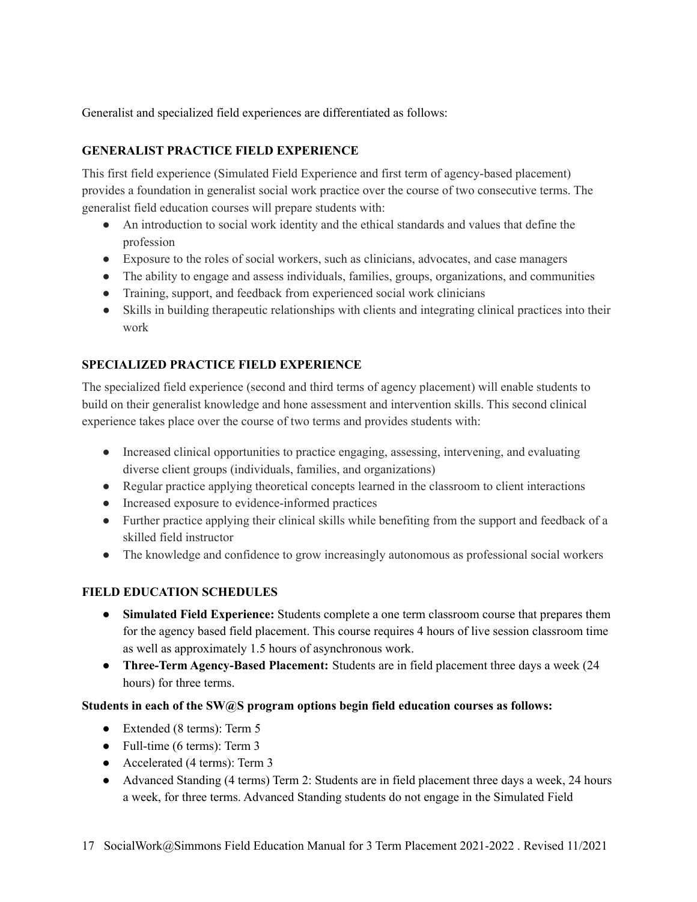Generalist and specialized field experiences are differentiated as follows:

## GENERALIST PRACTICE FIELD EXPERIENCE

This first field experience (Simulated Field Experience and first term of agency-based placement) provides a foundation in generalist social work practice over the course of two consecutive terms. The generalist field education courses will prepare students with:

- An introduction to social work identity and the ethical standards and values that define the profession
- Exposure to the roles of social workers, such as clinicians, advocates, and case managers
- The ability to engage and assess individuals, families, groups, organizations, and communities
- Training, support, and feedback from experienced social work clinicians
- Skills in building therapeutic relationships with clients and integrating clinical practices into their work

## SPECIALIZED PRACTICE FIELD EXPERIENCE

The specialized field experience (second and third terms of agency placement) will enable students to build on their generalist knowledge and hone assessment and intervention skills. This second clinical experience takes place over the course of two terms and provides students with:

- Increased clinical opportunities to practice engaging, assessing, intervening, and evaluating diverse client groups (individuals, families, and organizations)
- Regular practice applying theoretical concepts learned in the classroom to client interactions
- Increased exposure to evidence-informed practices
- Further practice applying their clinical skills while benefiting from the support and feedback of a skilled field instructor
- The knowledge and confidence to grow increasingly autonomous as professional social workers

## FIELD EDUCATION SCHEDULES

- **Simulated Field Experience:** Students complete a one term classroom course that prepares them for the agency based field placement. This course requires 4 hours of live session classroom time as well as approximately 1.5 hours of asynchronous work.
- **Three-Term Agency-Based Placement:** Students are in field placement three days a week (24 hours) for three terms.

**Students in each of the SW@S program options begin field education courses as follows:**

- Extended (8 terms): Term 5
- Full-time (6 terms): Term 3
- Accelerated (4 terms): Term 3
- Advanced Standing (4 terms) Term 2: Students are in field placement three days a week, 24 hours a week, for three terms. Advanced Standing students do not engage in the Simulated Field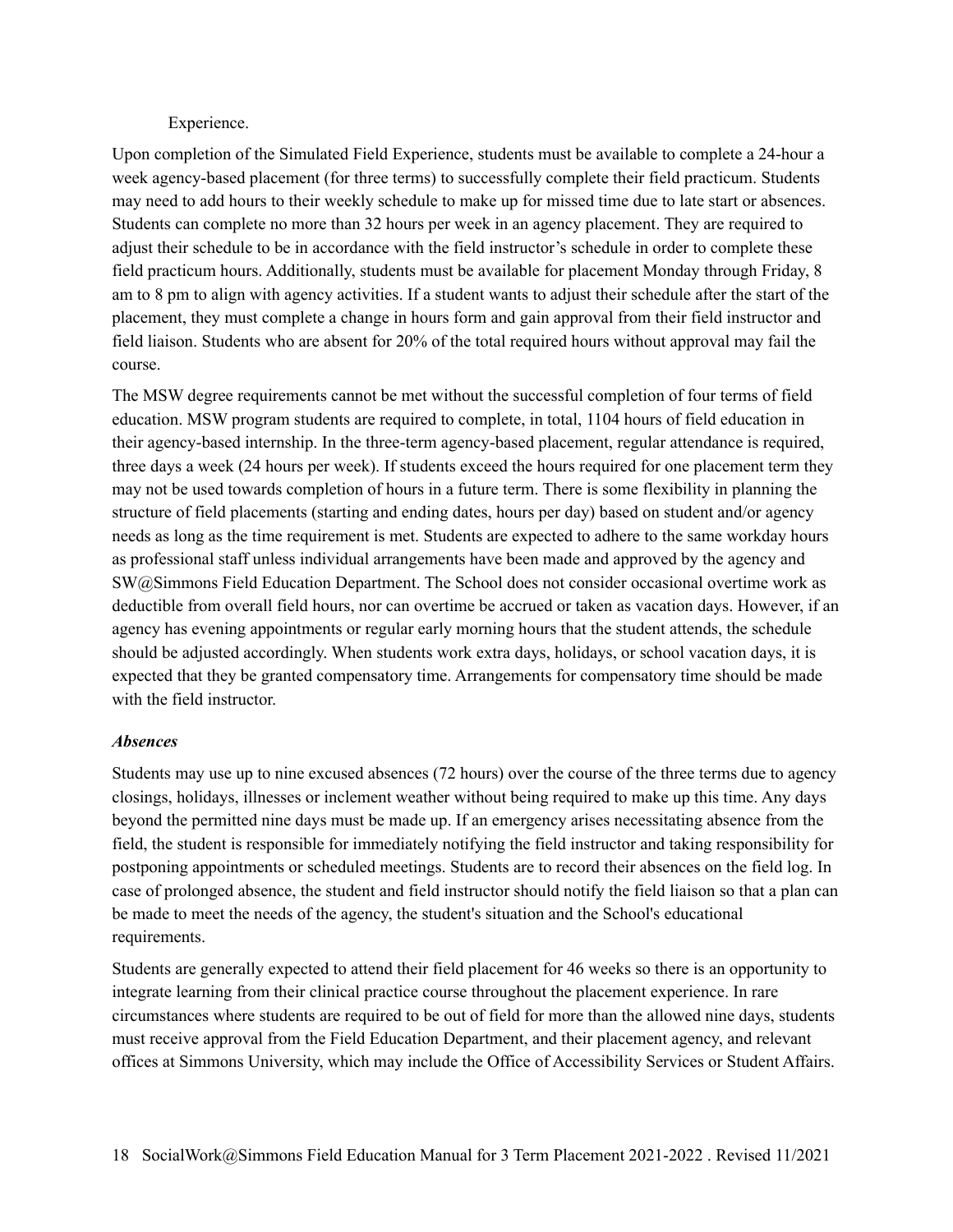Experience.

Upon completion of the Simulated Field Experience, students must be available to complete a 24-hour a week agency-based placement (for three terms) to successfully complete their field practicum. Students may need to add hours to their weekly schedule to make up for missed time due to late start or absences. Students can complete no more than 32 hours per week in an agency placement. They are required to adjust their schedule to be in accordance with the field instructor's schedule in order to complete these field practicum hours. Additionally, students must be available for placement Monday through Friday, 8 am to 8 pm to align with agency activities. If a student wants to adjust their schedule after the start of the placement, they must complete a change in hours form and gain approval from their field instructor and field liaison. Students who are absent for 20% of the total required hours without approval may fail the course.

The MSW degree requirements cannot be met without the successful completion of four terms of field education. MSW program students are required to complete, in total, 1104 hours of field education in their agency-based internship. In the three-term agency-based placement, regular attendance is required, three days a week (24 hours per week). If students exceed the hours required for one placement term they may not be used towards completion of hours in a future term. There is some flexibility in planning the structure of field placements (starting and ending dates, hours per day) based on student and/or agency needs as long as the time requirement is met. Students are expected to adhere to the same workday hours as professional staff unless individual arrangements have been made and approved by the agency and SW@Simmons Field Education Department. The School does not consider occasional overtime work as deductible from overall field hours, nor can overtime be accrued or taken as vacation days. However, if an agency has evening appointments or regular early morning hours that the student attends, the schedule should be adjusted accordingly. When students work extra days, holidays, or school vacation days, it is expected that they be granted compensatory time. Arrangements for compensatory time should be made with the field instructor.

***Absences***

Students may use up to nine excused absences (72 hours) over the course of the three terms due to agency closings, holidays, illnesses or inclement weather without being required to make up this time. Any days beyond the permitted nine days must be made up. If an emergency arises necessitating absence from the field, the student is responsible for immediately notifying the field instructor and taking responsibility for postponing appointments or scheduled meetings. Students are to record their absences on the field log. In case of prolonged absence, the student and field instructor should notify the field liaison so that a plan can be made to meet the needs of the agency, the student's situation and the School's educational requirements.

Students are generally expected to attend their field placement for 46 weeks so there is an opportunity to integrate learning from their clinical practice course throughout the placement experience. In rare circumstances where students are required to be out of field for more than the allowed nine days, students must receive approval from the Field Education Department, and their placement agency, and relevant offices at Simmons University, which may include the Office of Accessibility Services or Student Affairs.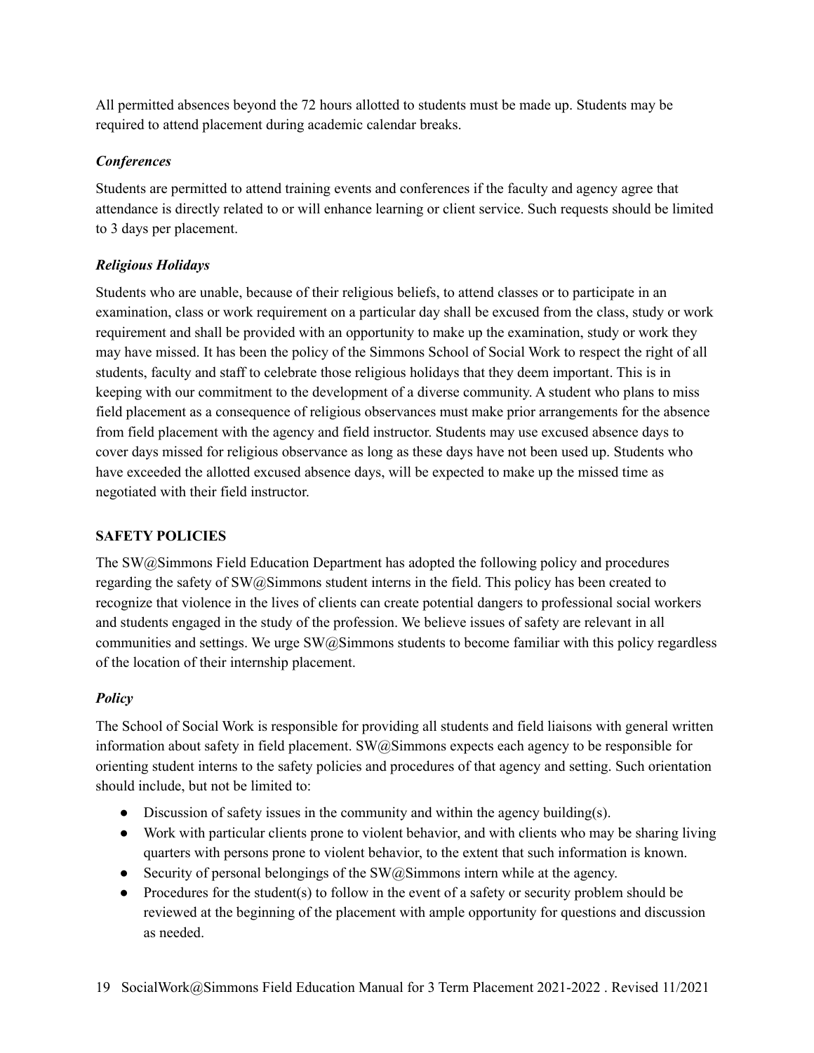All permitted absences beyond the 72 hours allotted to students must be made up. Students may be required to attend placement during academic calendar breaks.

### *Conferences*

Students are permitted to attend training events and conferences if the faculty and agency agree that attendance is directly related to or will enhance learning or client service. Such requests should be limited to 3 days per placement.

### *Religious Holidays*

Students who are unable, because of their religious beliefs, to attend classes or to participate in an examination, class or work requirement on a particular day shall be excused from the class, study or work requirement and shall be provided with an opportunity to make up the examination, study or work they may have missed. It has been the policy of the Simmons School of Social Work to respect the right of all students, faculty and staff to celebrate those religious holidays that they deem important. This is in keeping with our commitment to the development of a diverse community. A student who plans to miss field placement as a consequence of religious observances must make prior arrangements for the absence from field placement with the agency and field instructor. Students may use excused absence days to cover days missed for religious observance as long as these days have not been used up. Students who have exceeded the allotted excused absence days, will be expected to make up the missed time as negotiated with their field instructor.

## SAFETY POLICIES

The SW@Simmons Field Education Department has adopted the following policy and procedures regarding the safety of SW@Simmons student interns in the field. This policy has been created to recognize that violence in the lives of clients can create potential dangers to professional social workers and students engaged in the study of the profession. We believe issues of safety are relevant in all communities and settings. We urge SW@Simmons students to become familiar with this policy regardless of the location of their internship placement.

### *Policy*

The School of Social Work is responsible for providing all students and field liaisons with general written information about safety in field placement. SW@Simmons expects each agency to be responsible for orienting student interns to the safety policies and procedures of that agency and setting. Such orientation should include, but not be limited to:

- Discussion of safety issues in the community and within the agency building(s).
- Work with particular clients prone to violent behavior, and with clients who may be sharing living quarters with persons prone to violent behavior, to the extent that such information is known.
- Security of personal belongings of the SW@Simmons intern while at the agency.
- Procedures for the student(s) to follow in the event of a safety or security problem should be reviewed at the beginning of the placement with ample opportunity for questions and discussion as needed.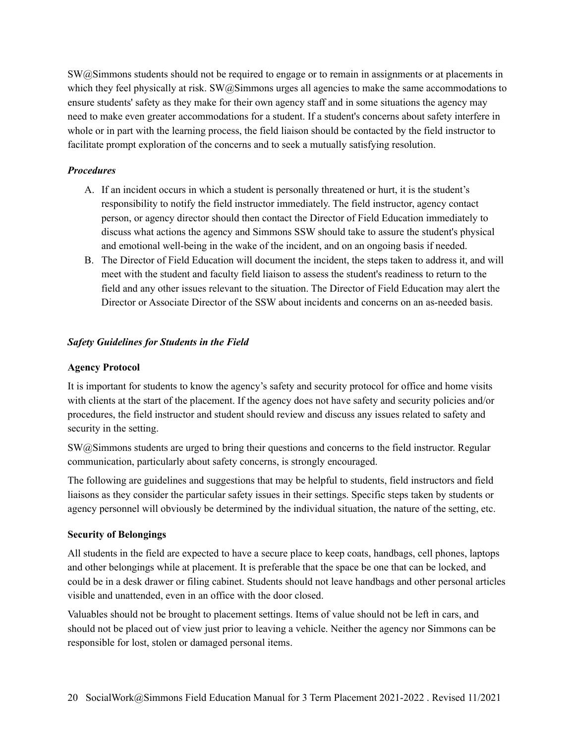SW@Simmons students should not be required to engage or to remain in assignments or at placements in which they feel physically at risk. SW@Simmons urges all agencies to make the same accommodations to ensure students' safety as they make for their own agency staff and in some situations the agency may need to make even greater accommodations for a student. If a student's concerns about safety interfere in whole or in part with the learning process, the field liaison should be contacted by the field instructor to facilitate prompt exploration of the concerns and to seek a mutually satisfying resolution.

***Procedures***

A. If an incident occurs in which a student is personally threatened or hurt, it is the student's responsibility to notify the field instructor immediately. The field instructor, agency contact person, or agency director should then contact the Director of Field Education immediately to discuss what actions the agency and Simmons SSW should take to assure the student's physical and emotional well-being in the wake of the incident, and on an ongoing basis if needed.
B. The Director of Field Education will document the incident, the steps taken to address it, and will meet with the student and faculty field liaison to assess the student's readiness to return to the field and any other issues relevant to the situation. The Director of Field Education may alert the Director or Associate Director of the SSW about incidents and concerns on an as-needed basis.

***Safety Guidelines for Students in the Field***

**Agency Protocol**

It is important for students to know the agency's safety and security protocol for office and home visits with clients at the start of the placement. If the agency does not have safety and security policies and/or procedures, the field instructor and student should review and discuss any issues related to safety and security in the setting.

SW@Simmons students are urged to bring their questions and concerns to the field instructor. Regular communication, particularly about safety concerns, is strongly encouraged.

The following are guidelines and suggestions that may be helpful to students, field instructors and field liaisons as they consider the particular safety issues in their settings. Specific steps taken by students or agency personnel will obviously be determined by the individual situation, the nature of the setting, etc.

**Security of Belongings**

All students in the field are expected to have a secure place to keep coats, handbags, cell phones, laptops and other belongings while at placement. It is preferable that the space be one that can be locked, and could be in a desk drawer or filing cabinet. Students should not leave handbags and other personal articles visible and unattended, even in an office with the door closed.

Valuables should not be brought to placement settings. Items of value should not be left in cars, and should not be placed out of view just prior to leaving a vehicle. Neither the agency nor Simmons can be responsible for lost, stolen or damaged personal items.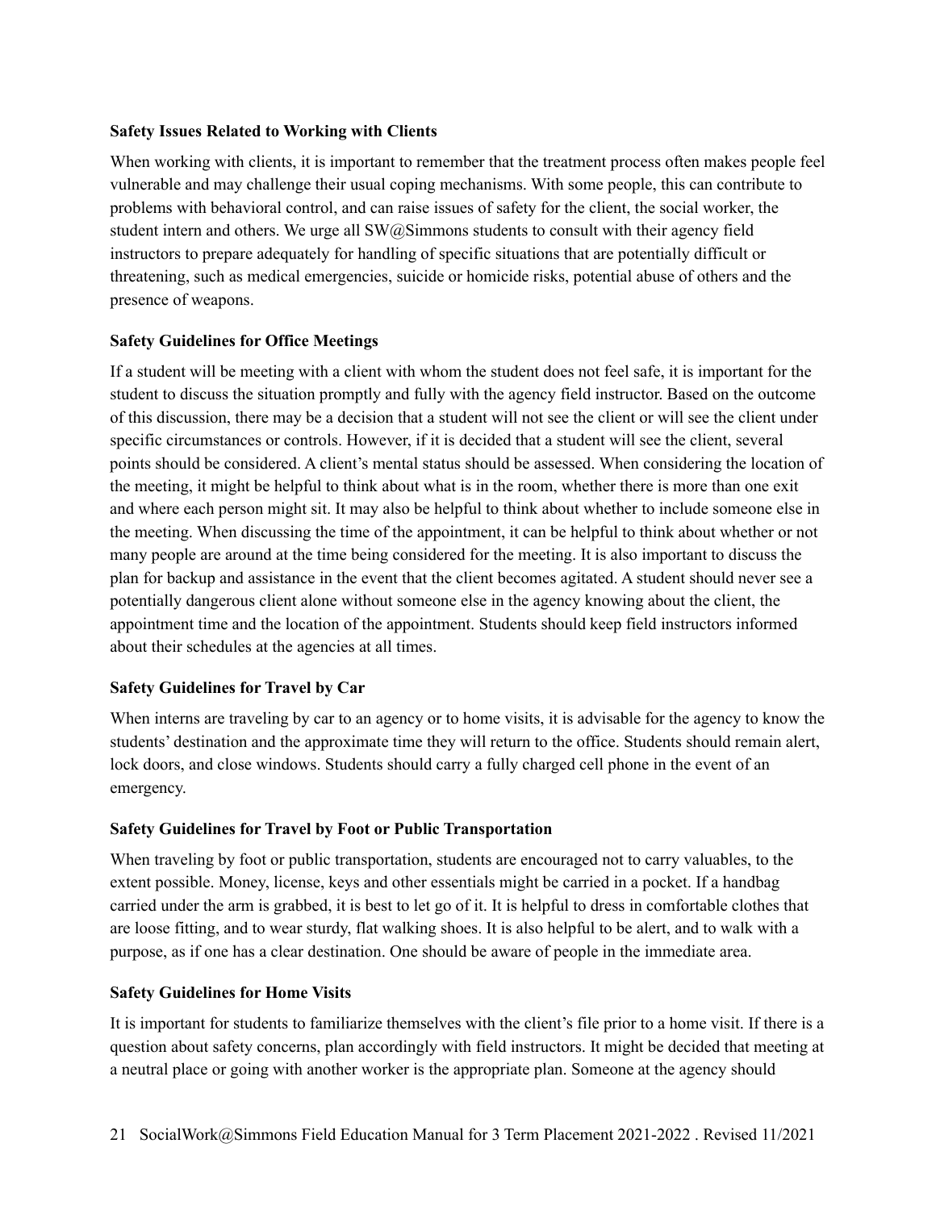**Safety Issues Related to Working with Clients**

When working with clients, it is important to remember that the treatment process often makes people feel vulnerable and may challenge their usual coping mechanisms. With some people, this can contribute to problems with behavioral control, and can raise issues of safety for the client, the social worker, the student intern and others. We urge all SW@Simmons students to consult with their agency field instructors to prepare adequately for handling of specific situations that are potentially difficult or threatening, such as medical emergencies, suicide or homicide risks, potential abuse of others and the presence of weapons.

**Safety Guidelines for Office Meetings**

If a student will be meeting with a client with whom the student does not feel safe, it is important for the student to discuss the situation promptly and fully with the agency field instructor. Based on the outcome of this discussion, there may be a decision that a student will not see the client or will see the client under specific circumstances or controls. However, if it is decided that a student will see the client, several points should be considered. A client's mental status should be assessed. When considering the location of the meeting, it might be helpful to think about what is in the room, whether there is more than one exit and where each person might sit. It may also be helpful to think about whether to include someone else in the meeting. When discussing the time of the appointment, it can be helpful to think about whether or not many people are around at the time being considered for the meeting. It is also important to discuss the plan for backup and assistance in the event that the client becomes agitated. A student should never see a potentially dangerous client alone without someone else in the agency knowing about the client, the appointment time and the location of the appointment. Students should keep field instructors informed about their schedules at the agencies at all times.

**Safety Guidelines for Travel by Car**

When interns are traveling by car to an agency or to home visits, it is advisable for the agency to know the students' destination and the approximate time they will return to the office. Students should remain alert, lock doors, and close windows. Students should carry a fully charged cell phone in the event of an emergency.

**Safety Guidelines for Travel by Foot or Public Transportation**

When traveling by foot or public transportation, students are encouraged not to carry valuables, to the extent possible. Money, license, keys and other essentials might be carried in a pocket. If a handbag carried under the arm is grabbed, it is best to let go of it. It is helpful to dress in comfortable clothes that are loose fitting, and to wear sturdy, flat walking shoes. It is also helpful to be alert, and to walk with a purpose, as if one has a clear destination. One should be aware of people in the immediate area.

**Safety Guidelines for Home Visits**

It is important for students to familiarize themselves with the client's file prior to a home visit. If there is a question about safety concerns, plan accordingly with field instructors. It might be decided that meeting at a neutral place or going with another worker is the appropriate plan. Someone at the agency should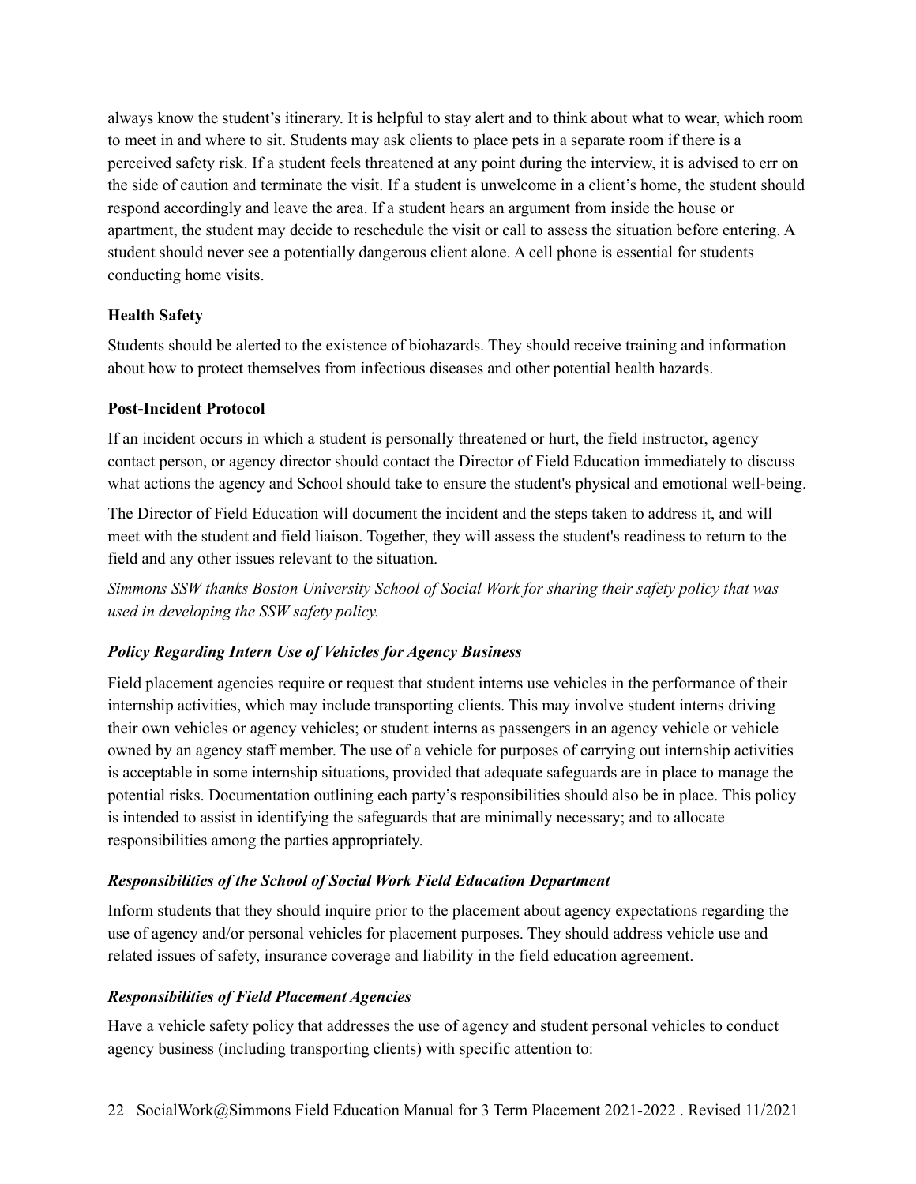always know the student's itinerary. It is helpful to stay alert and to think about what to wear, which room to meet in and where to sit. Students may ask clients to place pets in a separate room if there is a perceived safety risk. If a student feels threatened at any point during the interview, it is advised to err on the side of caution and terminate the visit. If a student is unwelcome in a client's home, the student should respond accordingly and leave the area. If a student hears an argument from inside the house or apartment, the student may decide to reschedule the visit or call to assess the situation before entering. A student should never see a potentially dangerous client alone. A cell phone is essential for students conducting home visits.

**Health Safety**

Students should be alerted to the existence of biohazards. They should receive training and information about how to protect themselves from infectious diseases and other potential health hazards.

**Post-Incident Protocol**

If an incident occurs in which a student is personally threatened or hurt, the field instructor, agency contact person, or agency director should contact the Director of Field Education immediately to discuss what actions the agency and School should take to ensure the student's physical and emotional well-being.

The Director of Field Education will document the incident and the steps taken to address it, and will meet with the student and field liaison. Together, they will assess the student's readiness to return to the field and any other issues relevant to the situation.

*Simmons SSW thanks Boston University School of Social Work for sharing their safety policy that was used in developing the SSW safety policy.*

***Policy Regarding Intern Use of Vehicles for Agency Business***

Field placement agencies require or request that student interns use vehicles in the performance of their internship activities, which may include transporting clients. This may involve student interns driving their own vehicles or agency vehicles; or student interns as passengers in an agency vehicle or vehicle owned by an agency staff member. The use of a vehicle for purposes of carrying out internship activities is acceptable in some internship situations, provided that adequate safeguards are in place to manage the potential risks. Documentation outlining each party's responsibilities should also be in place. This policy is intended to assist in identifying the safeguards that are minimally necessary; and to allocate responsibilities among the parties appropriately.

***Responsibilities of the School of Social Work Field Education Department***

Inform students that they should inquire prior to the placement about agency expectations regarding the use of agency and/or personal vehicles for placement purposes. They should address vehicle use and related issues of safety, insurance coverage and liability in the field education agreement.

***Responsibilities of Field Placement Agencies***

Have a vehicle safety policy that addresses the use of agency and student personal vehicles to conduct agency business (including transporting clients) with specific attention to: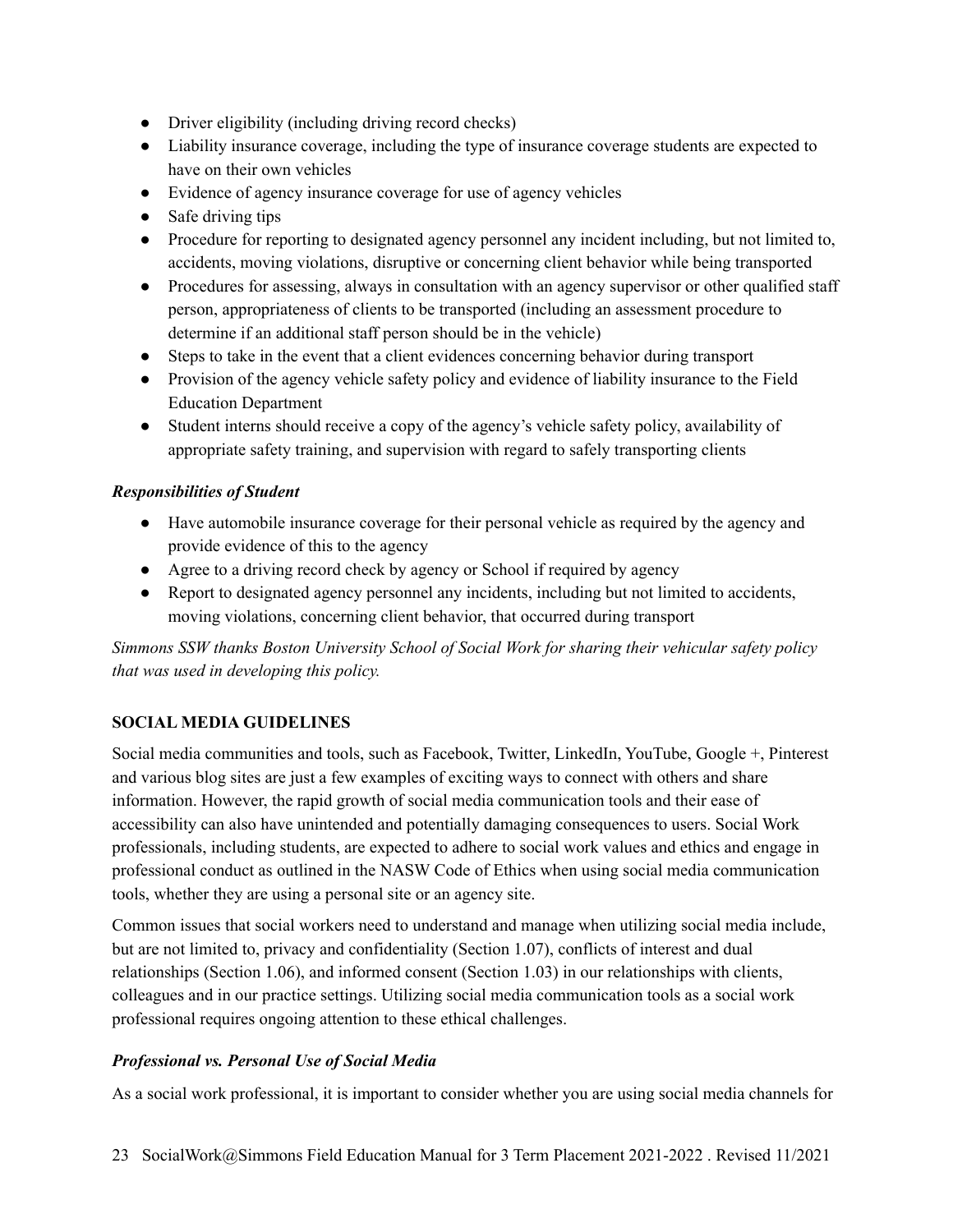- Driver eligibility (including driving record checks)
- Liability insurance coverage, including the type of insurance coverage students are expected to have on their own vehicles
- Evidence of agency insurance coverage for use of agency vehicles
- Safe driving tips
- Procedure for reporting to designated agency personnel any incident including, but not limited to, accidents, moving violations, disruptive or concerning client behavior while being transported
- Procedures for assessing, always in consultation with an agency supervisor or other qualified staff person, appropriateness of clients to be transported (including an assessment procedure to determine if an additional staff person should be in the vehicle)
- Steps to take in the event that a client evidences concerning behavior during transport
- Provision of the agency vehicle safety policy and evidence of liability insurance to the Field Education Department
- Student interns should receive a copy of the agency's vehicle safety policy, availability of appropriate safety training, and supervision with regard to safely transporting clients

***Responsibilities of Student***

- Have automobile insurance coverage for their personal vehicle as required by the agency and provide evidence of this to the agency
- Agree to a driving record check by agency or School if required by agency
- Report to designated agency personnel any incidents, including but not limited to accidents, moving violations, concerning client behavior, that occurred during transport

*Simmons SSW thanks Boston University School of Social Work for sharing their vehicular safety policy that was used in developing this policy.*

## SOCIAL MEDIA GUIDELINES

Social media communities and tools, such as Facebook, Twitter, LinkedIn, YouTube, Google +, Pinterest and various blog sites are just a few examples of exciting ways to connect with others and share information. However, the rapid growth of social media communication tools and their ease of accessibility can also have unintended and potentially damaging consequences to users. Social Work professionals, including students, are expected to adhere to social work values and ethics and engage in professional conduct as outlined in the NASW Code of Ethics when using social media communication tools, whether they are using a personal site or an agency site.

Common issues that social workers need to understand and manage when utilizing social media include, but are not limited to, privacy and confidentiality (Section 1.07), conflicts of interest and dual relationships (Section 1.06), and informed consent (Section 1.03) in our relationships with clients, colleagues and in our practice settings. Utilizing social media communication tools as a social work professional requires ongoing attention to these ethical challenges.

***Professional vs. Personal Use of Social Media***

As a social work professional, it is important to consider whether you are using social media channels for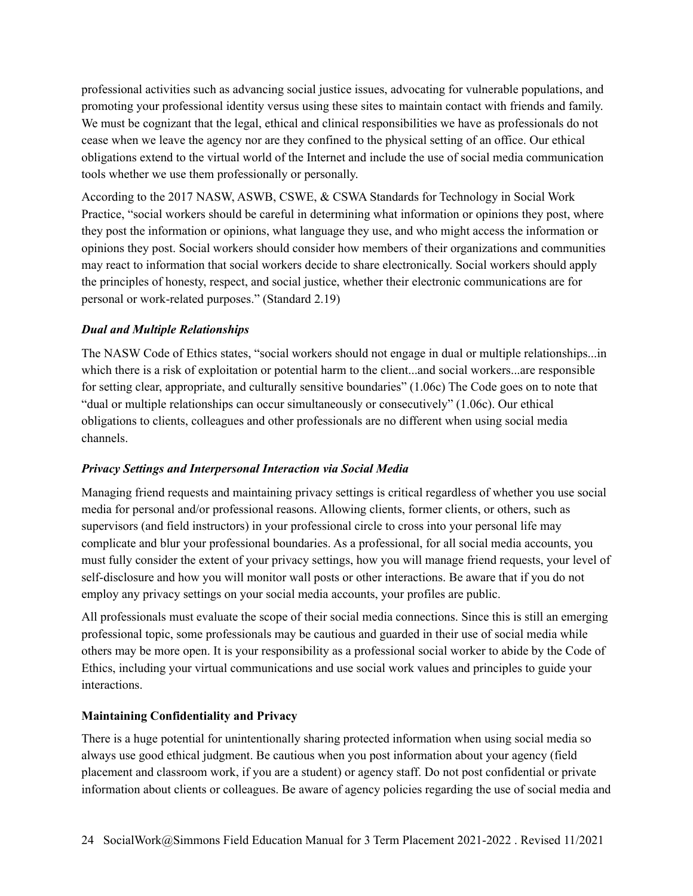professional activities such as advancing social justice issues, advocating for vulnerable populations, and promoting your professional identity versus using these sites to maintain contact with friends and family. We must be cognizant that the legal, ethical and clinical responsibilities we have as professionals do not cease when we leave the agency nor are they confined to the physical setting of an office. Our ethical obligations extend to the virtual world of the Internet and include the use of social media communication tools whether we use them professionally or personally.

According to the 2017 NASW, ASWB, CSWE, & CSWA Standards for Technology in Social Work Practice, "social workers should be careful in determining what information or opinions they post, where they post the information or opinions, what language they use, and who might access the information or opinions they post. Social workers should consider how members of their organizations and communities may react to information that social workers decide to share electronically. Social workers should apply the principles of honesty, respect, and social justice, whether their electronic communications are for personal or work-related purposes." (Standard 2.19)

### *Dual and Multiple Relationships*

The NASW Code of Ethics states, "social workers should not engage in dual or multiple relationships...in which there is a risk of exploitation or potential harm to the client...and social workers...are responsible for setting clear, appropriate, and culturally sensitive boundaries" (1.06c) The Code goes on to note that "dual or multiple relationships can occur simultaneously or consecutively" (1.06c). Our ethical obligations to clients, colleagues and other professionals are no different when using social media channels.

### *Privacy Settings and Interpersonal Interaction via Social Media*

Managing friend requests and maintaining privacy settings is critical regardless of whether you use social media for personal and/or professional reasons. Allowing clients, former clients, or others, such as supervisors (and field instructors) in your professional circle to cross into your personal life may complicate and blur your professional boundaries. As a professional, for all social media accounts, you must fully consider the extent of your privacy settings, how you will manage friend requests, your level of self-disclosure and how you will monitor wall posts or other interactions. Be aware that if you do not employ any privacy settings on your social media accounts, your profiles are public.

All professionals must evaluate the scope of their social media connections. Since this is still an emerging professional topic, some professionals may be cautious and guarded in their use of social media while others may be more open. It is your responsibility as a professional social worker to abide by the Code of Ethics, including your virtual communications and use social work values and principles to guide your interactions.

### **Maintaining Confidentiality and Privacy**

There is a huge potential for unintentionally sharing protected information when using social media so always use good ethical judgment. Be cautious when you post information about your agency (field placement and classroom work, if you are a student) or agency staff. Do not post confidential or private information about clients or colleagues. Be aware of agency policies regarding the use of social media and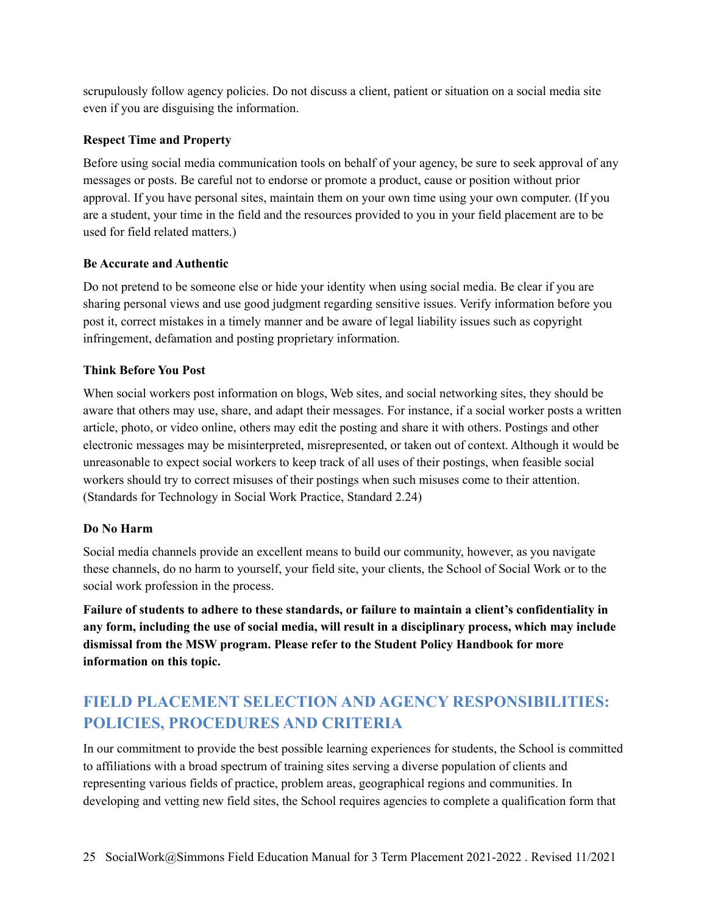scrupulously follow agency policies. Do not discuss a client, patient or situation on a social media site even if you are disguising the information.

**Respect Time and Property**

Before using social media communication tools on behalf of your agency, be sure to seek approval of any messages or posts. Be careful not to endorse or promote a product, cause or position without prior approval. If you have personal sites, maintain them on your own time using your own computer. (If you are a student, your time in the field and the resources provided to you in your field placement are to be used for field related matters.)

**Be Accurate and Authentic**

Do not pretend to be someone else or hide your identity when using social media. Be clear if you are sharing personal views and use good judgment regarding sensitive issues. Verify information before you post it, correct mistakes in a timely manner and be aware of legal liability issues such as copyright infringement, defamation and posting proprietary information.

**Think Before You Post**

When social workers post information on blogs, Web sites, and social networking sites, they should be aware that others may use, share, and adapt their messages. For instance, if a social worker posts a written article, photo, or video online, others may edit the posting and share it with others. Postings and other electronic messages may be misinterpreted, misrepresented, or taken out of context. Although it would be unreasonable to expect social workers to keep track of all uses of their postings, when feasible social workers should try to correct misuses of their postings when such misuses come to their attention. (Standards for Technology in Social Work Practice, Standard 2.24)

**Do No Harm**

Social media channels provide an excellent means to build our community, however, as you navigate these channels, do no harm to yourself, your field site, your clients, the School of Social Work or to the social work profession in the process.

**Failure of students to adhere to these standards, or failure to maintain a client's confidentiality in any form, including the use of social media, will result in a disciplinary process, which may include dismissal from the MSW program. Please refer to the Student Policy Handbook for more information on this topic.**

## FIELD PLACEMENT SELECTION AND AGENCY RESPONSIBILITIES: POLICIES, PROCEDURES AND CRITERIA

In our commitment to provide the best possible learning experiences for students, the School is committed to affiliations with a broad spectrum of training sites serving a diverse population of clients and representing various fields of practice, problem areas, geographical regions and communities. In developing and vetting new field sites, the School requires agencies to complete a qualification form that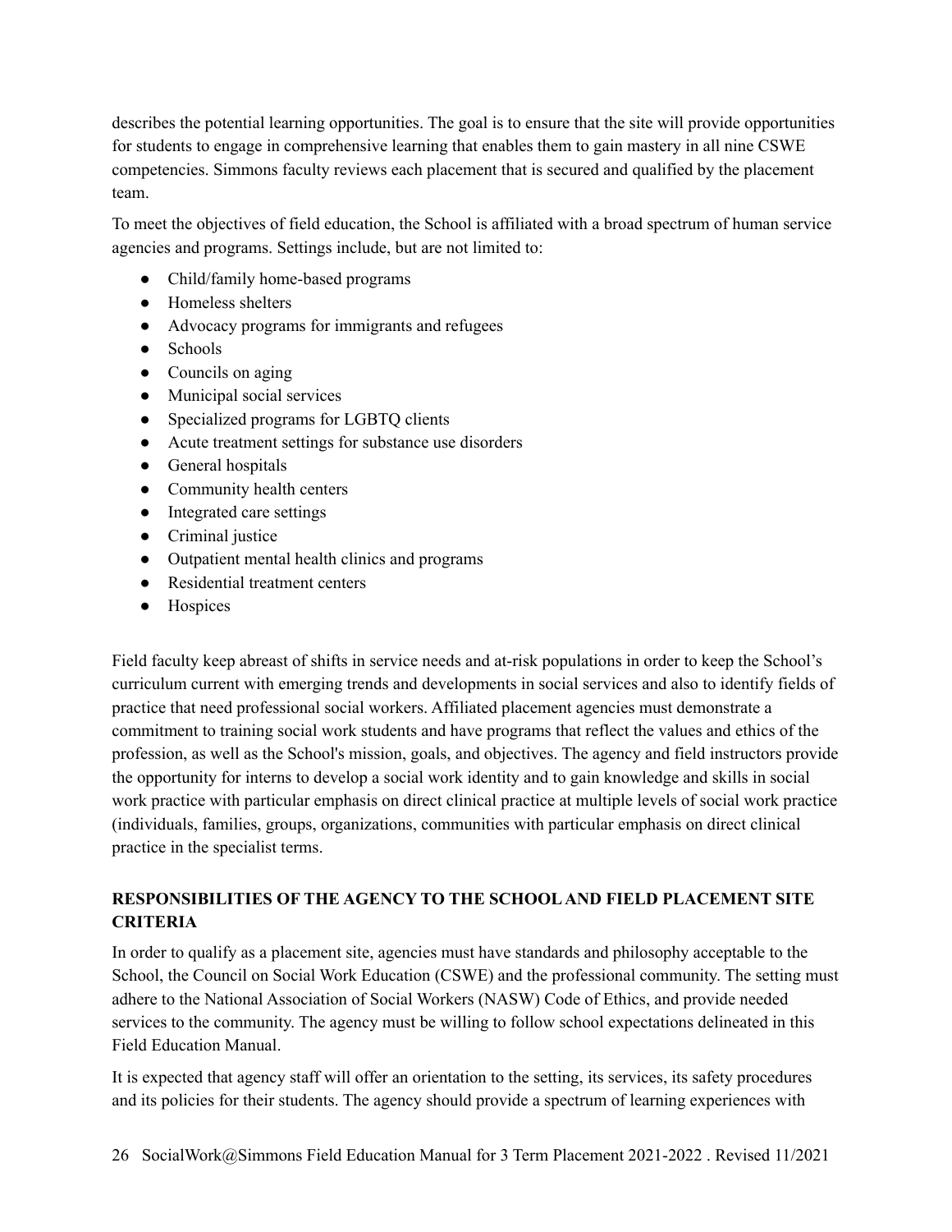describes the potential learning opportunities. The goal is to ensure that the site will provide opportunities for students to engage in comprehensive learning that enables them to gain mastery in all nine CSWE competencies. Simmons faculty reviews each placement that is secured and qualified by the placement team.

To meet the objectives of field education, the School is affiliated with a broad spectrum of human service agencies and programs. Settings include, but are not limited to:

- Child/family home-based programs
- Homeless shelters
- Advocacy programs for immigrants and refugees
- Schools
- Councils on aging
- Municipal social services
- Specialized programs for LGBTQ clients
- Acute treatment settings for substance use disorders
- General hospitals
- Community health centers
- Integrated care settings
- Criminal justice
- Outpatient mental health clinics and programs
- Residential treatment centers
- Hospices

Field faculty keep abreast of shifts in service needs and at-risk populations in order to keep the School's curriculum current with emerging trends and developments in social services and also to identify fields of practice that need professional social workers. Affiliated placement agencies must demonstrate a commitment to training social work students and have programs that reflect the values and ethics of the profession, as well as the School's mission, goals, and objectives. The agency and field instructors provide the opportunity for interns to develop a social work identity and to gain knowledge and skills in social work practice with particular emphasis on direct clinical practice at multiple levels of social work practice (individuals, families, groups, organizations, communities with particular emphasis on direct clinical practice in the specialist terms.

## RESPONSIBILITIES OF THE AGENCY TO THE SCHOOL AND FIELD PLACEMENT SITE CRITERIA

In order to qualify as a placement site, agencies must have standards and philosophy acceptable to the School, the Council on Social Work Education (CSWE) and the professional community. The setting must adhere to the National Association of Social Workers (NASW) Code of Ethics, and provide needed services to the community. The agency must be willing to follow school expectations delineated in this Field Education Manual.

It is expected that agency staff will offer an orientation to the setting, its services, its safety procedures and its policies for their students. The agency should provide a spectrum of learning experiences with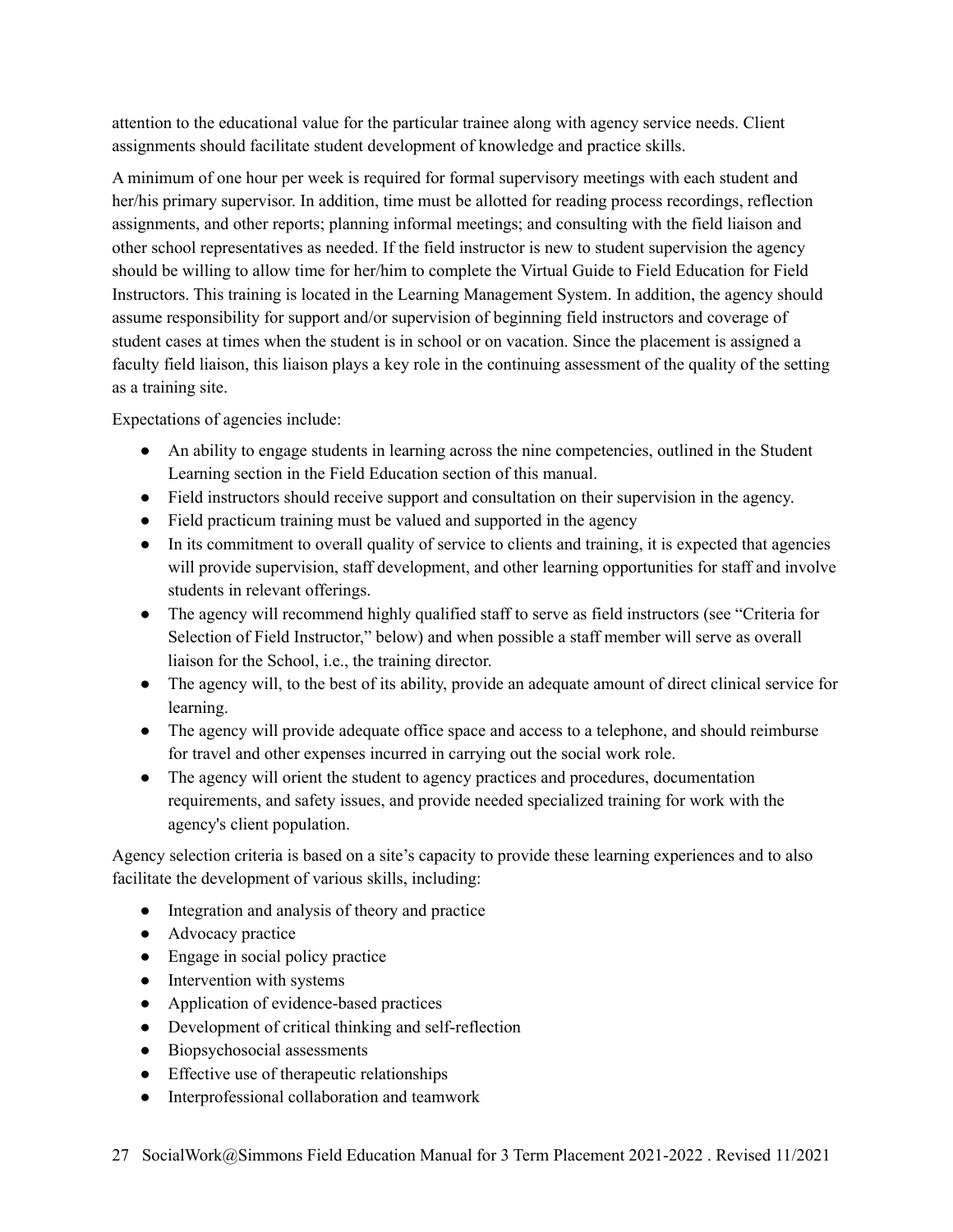attention to the educational value for the particular trainee along with agency service needs. Client assignments should facilitate student development of knowledge and practice skills.

A minimum of one hour per week is required for formal supervisory meetings with each student and her/his primary supervisor. In addition, time must be allotted for reading process recordings, reflection assignments, and other reports; planning informal meetings; and consulting with the field liaison and other school representatives as needed. If the field instructor is new to student supervision the agency should be willing to allow time for her/him to complete the Virtual Guide to Field Education for Field Instructors. This training is located in the Learning Management System. In addition, the agency should assume responsibility for support and/or supervision of beginning field instructors and coverage of student cases at times when the student is in school or on vacation. Since the placement is assigned a faculty field liaison, this liaison plays a key role in the continuing assessment of the quality of the setting as a training site.

Expectations of agencies include:

- An ability to engage students in learning across the nine competencies, outlined in the Student Learning section in the Field Education section of this manual.
- Field instructors should receive support and consultation on their supervision in the agency.
- Field practicum training must be valued and supported in the agency
- In its commitment to overall quality of service to clients and training, it is expected that agencies will provide supervision, staff development, and other learning opportunities for staff and involve students in relevant offerings.
- The agency will recommend highly qualified staff to serve as field instructors (see "Criteria for Selection of Field Instructor," below) and when possible a staff member will serve as overall liaison for the School, i.e., the training director.
- The agency will, to the best of its ability, provide an adequate amount of direct clinical service for learning.
- The agency will provide adequate office space and access to a telephone, and should reimburse for travel and other expenses incurred in carrying out the social work role.
- The agency will orient the student to agency practices and procedures, documentation requirements, and safety issues, and provide needed specialized training for work with the agency's client population.

Agency selection criteria is based on a site's capacity to provide these learning experiences and to also facilitate the development of various skills, including:

- Integration and analysis of theory and practice
- Advocacy practice
- Engage in social policy practice
- Intervention with systems
- Application of evidence-based practices
- Development of critical thinking and self-reflection
- Biopsychosocial assessments
- Effective use of therapeutic relationships
- Interprofessional collaboration and teamwork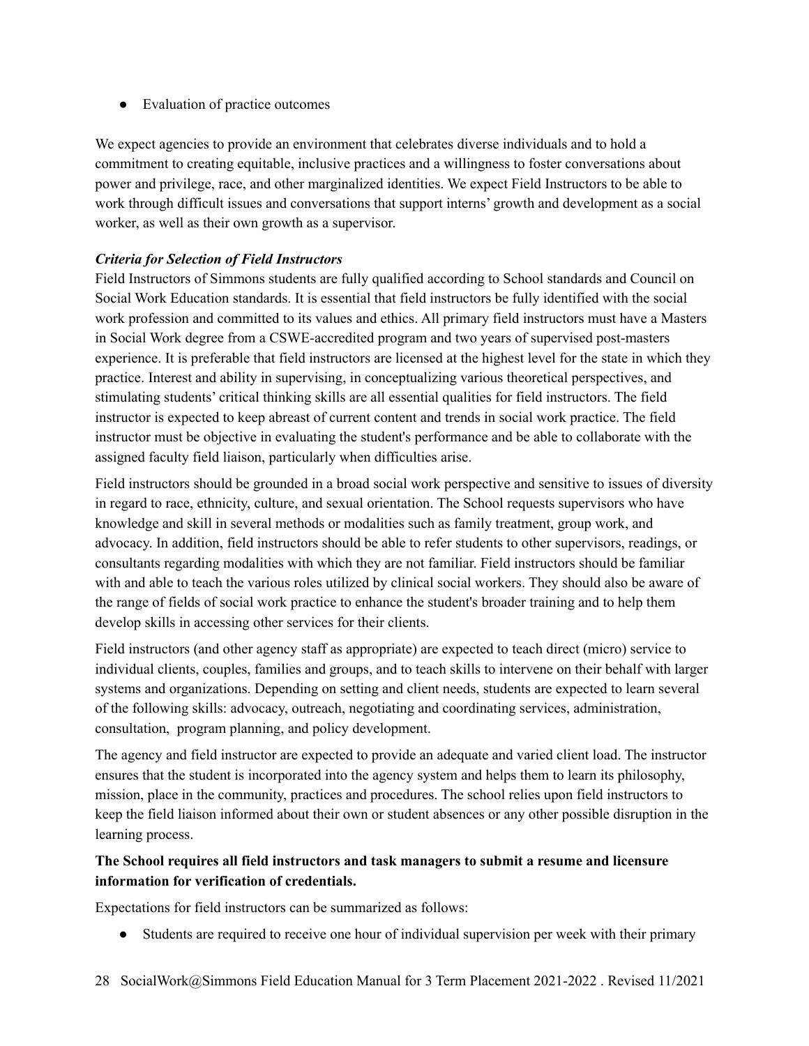- Evaluation of practice outcomes

We expect agencies to provide an environment that celebrates diverse individuals and to hold a commitment to creating equitable, inclusive practices and a willingness to foster conversations about power and privilege, race, and other marginalized identities. We expect Field Instructors to be able to work through difficult issues and conversations that support interns' growth and development as a social worker, as well as their own growth as a supervisor.

***Criteria for Selection of Field Instructors***

Field Instructors of Simmons students are fully qualified according to School standards and Council on Social Work Education standards. It is essential that field instructors be fully identified with the social work profession and committed to its values and ethics. All primary field instructors must have a Masters in Social Work degree from a CSWE-accredited program and two years of supervised post-masters experience. It is preferable that field instructors are licensed at the highest level for the state in which they practice. Interest and ability in supervising, in conceptualizing various theoretical perspectives, and stimulating students' critical thinking skills are all essential qualities for field instructors. The field instructor is expected to keep abreast of current content and trends in social work practice. The field instructor must be objective in evaluating the student's performance and be able to collaborate with the assigned faculty field liaison, particularly when difficulties arise.

Field instructors should be grounded in a broad social work perspective and sensitive to issues of diversity in regard to race, ethnicity, culture, and sexual orientation. The School requests supervisors who have knowledge and skill in several methods or modalities such as family treatment, group work, and advocacy. In addition, field instructors should be able to refer students to other supervisors, readings, or consultants regarding modalities with which they are not familiar. Field instructors should be familiar with and able to teach the various roles utilized by clinical social workers. They should also be aware of the range of fields of social work practice to enhance the student's broader training and to help them develop skills in accessing other services for their clients.

Field instructors (and other agency staff as appropriate) are expected to teach direct (micro) service to individual clients, couples, families and groups, and to teach skills to intervene on their behalf with larger systems and organizations. Depending on setting and client needs, students are expected to learn several of the following skills: advocacy, outreach, negotiating and coordinating services, administration, consultation, program planning, and policy development.

The agency and field instructor are expected to provide an adequate and varied client load. The instructor ensures that the student is incorporated into the agency system and helps them to learn its philosophy, mission, place in the community, practices and procedures. The school relies upon field instructors to keep the field liaison informed about their own or student absences or any other possible disruption in the learning process.

**The School requires all field instructors and task managers to submit a resume and licensure information for verification of credentials.**

Expectations for field instructors can be summarized as follows:

- Students are required to receive one hour of individual supervision per week with their primary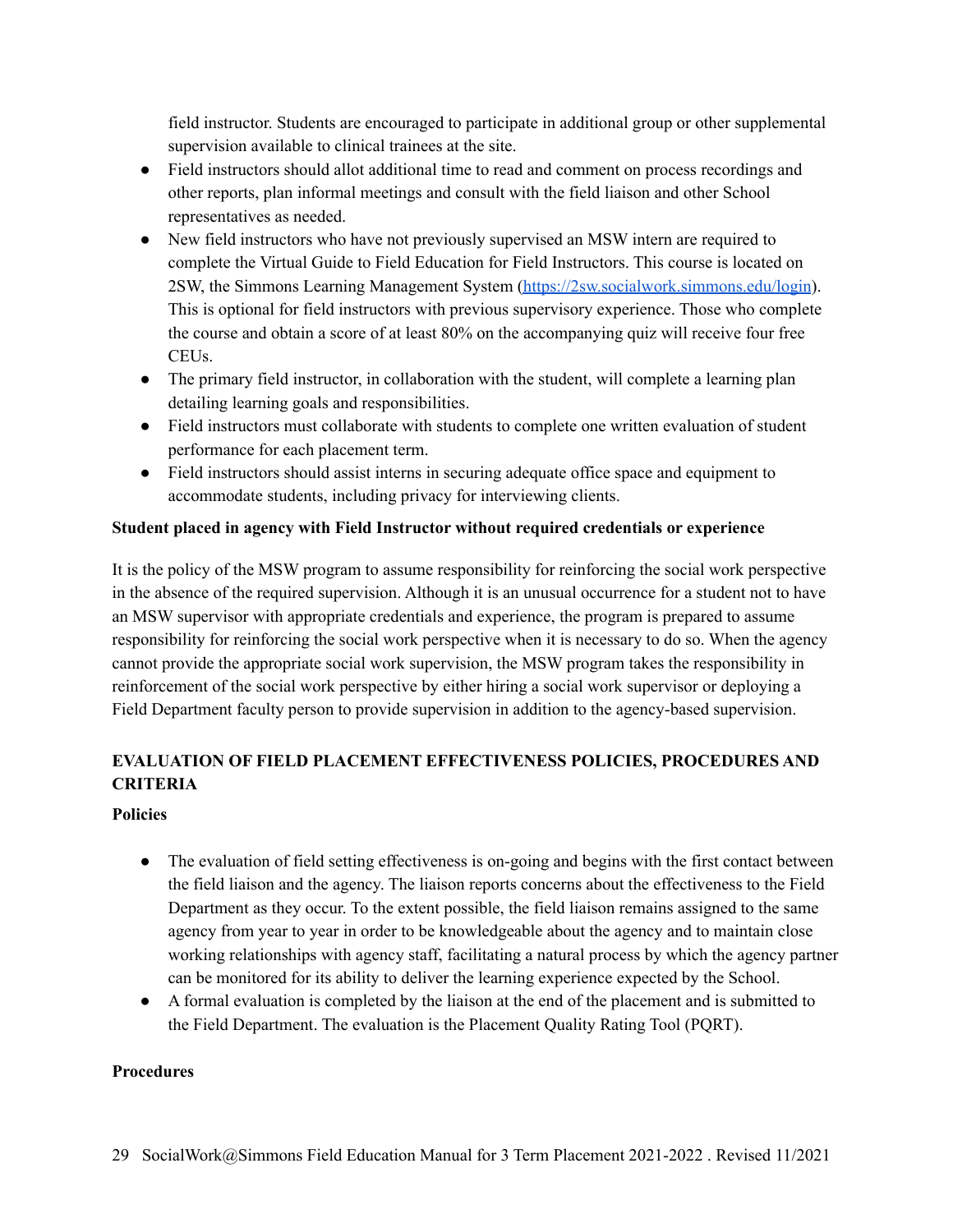field instructor. Students are encouraged to participate in additional group or other supplemental supervision available to clinical trainees at the site.

- Field instructors should allot additional time to read and comment on process recordings and other reports, plan informal meetings and consult with the field liaison and other School representatives as needed.
- New field instructors who have not previously supervised an MSW intern are required to complete the Virtual Guide to Field Education for Field Instructors. This course is located on 2SW, the Simmons Learning Management System (https://2sw.socialwork.simmons.edu/login). This is optional for field instructors with previous supervisory experience. Those who complete the course and obtain a score of at least 80% on the accompanying quiz will receive four free CEUs.
- The primary field instructor, in collaboration with the student, will complete a learning plan detailing learning goals and responsibilities.
- Field instructors must collaborate with students to complete one written evaluation of student performance for each placement term.
- Field instructors should assist interns in securing adequate office space and equipment to accommodate students, including privacy for interviewing clients.

**Student placed in agency with Field Instructor without required credentials or experience**

It is the policy of the MSW program to assume responsibility for reinforcing the social work perspective in the absence of the required supervision. Although it is an unusual occurrence for a student not to have an MSW supervisor with appropriate credentials and experience, the program is prepared to assume responsibility for reinforcing the social work perspective when it is necessary to do so. When the agency cannot provide the appropriate social work supervision, the MSW program takes the responsibility in reinforcement of the social work perspective by either hiring a social work supervisor or deploying a Field Department faculty person to provide supervision in addition to the agency-based supervision.

## EVALUATION OF FIELD PLACEMENT EFFECTIVENESS POLICIES, PROCEDURES AND CRITERIA

**Policies**

- The evaluation of field setting effectiveness is on-going and begins with the first contact between the field liaison and the agency. The liaison reports concerns about the effectiveness to the Field Department as they occur. To the extent possible, the field liaison remains assigned to the same agency from year to year in order to be knowledgeable about the agency and to maintain close working relationships with agency staff, facilitating a natural process by which the agency partner can be monitored for its ability to deliver the learning experience expected by the School.
- A formal evaluation is completed by the liaison at the end of the placement and is submitted to the Field Department. The evaluation is the Placement Quality Rating Tool (PQRT).

**Procedures**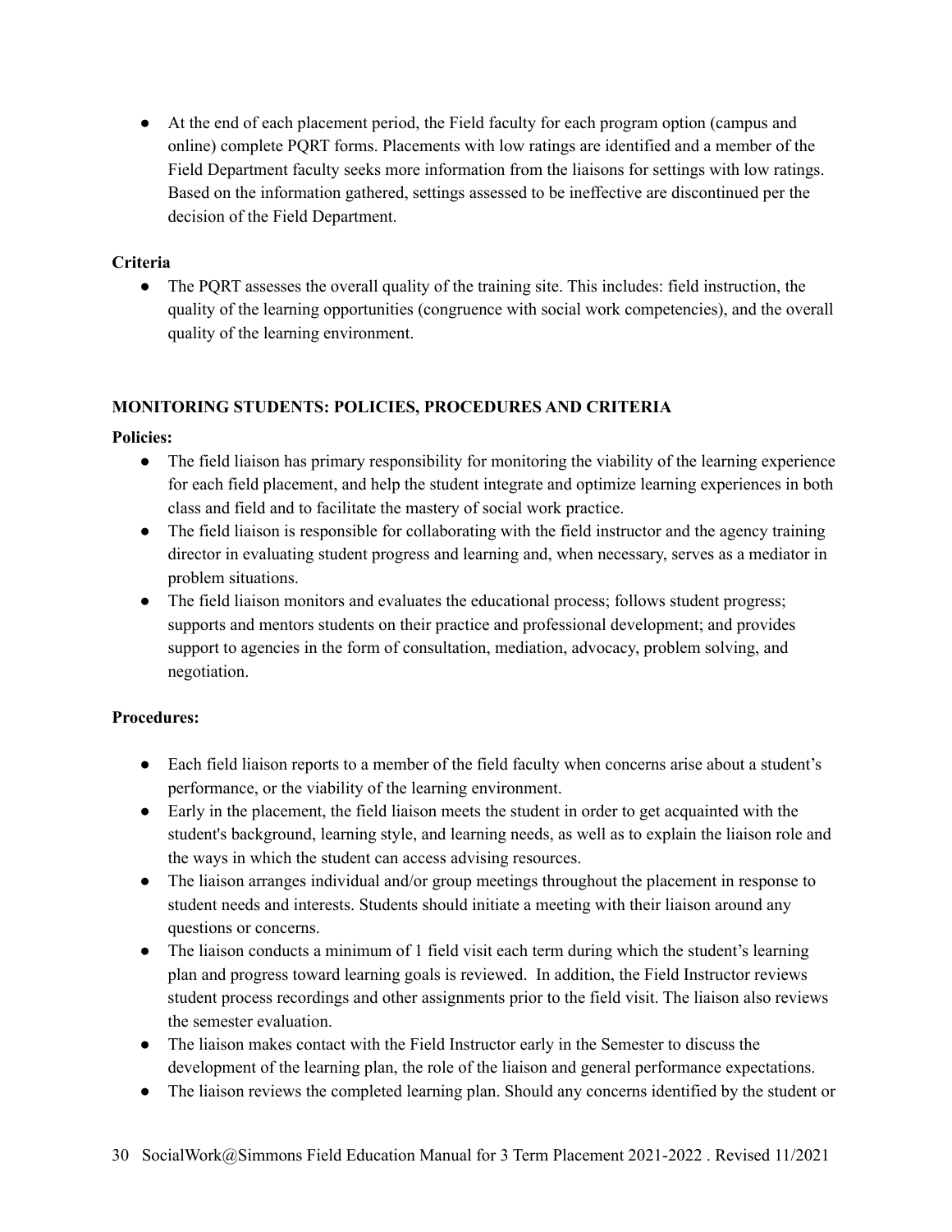- At the end of each placement period, the Field faculty for each program option (campus and online) complete PQRT forms. Placements with low ratings are identified and a member of the Field Department faculty seeks more information from the liaisons for settings with low ratings. Based on the information gathered, settings assessed to be ineffective are discontinued per the decision of the Field Department.

**Criteria**

- The PQRT assesses the overall quality of the training site. This includes: field instruction, the quality of the learning opportunities (congruence with social work competencies), and the overall quality of the learning environment.

## MONITORING STUDENTS: POLICIES, PROCEDURES AND CRITERIA

**Policies:**

- The field liaison has primary responsibility for monitoring the viability of the learning experience for each field placement, and help the student integrate and optimize learning experiences in both class and field and to facilitate the mastery of social work practice.
- The field liaison is responsible for collaborating with the field instructor and the agency training director in evaluating student progress and learning and, when necessary, serves as a mediator in problem situations.
- The field liaison monitors and evaluates the educational process; follows student progress; supports and mentors students on their practice and professional development; and provides support to agencies in the form of consultation, mediation, advocacy, problem solving, and negotiation.

**Procedures:**

- Each field liaison reports to a member of the field faculty when concerns arise about a student's performance, or the viability of the learning environment.
- Early in the placement, the field liaison meets the student in order to get acquainted with the student's background, learning style, and learning needs, as well as to explain the liaison role and the ways in which the student can access advising resources.
- The liaison arranges individual and/or group meetings throughout the placement in response to student needs and interests. Students should initiate a meeting with their liaison around any questions or concerns.
- The liaison conducts a minimum of 1 field visit each term during which the student's learning plan and progress toward learning goals is reviewed. In addition, the Field Instructor reviews student process recordings and other assignments prior to the field visit. The liaison also reviews the semester evaluation.
- The liaison makes contact with the Field Instructor early in the Semester to discuss the development of the learning plan, the role of the liaison and general performance expectations.
- The liaison reviews the completed learning plan. Should any concerns identified by the student or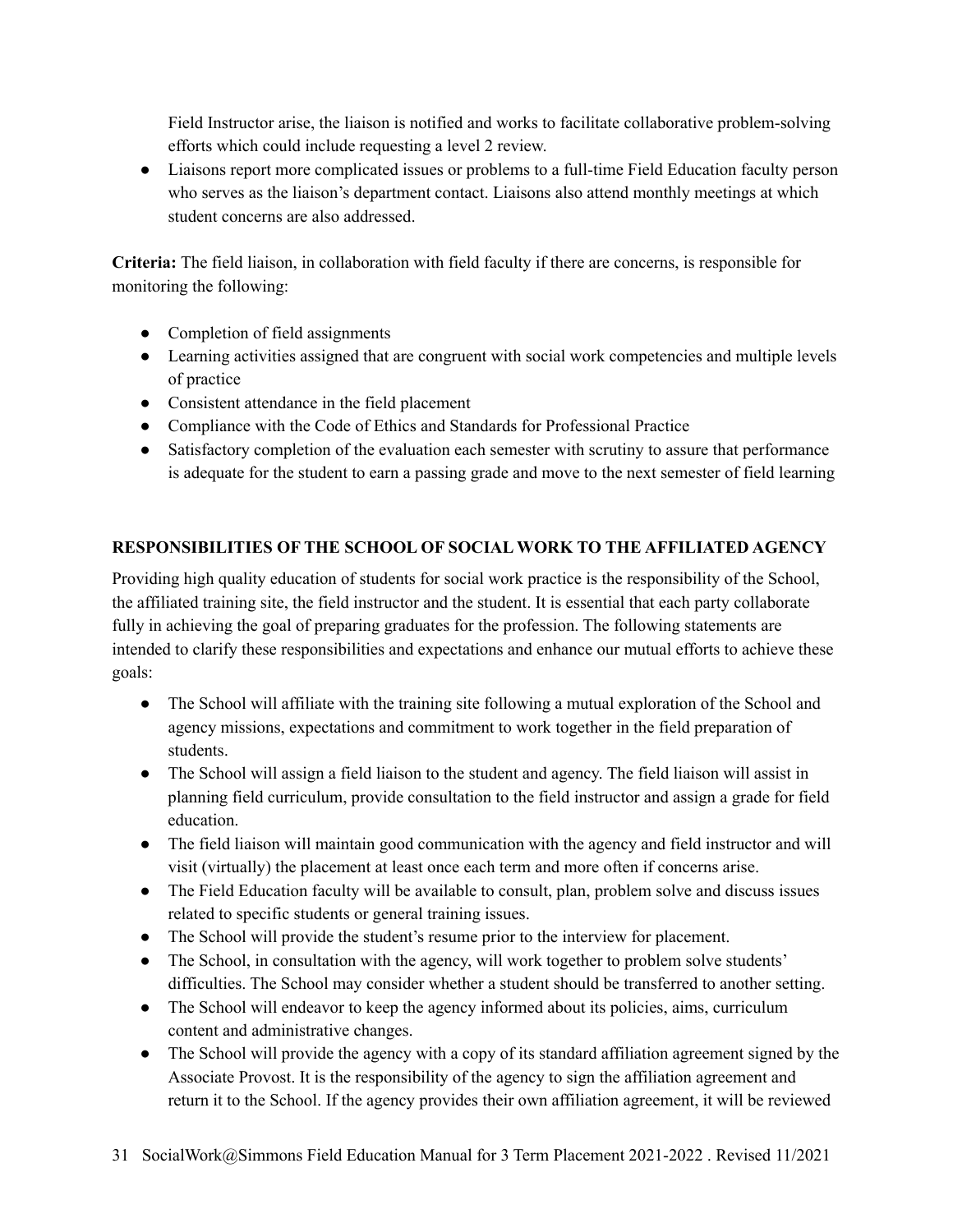Field Instructor arise, the liaison is notified and works to facilitate collaborative problem-solving efforts which could include requesting a level 2 review.

- Liaisons report more complicated issues or problems to a full-time Field Education faculty person who serves as the liaison's department contact. Liaisons also attend monthly meetings at which student concerns are also addressed.

**Criteria:** The field liaison, in collaboration with field faculty if there are concerns, is responsible for monitoring the following:

- Completion of field assignments
- Learning activities assigned that are congruent with social work competencies and multiple levels of practice
- Consistent attendance in the field placement
- Compliance with the Code of Ethics and Standards for Professional Practice
- Satisfactory completion of the evaluation each semester with scrutiny to assure that performance is adequate for the student to earn a passing grade and move to the next semester of field learning

## RESPONSIBILITIES OF THE SCHOOL OF SOCIAL WORK TO THE AFFILIATED AGENCY

Providing high quality education of students for social work practice is the responsibility of the School, the affiliated training site, the field instructor and the student. It is essential that each party collaborate fully in achieving the goal of preparing graduates for the profession. The following statements are intended to clarify these responsibilities and expectations and enhance our mutual efforts to achieve these goals:

- The School will affiliate with the training site following a mutual exploration of the School and agency missions, expectations and commitment to work together in the field preparation of students.
- The School will assign a field liaison to the student and agency. The field liaison will assist in planning field curriculum, provide consultation to the field instructor and assign a grade for field education.
- The field liaison will maintain good communication with the agency and field instructor and will visit (virtually) the placement at least once each term and more often if concerns arise.
- The Field Education faculty will be available to consult, plan, problem solve and discuss issues related to specific students or general training issues.
- The School will provide the student's resume prior to the interview for placement.
- The School, in consultation with the agency, will work together to problem solve students' difficulties. The School may consider whether a student should be transferred to another setting.
- The School will endeavor to keep the agency informed about its policies, aims, curriculum content and administrative changes.
- The School will provide the agency with a copy of its standard affiliation agreement signed by the Associate Provost. It is the responsibility of the agency to sign the affiliation agreement and return it to the School. If the agency provides their own affiliation agreement, it will be reviewed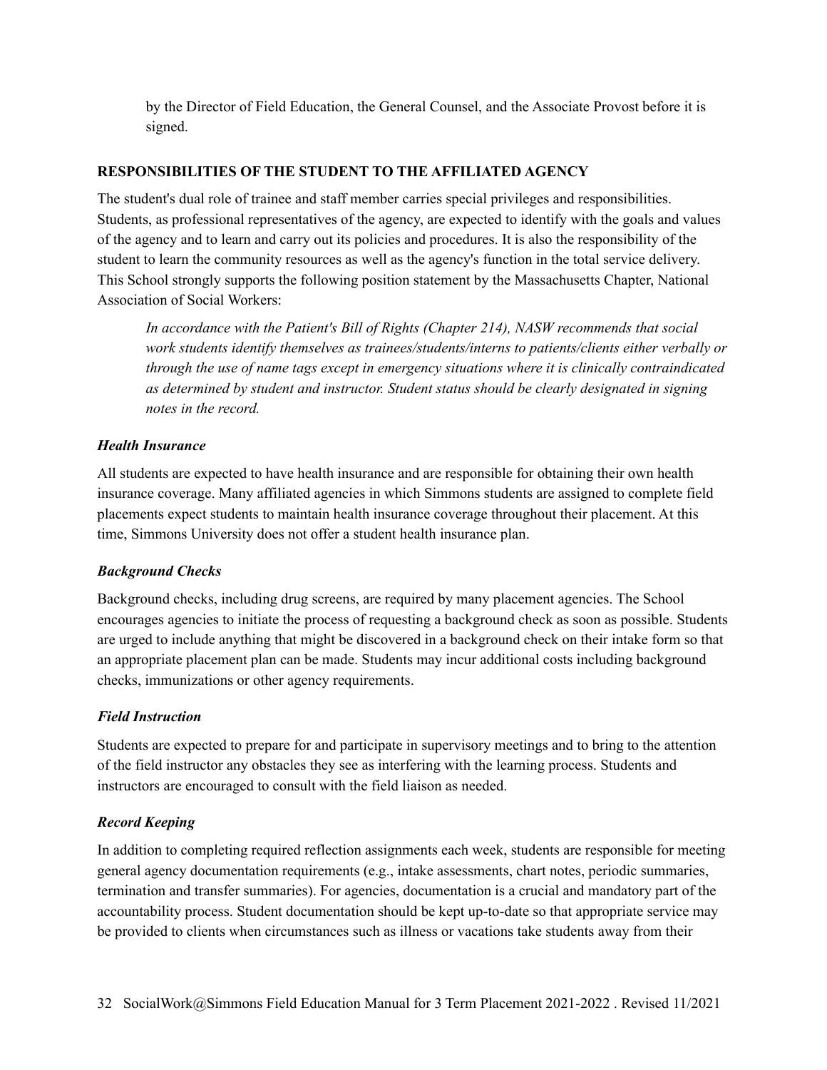by the Director of Field Education, the General Counsel, and the Associate Provost before it is signed.

## RESPONSIBILITIES OF THE STUDENT TO THE AFFILIATED AGENCY

The student's dual role of trainee and staff member carries special privileges and responsibilities. Students, as professional representatives of the agency, are expected to identify with the goals and values of the agency and to learn and carry out its policies and procedures. It is also the responsibility of the student to learn the community resources as well as the agency's function in the total service delivery. This School strongly supports the following position statement by the Massachusetts Chapter, National Association of Social Workers:

> *In accordance with the Patient's Bill of Rights (Chapter 214), NASW recommends that social work students identify themselves as trainees/students/interns to patients/clients either verbally or through the use of name tags except in emergency situations where it is clinically contraindicated as determined by student and instructor. Student status should be clearly designated in signing notes in the record.*

### *Health Insurance*

All students are expected to have health insurance and are responsible for obtaining their own health insurance coverage. Many affiliated agencies in which Simmons students are assigned to complete field placements expect students to maintain health insurance coverage throughout their placement. At this time, Simmons University does not offer a student health insurance plan.

### *Background Checks*

Background checks, including drug screens, are required by many placement agencies. The School encourages agencies to initiate the process of requesting a background check as soon as possible. Students are urged to include anything that might be discovered in a background check on their intake form so that an appropriate placement plan can be made. Students may incur additional costs including background checks, immunizations or other agency requirements.

### *Field Instruction*

Students are expected to prepare for and participate in supervisory meetings and to bring to the attention of the field instructor any obstacles they see as interfering with the learning process. Students and instructors are encouraged to consult with the field liaison as needed.

### *Record Keeping*

In addition to completing required reflection assignments each week, students are responsible for meeting general agency documentation requirements (e.g., intake assessments, chart notes, periodic summaries, termination and transfer summaries). For agencies, documentation is a crucial and mandatory part of the accountability process. Student documentation should be kept up-to-date so that appropriate service may be provided to clients when circumstances such as illness or vacations take students away from their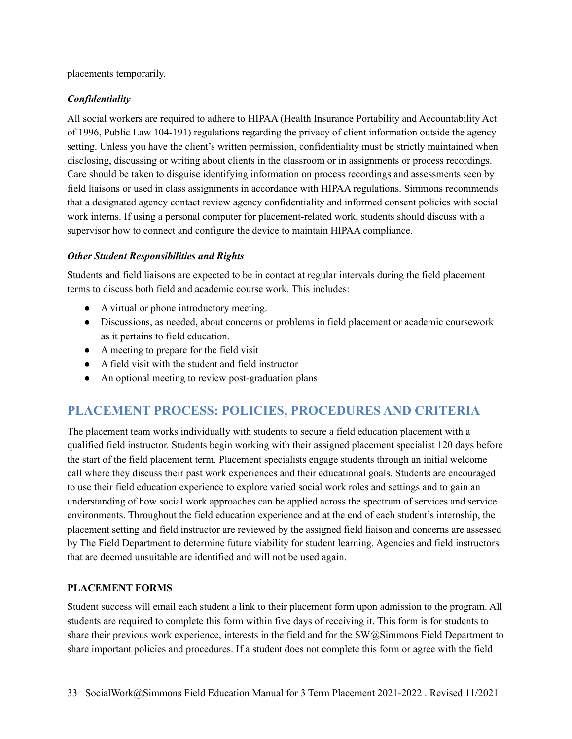placements temporarily.

***Confidentiality***

All social workers are required to adhere to HIPAA (Health Insurance Portability and Accountability Act of 1996, Public Law 104-191) regulations regarding the privacy of client information outside the agency setting. Unless you have the client's written permission, confidentiality must be strictly maintained when disclosing, discussing or writing about clients in the classroom or in assignments or process recordings. Care should be taken to disguise identifying information on process recordings and assessments seen by field liaisons or used in class assignments in accordance with HIPAA regulations. Simmons recommends that a designated agency contact review agency confidentiality and informed consent policies with social work interns. If using a personal computer for placement-related work, students should discuss with a supervisor how to connect and configure the device to maintain HIPAA compliance.

***Other Student Responsibilities and Rights***

Students and field liaisons are expected to be in contact at regular intervals during the field placement terms to discuss both field and academic course work. This includes:

- A virtual or phone introductory meeting.
- Discussions, as needed, about concerns or problems in field placement or academic coursework as it pertains to field education.
- A meeting to prepare for the field visit
- A field visit with the student and field instructor
- An optional meeting to review post-graduation plans

## PLACEMENT PROCESS: POLICIES, PROCEDURES AND CRITERIA

The placement team works individually with students to secure a field education placement with a qualified field instructor. Students begin working with their assigned placement specialist 120 days before the start of the field placement term. Placement specialists engage students through an initial welcome call where they discuss their past work experiences and their educational goals. Students are encouraged to use their field education experience to explore varied social work roles and settings and to gain an understanding of how social work approaches can be applied across the spectrum of services and service environments. Throughout the field education experience and at the end of each student's internship, the placement setting and field instructor are reviewed by the assigned field liaison and concerns are assessed by The Field Department to determine future viability for student learning. Agencies and field instructors that are deemed unsuitable are identified and will not be used again.

**PLACEMENT FORMS**

Student success will email each student a link to their placement form upon admission to the program. All students are required to complete this form within five days of receiving it. This form is for students to share their previous work experience, interests in the field and for the SW@Simmons Field Department to share important policies and procedures. If a student does not complete this form or agree with the field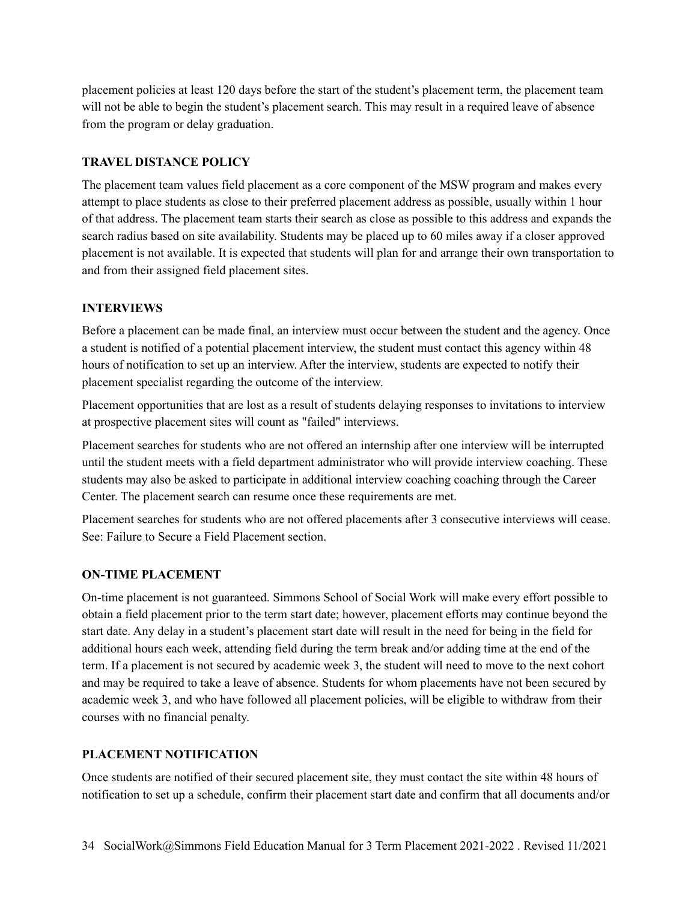placement policies at least 120 days before the start of the student's placement term, the placement team will not be able to begin the student's placement search. This may result in a required leave of absence from the program or delay graduation.

**TRAVEL DISTANCE POLICY**

The placement team values field placement as a core component of the MSW program and makes every attempt to place students as close to their preferred placement address as possible, usually within 1 hour of that address. The placement team starts their search as close as possible to this address and expands the search radius based on site availability. Students may be placed up to 60 miles away if a closer approved placement is not available. It is expected that students will plan for and arrange their own transportation to and from their assigned field placement sites.

**INTERVIEWS**

Before a placement can be made final, an interview must occur between the student and the agency. Once a student is notified of a potential placement interview, the student must contact this agency within 48 hours of notification to set up an interview. After the interview, students are expected to notify their placement specialist regarding the outcome of the interview.

Placement opportunities that are lost as a result of students delaying responses to invitations to interview at prospective placement sites will count as "failed" interviews.

Placement searches for students who are not offered an internship after one interview will be interrupted until the student meets with a field department administrator who will provide interview coaching. These students may also be asked to participate in additional interview coaching coaching through the Career Center. The placement search can resume once these requirements are met.

Placement searches for students who are not offered placements after 3 consecutive interviews will cease. See: Failure to Secure a Field Placement section.

**ON-TIME PLACEMENT**

On-time placement is not guaranteed. Simmons School of Social Work will make every effort possible to obtain a field placement prior to the term start date; however, placement efforts may continue beyond the start date. Any delay in a student's placement start date will result in the need for being in the field for additional hours each week, attending field during the term break and/or adding time at the end of the term. If a placement is not secured by academic week 3, the student will need to move to the next cohort and may be required to take a leave of absence. Students for whom placements have not been secured by academic week 3, and who have followed all placement policies, will be eligible to withdraw from their courses with no financial penalty.

**PLACEMENT NOTIFICATION**

Once students are notified of their secured placement site, they must contact the site within 48 hours of notification to set up a schedule, confirm their placement start date and confirm that all documents and/or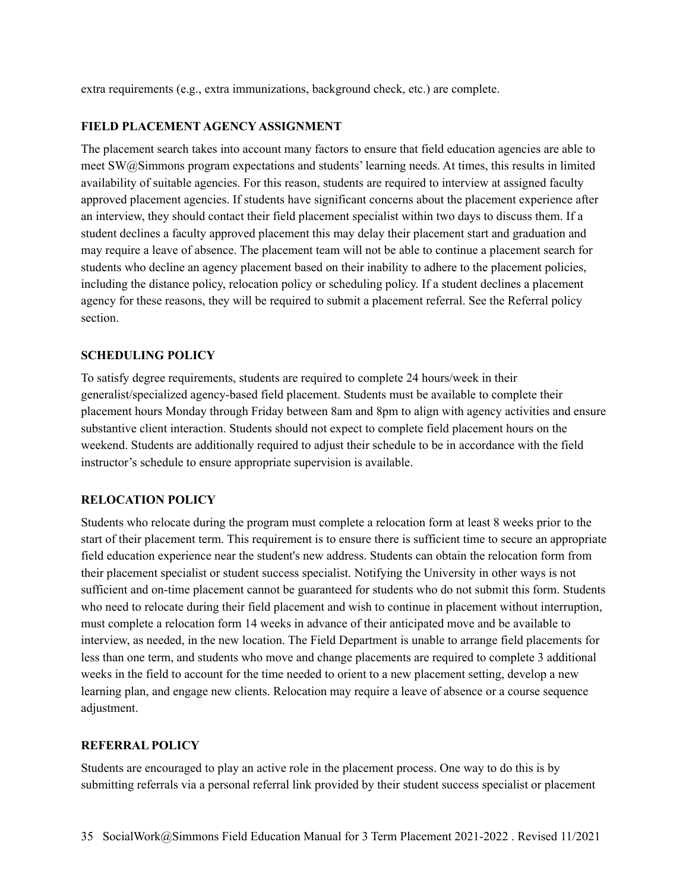extra requirements (e.g., extra immunizations, background check, etc.) are complete.

## FIELD PLACEMENT AGENCY ASSIGNMENT

The placement search takes into account many factors to ensure that field education agencies are able to meet SW@Simmons program expectations and students' learning needs. At times, this results in limited availability of suitable agencies. For this reason, students are required to interview at assigned faculty approved placement agencies. If students have significant concerns about the placement experience after an interview, they should contact their field placement specialist within two days to discuss them. If a student declines a faculty approved placement this may delay their placement start and graduation and may require a leave of absence. The placement team will not be able to continue a placement search for students who decline an agency placement based on their inability to adhere to the placement policies, including the distance policy, relocation policy or scheduling policy. If a student declines a placement agency for these reasons, they will be required to submit a placement referral. See the Referral policy section.

## SCHEDULING POLICY

To satisfy degree requirements, students are required to complete 24 hours/week in their generalist/specialized agency-based field placement. Students must be available to complete their placement hours Monday through Friday between 8am and 8pm to align with agency activities and ensure substantive client interaction. Students should not expect to complete field placement hours on the weekend. Students are additionally required to adjust their schedule to be in accordance with the field instructor's schedule to ensure appropriate supervision is available.

## RELOCATION POLICY

Students who relocate during the program must complete a relocation form at least 8 weeks prior to the start of their placement term. This requirement is to ensure there is sufficient time to secure an appropriate field education experience near the student's new address. Students can obtain the relocation form from their placement specialist or student success specialist. Notifying the University in other ways is not sufficient and on-time placement cannot be guaranteed for students who do not submit this form. Students who need to relocate during their field placement and wish to continue in placement without interruption, must complete a relocation form 14 weeks in advance of their anticipated move and be available to interview, as needed, in the new location. The Field Department is unable to arrange field placements for less than one term, and students who move and change placements are required to complete 3 additional weeks in the field to account for the time needed to orient to a new placement setting, develop a new learning plan, and engage new clients. Relocation may require a leave of absence or a course sequence adjustment.

## REFERRAL POLICY

Students are encouraged to play an active role in the placement process. One way to do this is by submitting referrals via a personal referral link provided by their student success specialist or placement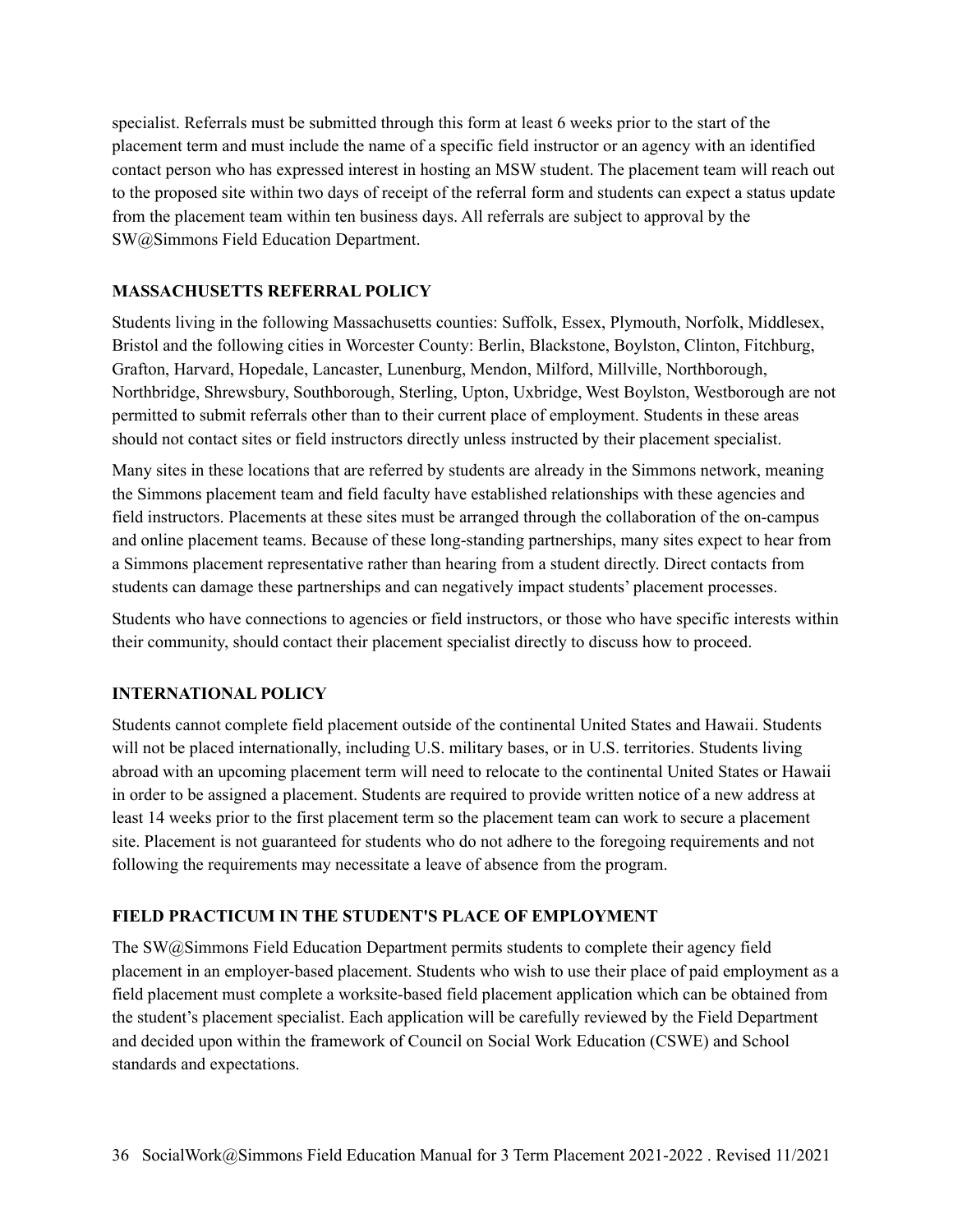specialist. Referrals must be submitted through this form at least 6 weeks prior to the start of the placement term and must include the name of a specific field instructor or an agency with an identified contact person who has expressed interest in hosting an MSW student. The placement team will reach out to the proposed site within two days of receipt of the referral form and students can expect a status update from the placement team within ten business days. All referrals are subject to approval by the SW@Simmons Field Education Department.

### MASSACHUSETTS REFERRAL POLICY

Students living in the following Massachusetts counties: Suffolk, Essex, Plymouth, Norfolk, Middlesex, Bristol and the following cities in Worcester County: Berlin, Blackstone, Boylston, Clinton, Fitchburg, Grafton, Harvard, Hopedale, Lancaster, Lunenburg, Mendon, Milford, Millville, Northborough, Northbridge, Shrewsbury, Southborough, Sterling, Upton, Uxbridge, West Boylston, Westborough are not permitted to submit referrals other than to their current place of employment. Students in these areas should not contact sites or field instructors directly unless instructed by their placement specialist.

Many sites in these locations that are referred by students are already in the Simmons network, meaning the Simmons placement team and field faculty have established relationships with these agencies and field instructors. Placements at these sites must be arranged through the collaboration of the on-campus and online placement teams. Because of these long-standing partnerships, many sites expect to hear from a Simmons placement representative rather than hearing from a student directly. Direct contacts from students can damage these partnerships and can negatively impact students' placement processes.

Students who have connections to agencies or field instructors, or those who have specific interests within their community, should contact their placement specialist directly to discuss how to proceed.

### INTERNATIONAL POLICY

Students cannot complete field placement outside of the continental United States and Hawaii. Students will not be placed internationally, including U.S. military bases, or in U.S. territories. Students living abroad with an upcoming placement term will need to relocate to the continental United States or Hawaii in order to be assigned a placement. Students are required to provide written notice of a new address at least 14 weeks prior to the first placement term so the placement team can work to secure a placement site. Placement is not guaranteed for students who do not adhere to the foregoing requirements and not following the requirements may necessitate a leave of absence from the program.

### FIELD PRACTICUM IN THE STUDENT'S PLACE OF EMPLOYMENT

The SW@Simmons Field Education Department permits students to complete their agency field placement in an employer-based placement. Students who wish to use their place of paid employment as a field placement must complete a worksite-based field placement application which can be obtained from the student's placement specialist. Each application will be carefully reviewed by the Field Department and decided upon within the framework of Council on Social Work Education (CSWE) and School standards and expectations.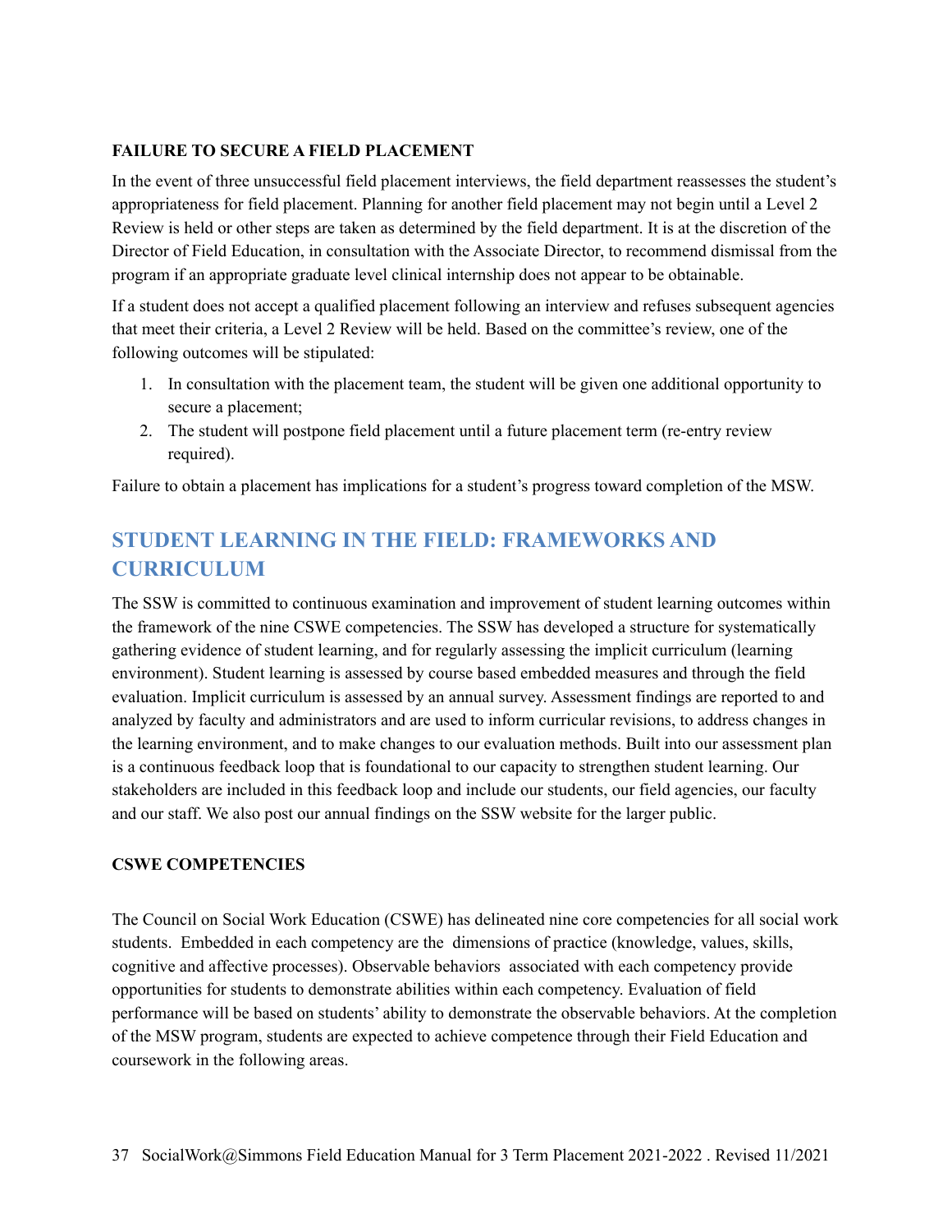### FAILURE TO SECURE A FIELD PLACEMENT

In the event of three unsuccessful field placement interviews, the field department reassesses the student's appropriateness for field placement. Planning for another field placement may not begin until a Level 2 Review is held or other steps are taken as determined by the field department. It is at the discretion of the Director of Field Education, in consultation with the Associate Director, to recommend dismissal from the program if an appropriate graduate level clinical internship does not appear to be obtainable.

If a student does not accept a qualified placement following an interview and refuses subsequent agencies that meet their criteria, a Level 2 Review will be held. Based on the committee's review, one of the following outcomes will be stipulated:

1. In consultation with the placement team, the student will be given one additional opportunity to secure a placement;
2. The student will postpone field placement until a future placement term (re-entry review required).

Failure to obtain a placement has implications for a student's progress toward completion of the MSW.

## STUDENT LEARNING IN THE FIELD: FRAMEWORKS AND CURRICULUM

The SSW is committed to continuous examination and improvement of student learning outcomes within the framework of the nine CSWE competencies. The SSW has developed a structure for systematically gathering evidence of student learning, and for regularly assessing the implicit curriculum (learning environment). Student learning is assessed by course based embedded measures and through the field evaluation. Implicit curriculum is assessed by an annual survey. Assessment findings are reported to and analyzed by faculty and administrators and are used to inform curricular revisions, to address changes in the learning environment, and to make changes to our evaluation methods. Built into our assessment plan is a continuous feedback loop that is foundational to our capacity to strengthen student learning. Our stakeholders are included in this feedback loop and include our students, our field agencies, our faculty and our staff. We also post our annual findings on the SSW website for the larger public.

### CSWE COMPETENCIES

The Council on Social Work Education (CSWE) has delineated nine core competencies for all social work students. Embedded in each competency are the dimensions of practice (knowledge, values, skills, cognitive and affective processes). Observable behaviors associated with each competency provide opportunities for students to demonstrate abilities within each competency. Evaluation of field performance will be based on students' ability to demonstrate the observable behaviors. At the completion of the MSW program, students are expected to achieve competence through their Field Education and coursework in the following areas.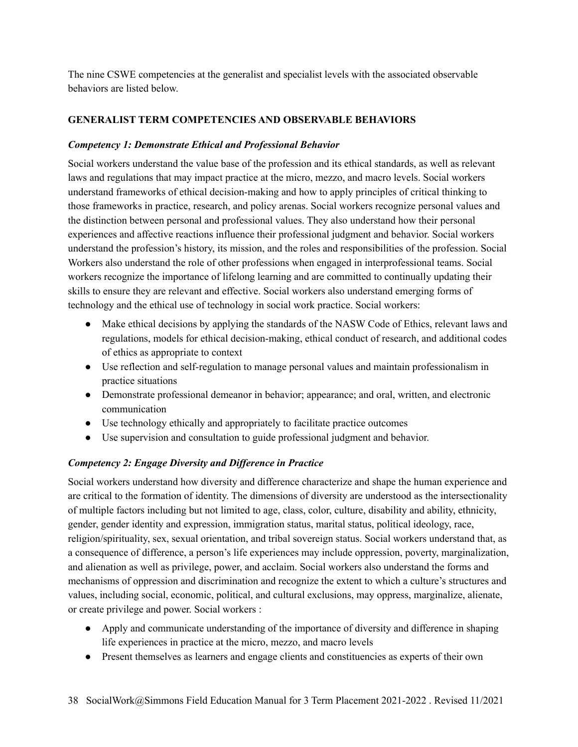The nine CSWE competencies at the generalist and specialist levels with the associated observable behaviors are listed below.

## GENERALIST TERM COMPETENCIES AND OBSERVABLE BEHAVIORS

### *Competency 1: Demonstrate Ethical and Professional Behavior*

Social workers understand the value base of the profession and its ethical standards, as well as relevant laws and regulations that may impact practice at the micro, mezzo, and macro levels. Social workers understand frameworks of ethical decision-making and how to apply principles of critical thinking to those frameworks in practice, research, and policy arenas. Social workers recognize personal values and the distinction between personal and professional values. They also understand how their personal experiences and affective reactions influence their professional judgment and behavior. Social workers understand the profession's history, its mission, and the roles and responsibilities of the profession. Social Workers also understand the role of other professions when engaged in interprofessional teams. Social workers recognize the importance of lifelong learning and are committed to continually updating their skills to ensure they are relevant and effective. Social workers also understand emerging forms of technology and the ethical use of technology in social work practice. Social workers:

- Make ethical decisions by applying the standards of the NASW Code of Ethics, relevant laws and regulations, models for ethical decision-making, ethical conduct of research, and additional codes of ethics as appropriate to context
- Use reflection and self-regulation to manage personal values and maintain professionalism in practice situations
- Demonstrate professional demeanor in behavior; appearance; and oral, written, and electronic communication
- Use technology ethically and appropriately to facilitate practice outcomes
- Use supervision and consultation to guide professional judgment and behavior.

### *Competency 2: Engage Diversity and Difference in Practice*

Social workers understand how diversity and difference characterize and shape the human experience and are critical to the formation of identity. The dimensions of diversity are understood as the intersectionality of multiple factors including but not limited to age, class, color, culture, disability and ability, ethnicity, gender, gender identity and expression, immigration status, marital status, political ideology, race, religion/spirituality, sex, sexual orientation, and tribal sovereign status. Social workers understand that, as a consequence of difference, a person's life experiences may include oppression, poverty, marginalization, and alienation as well as privilege, power, and acclaim. Social workers also understand the forms and mechanisms of oppression and discrimination and recognize the extent to which a culture's structures and values, including social, economic, political, and cultural exclusions, may oppress, marginalize, alienate, or create privilege and power. Social workers :

- Apply and communicate understanding of the importance of diversity and difference in shaping life experiences in practice at the micro, mezzo, and macro levels
- Present themselves as learners and engage clients and constituencies as experts of their own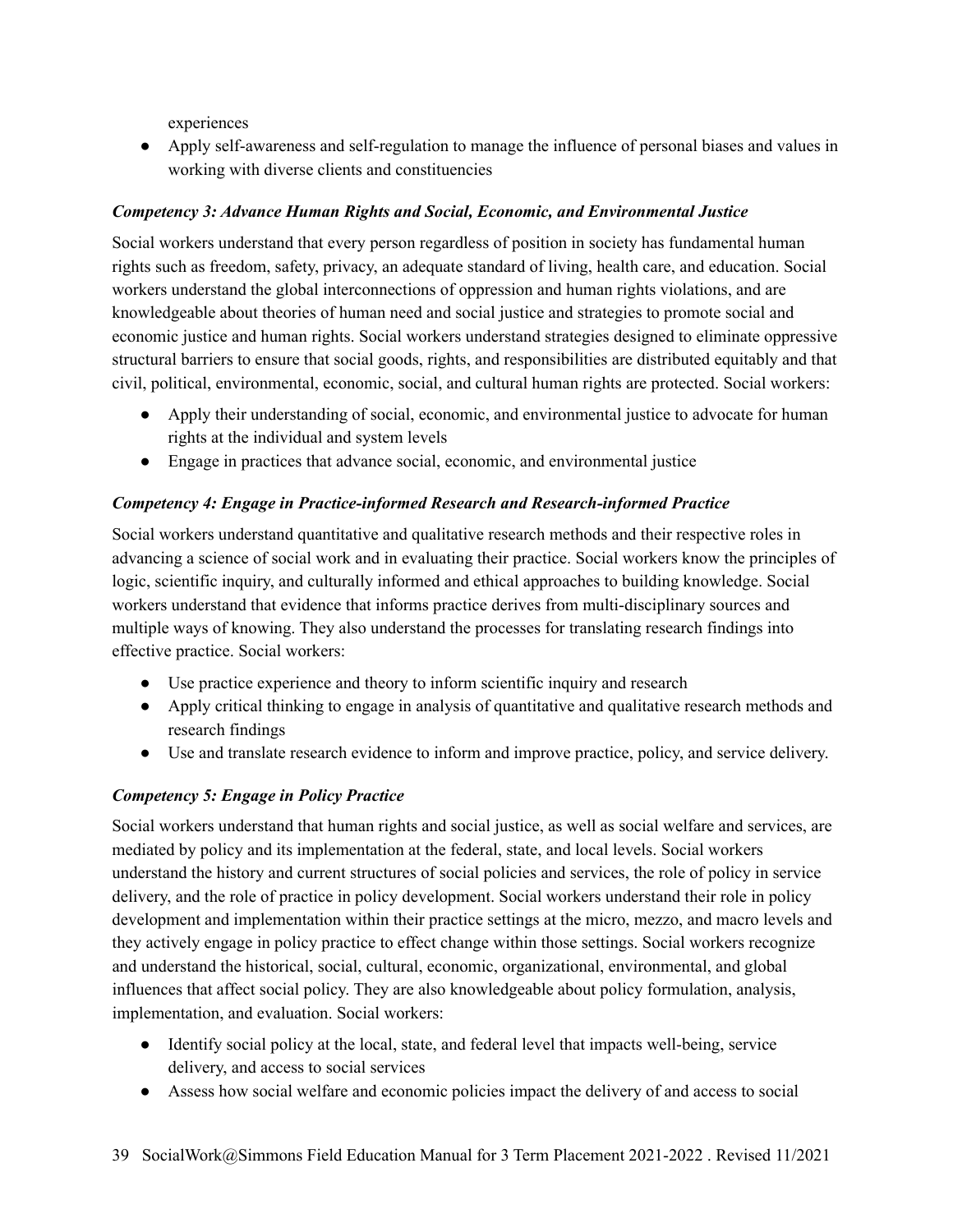experiences

- Apply self-awareness and self-regulation to manage the influence of personal biases and values in working with diverse clients and constituencies

### *Competency 3: Advance Human Rights and Social, Economic, and Environmental Justice*

Social workers understand that every person regardless of position in society has fundamental human rights such as freedom, safety, privacy, an adequate standard of living, health care, and education. Social workers understand the global interconnections of oppression and human rights violations, and are knowledgeable about theories of human need and social justice and strategies to promote social and economic justice and human rights. Social workers understand strategies designed to eliminate oppressive structural barriers to ensure that social goods, rights, and responsibilities are distributed equitably and that civil, political, environmental, economic, social, and cultural human rights are protected. Social workers:

- Apply their understanding of social, economic, and environmental justice to advocate for human rights at the individual and system levels
- Engage in practices that advance social, economic, and environmental justice

### *Competency 4: Engage in Practice-informed Research and Research-informed Practice*

Social workers understand quantitative and qualitative research methods and their respective roles in advancing a science of social work and in evaluating their practice. Social workers know the principles of logic, scientific inquiry, and culturally informed and ethical approaches to building knowledge. Social workers understand that evidence that informs practice derives from multi-disciplinary sources and multiple ways of knowing. They also understand the processes for translating research findings into effective practice. Social workers:

- Use practice experience and theory to inform scientific inquiry and research
- Apply critical thinking to engage in analysis of quantitative and qualitative research methods and research findings
- Use and translate research evidence to inform and improve practice, policy, and service delivery.

### *Competency 5: Engage in Policy Practice*

Social workers understand that human rights and social justice, as well as social welfare and services, are mediated by policy and its implementation at the federal, state, and local levels. Social workers understand the history and current structures of social policies and services, the role of policy in service delivery, and the role of practice in policy development. Social workers understand their role in policy development and implementation within their practice settings at the micro, mezzo, and macro levels and they actively engage in policy practice to effect change within those settings. Social workers recognize and understand the historical, social, cultural, economic, organizational, environmental, and global influences that affect social policy. They are also knowledgeable about policy formulation, analysis, implementation, and evaluation. Social workers:

- Identify social policy at the local, state, and federal level that impacts well-being, service delivery, and access to social services
- Assess how social welfare and economic policies impact the delivery of and access to social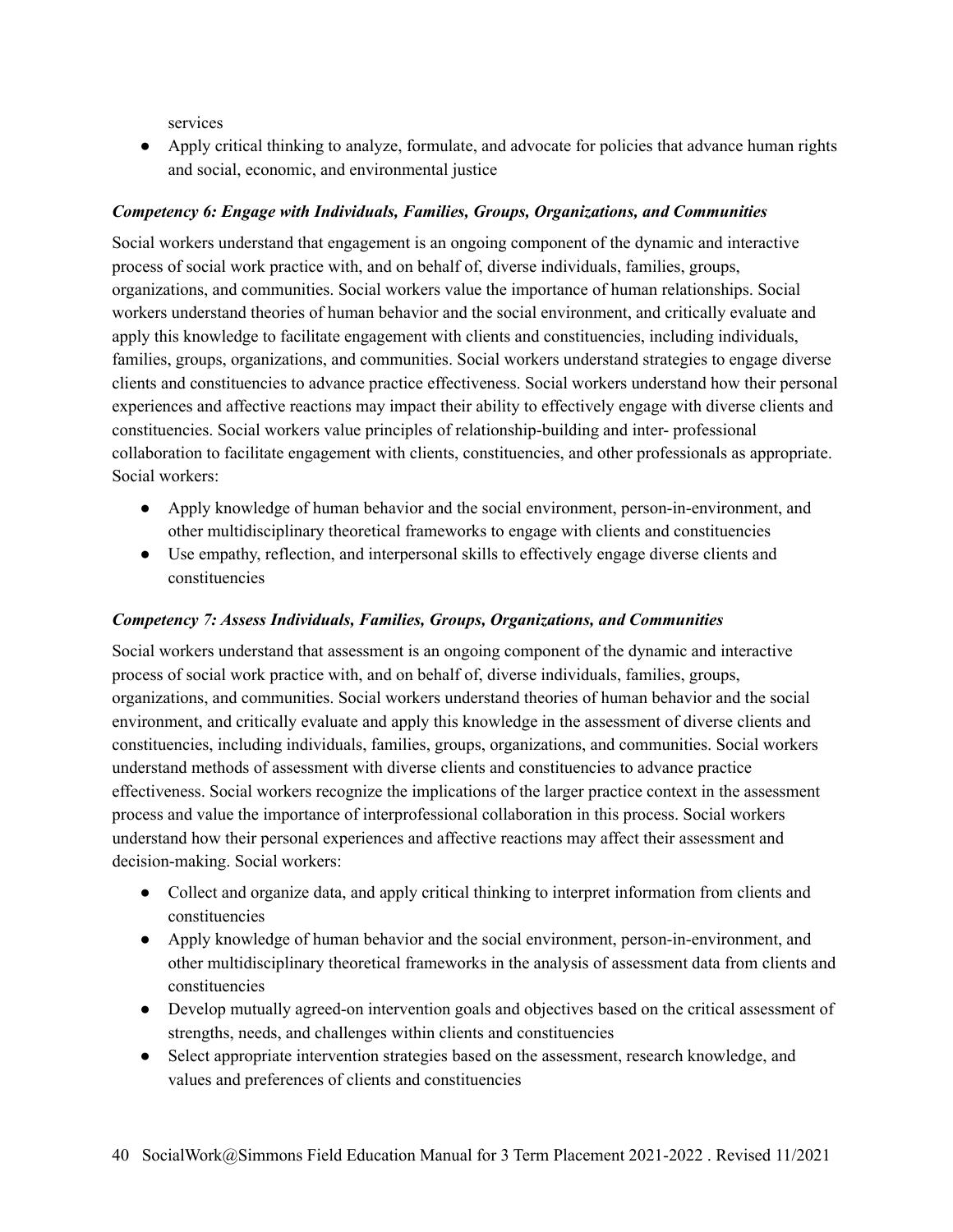services
- Apply critical thinking to analyze, formulate, and advocate for policies that advance human rights and social, economic, and environmental justice

### *Competency 6: Engage with Individuals, Families, Groups, Organizations, and Communities*

Social workers understand that engagement is an ongoing component of the dynamic and interactive process of social work practice with, and on behalf of, diverse individuals, families, groups, organizations, and communities. Social workers value the importance of human relationships. Social workers understand theories of human behavior and the social environment, and critically evaluate and apply this knowledge to facilitate engagement with clients and constituencies, including individuals, families, groups, organizations, and communities. Social workers understand strategies to engage diverse clients and constituencies to advance practice effectiveness. Social workers understand how their personal experiences and affective reactions may impact their ability to effectively engage with diverse clients and constituencies. Social workers value principles of relationship-building and inter- professional collaboration to facilitate engagement with clients, constituencies, and other professionals as appropriate. Social workers:

- Apply knowledge of human behavior and the social environment, person-in-environment, and other multidisciplinary theoretical frameworks to engage with clients and constituencies
- Use empathy, reflection, and interpersonal skills to effectively engage diverse clients and constituencies

### *Competency 7: Assess Individuals, Families, Groups, Organizations, and Communities*

Social workers understand that assessment is an ongoing component of the dynamic and interactive process of social work practice with, and on behalf of, diverse individuals, families, groups, organizations, and communities. Social workers understand theories of human behavior and the social environment, and critically evaluate and apply this knowledge in the assessment of diverse clients and constituencies, including individuals, families, groups, organizations, and communities. Social workers understand methods of assessment with diverse clients and constituencies to advance practice effectiveness. Social workers recognize the implications of the larger practice context in the assessment process and value the importance of interprofessional collaboration in this process. Social workers understand how their personal experiences and affective reactions may affect their assessment and decision-making. Social workers:

- Collect and organize data, and apply critical thinking to interpret information from clients and constituencies
- Apply knowledge of human behavior and the social environment, person-in-environment, and other multidisciplinary theoretical frameworks in the analysis of assessment data from clients and constituencies
- Develop mutually agreed-on intervention goals and objectives based on the critical assessment of strengths, needs, and challenges within clients and constituencies
- Select appropriate intervention strategies based on the assessment, research knowledge, and values and preferences of clients and constituencies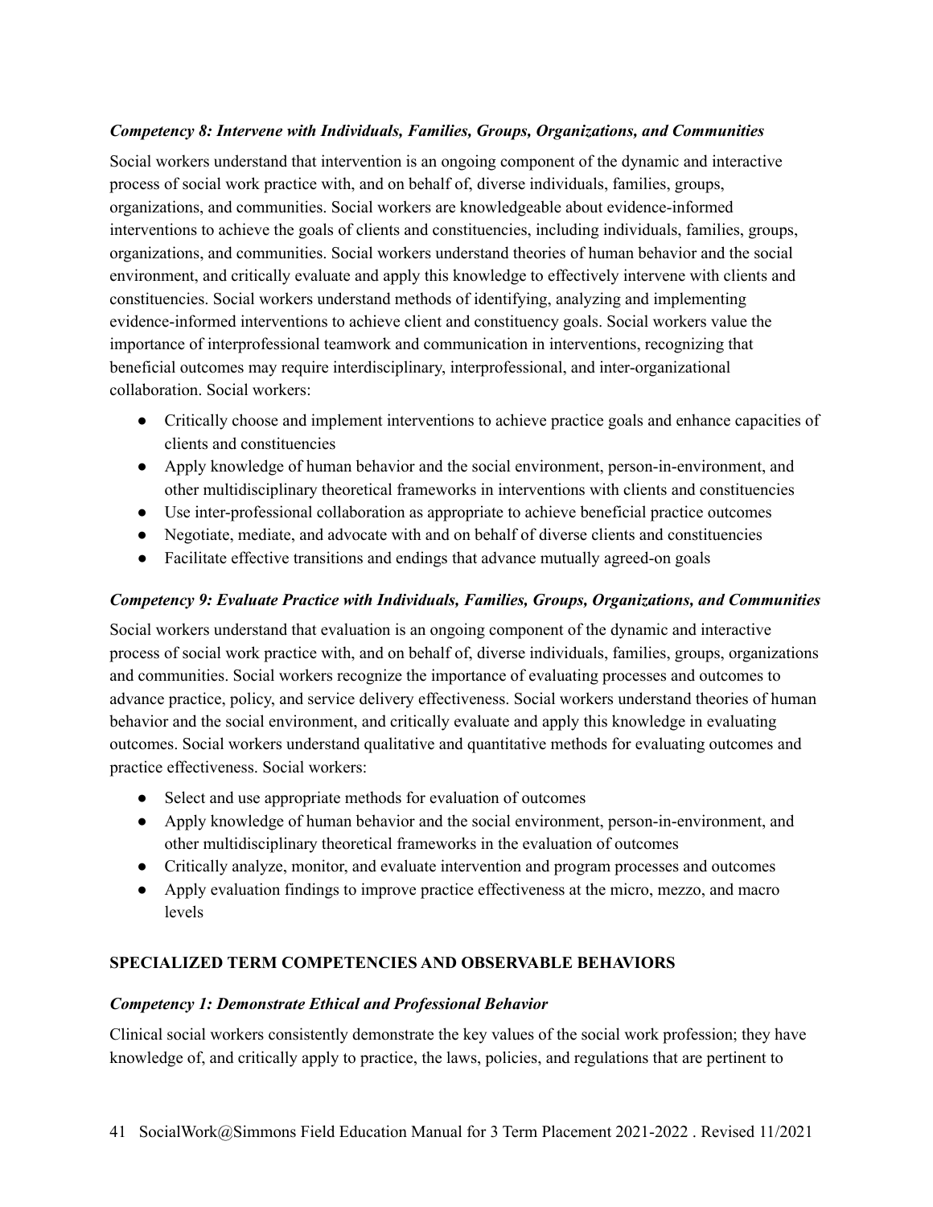***Competency 8: Intervene with Individuals, Families, Groups, Organizations, and Communities***

Social workers understand that intervention is an ongoing component of the dynamic and interactive process of social work practice with, and on behalf of, diverse individuals, families, groups, organizations, and communities. Social workers are knowledgeable about evidence-informed interventions to achieve the goals of clients and constituencies, including individuals, families, groups, organizations, and communities. Social workers understand theories of human behavior and the social environment, and critically evaluate and apply this knowledge to effectively intervene with clients and constituencies. Social workers understand methods of identifying, analyzing and implementing evidence-informed interventions to achieve client and constituency goals. Social workers value the importance of interprofessional teamwork and communication in interventions, recognizing that beneficial outcomes may require interdisciplinary, interprofessional, and inter-organizational collaboration. Social workers:

- Critically choose and implement interventions to achieve practice goals and enhance capacities of clients and constituencies
- Apply knowledge of human behavior and the social environment, person-in-environment, and other multidisciplinary theoretical frameworks in interventions with clients and constituencies
- Use inter-professional collaboration as appropriate to achieve beneficial practice outcomes
- Negotiate, mediate, and advocate with and on behalf of diverse clients and constituencies
- Facilitate effective transitions and endings that advance mutually agreed-on goals

***Competency 9: Evaluate Practice with Individuals, Families, Groups, Organizations, and Communities***

Social workers understand that evaluation is an ongoing component of the dynamic and interactive process of social work practice with, and on behalf of, diverse individuals, families, groups, organizations and communities. Social workers recognize the importance of evaluating processes and outcomes to advance practice, policy, and service delivery effectiveness. Social workers understand theories of human behavior and the social environment, and critically evaluate and apply this knowledge in evaluating outcomes. Social workers understand qualitative and quantitative methods for evaluating outcomes and practice effectiveness. Social workers:

- Select and use appropriate methods for evaluation of outcomes
- Apply knowledge of human behavior and the social environment, person-in-environment, and other multidisciplinary theoretical frameworks in the evaluation of outcomes
- Critically analyze, monitor, and evaluate intervention and program processes and outcomes
- Apply evaluation findings to improve practice effectiveness at the micro, mezzo, and macro levels

**SPECIALIZED TERM COMPETENCIES AND OBSERVABLE BEHAVIORS**

***Competency 1: Demonstrate Ethical and Professional Behavior***

Clinical social workers consistently demonstrate the key values of the social work profession; they have knowledge of, and critically apply to practice, the laws, policies, and regulations that are pertinent to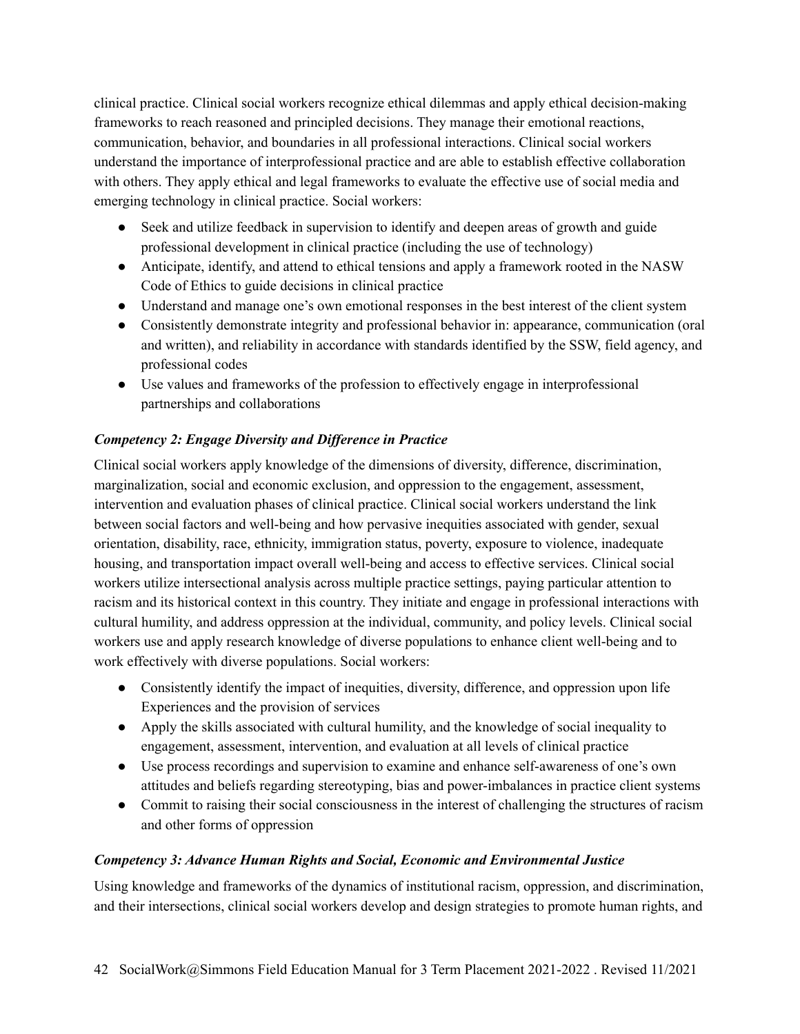clinical practice. Clinical social workers recognize ethical dilemmas and apply ethical decision-making frameworks to reach reasoned and principled decisions. They manage their emotional reactions, communication, behavior, and boundaries in all professional interactions. Clinical social workers understand the importance of interprofessional practice and are able to establish effective collaboration with others. They apply ethical and legal frameworks to evaluate the effective use of social media and emerging technology in clinical practice. Social workers:

- Seek and utilize feedback in supervision to identify and deepen areas of growth and guide professional development in clinical practice (including the use of technology)
- Anticipate, identify, and attend to ethical tensions and apply a framework rooted in the NASW Code of Ethics to guide decisions in clinical practice
- Understand and manage one's own emotional responses in the best interest of the client system
- Consistently demonstrate integrity and professional behavior in: appearance, communication (oral and written), and reliability in accordance with standards identified by the SSW, field agency, and professional codes
- Use values and frameworks of the profession to effectively engage in interprofessional partnerships and collaborations

***Competency 2: Engage Diversity and Difference in Practice***

Clinical social workers apply knowledge of the dimensions of diversity, difference, discrimination, marginalization, social and economic exclusion, and oppression to the engagement, assessment, intervention and evaluation phases of clinical practice. Clinical social workers understand the link between social factors and well-being and how pervasive inequities associated with gender, sexual orientation, disability, race, ethnicity, immigration status, poverty, exposure to violence, inadequate housing, and transportation impact overall well-being and access to effective services. Clinical social workers utilize intersectional analysis across multiple practice settings, paying particular attention to racism and its historical context in this country. They initiate and engage in professional interactions with cultural humility, and address oppression at the individual, community, and policy levels. Clinical social workers use and apply research knowledge of diverse populations to enhance client well-being and to work effectively with diverse populations. Social workers:

- Consistently identify the impact of inequities, diversity, difference, and oppression upon life Experiences and the provision of services
- Apply the skills associated with cultural humility, and the knowledge of social inequality to engagement, assessment, intervention, and evaluation at all levels of clinical practice
- Use process recordings and supervision to examine and enhance self-awareness of one's own attitudes and beliefs regarding stereotyping, bias and power-imbalances in practice client systems
- Commit to raising their social consciousness in the interest of challenging the structures of racism and other forms of oppression

***Competency 3: Advance Human Rights and Social, Economic and Environmental Justice***

Using knowledge and frameworks of the dynamics of institutional racism, oppression, and discrimination, and their intersections, clinical social workers develop and design strategies to promote human rights, and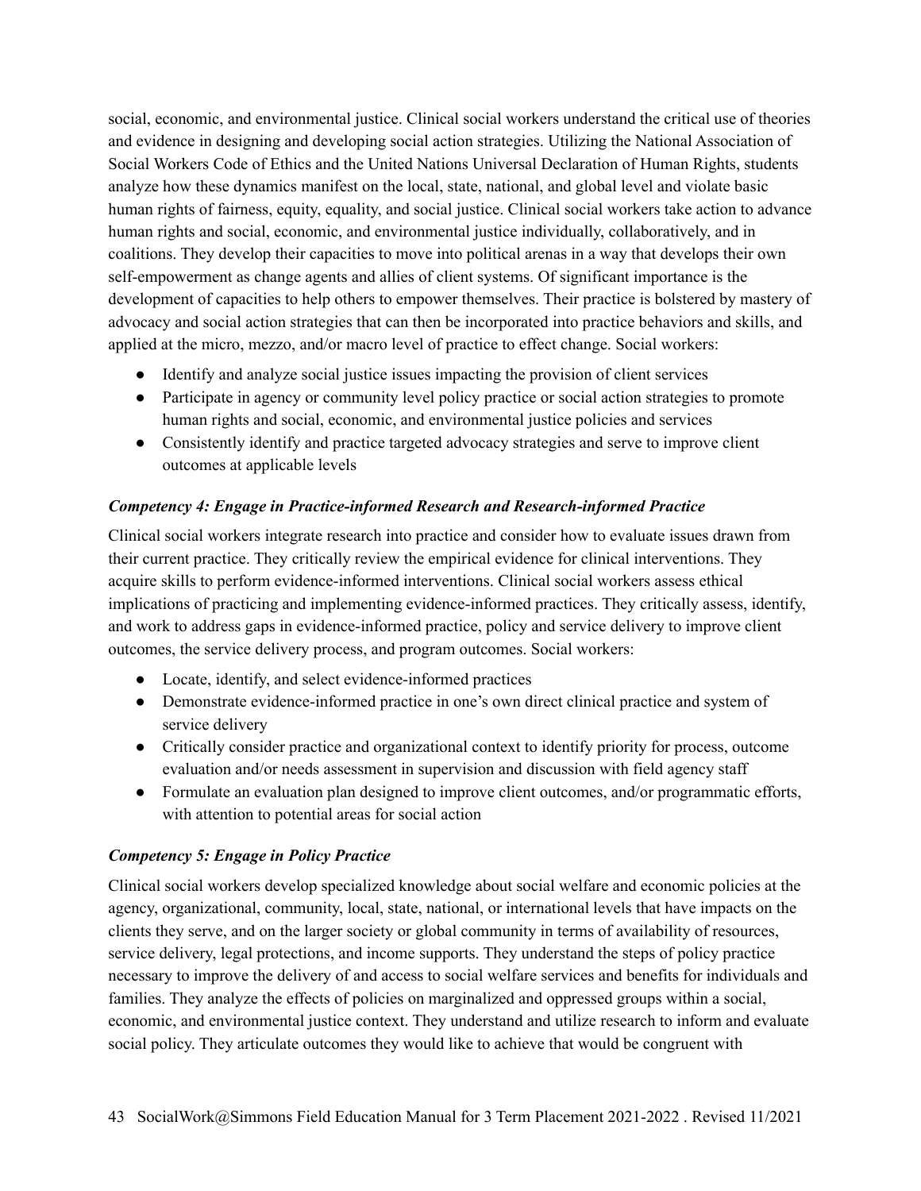social, economic, and environmental justice. Clinical social workers understand the critical use of theories and evidence in designing and developing social action strategies. Utilizing the National Association of Social Workers Code of Ethics and the United Nations Universal Declaration of Human Rights, students analyze how these dynamics manifest on the local, state, national, and global level and violate basic human rights of fairness, equity, equality, and social justice. Clinical social workers take action to advance human rights and social, economic, and environmental justice individually, collaboratively, and in coalitions. They develop their capacities to move into political arenas in a way that develops their own self-empowerment as change agents and allies of client systems. Of significant importance is the development of capacities to help others to empower themselves. Their practice is bolstered by mastery of advocacy and social action strategies that can then be incorporated into practice behaviors and skills, and applied at the micro, mezzo, and/or macro level of practice to effect change. Social workers:

- Identify and analyze social justice issues impacting the provision of client services
- Participate in agency or community level policy practice or social action strategies to promote human rights and social, economic, and environmental justice policies and services
- Consistently identify and practice targeted advocacy strategies and serve to improve client outcomes at applicable levels

***Competency 4: Engage in Practice-informed Research and Research-informed Practice***

Clinical social workers integrate research into practice and consider how to evaluate issues drawn from their current practice. They critically review the empirical evidence for clinical interventions. They acquire skills to perform evidence-informed interventions. Clinical social workers assess ethical implications of practicing and implementing evidence-informed practices. They critically assess, identify, and work to address gaps in evidence-informed practice, policy and service delivery to improve client outcomes, the service delivery process, and program outcomes. Social workers:

- Locate, identify, and select evidence-informed practices
- Demonstrate evidence-informed practice in one's own direct clinical practice and system of service delivery
- Critically consider practice and organizational context to identify priority for process, outcome evaluation and/or needs assessment in supervision and discussion with field agency staff
- Formulate an evaluation plan designed to improve client outcomes, and/or programmatic efforts, with attention to potential areas for social action

***Competency 5: Engage in Policy Practice***

Clinical social workers develop specialized knowledge about social welfare and economic policies at the agency, organizational, community, local, state, national, or international levels that have impacts on the clients they serve, and on the larger society or global community in terms of availability of resources, service delivery, legal protections, and income supports. They understand the steps of policy practice necessary to improve the delivery of and access to social welfare services and benefits for individuals and families. They analyze the effects of policies on marginalized and oppressed groups within a social, economic, and environmental justice context. They understand and utilize research to inform and evaluate social policy. They articulate outcomes they would like to achieve that would be congruent with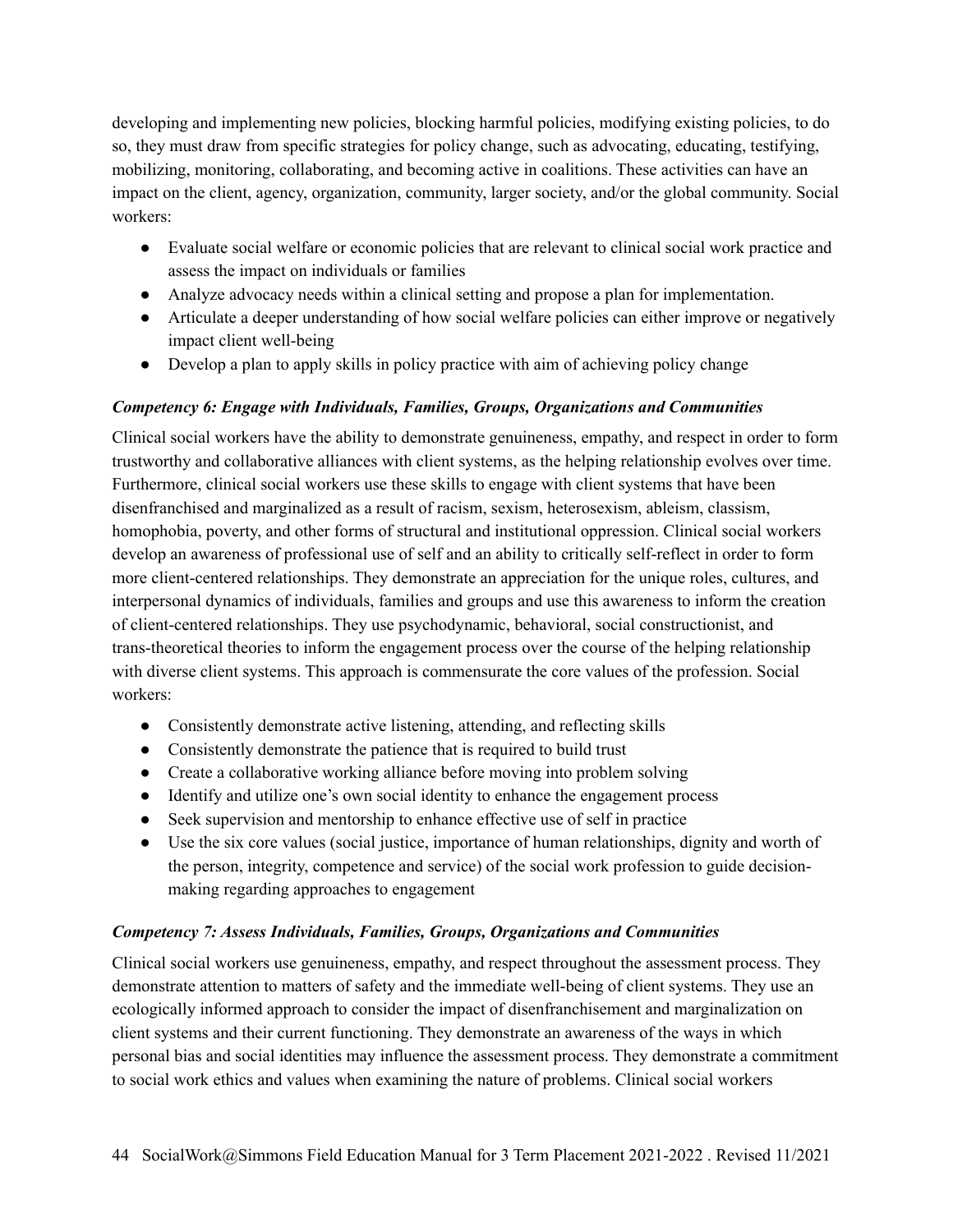developing and implementing new policies, blocking harmful policies, modifying existing policies, to do so, they must draw from specific strategies for policy change, such as advocating, educating, testifying, mobilizing, monitoring, collaborating, and becoming active in coalitions. These activities can have an impact on the client, agency, organization, community, larger society, and/or the global community. Social workers:

- Evaluate social welfare or economic policies that are relevant to clinical social work practice and assess the impact on individuals or families
- Analyze advocacy needs within a clinical setting and propose a plan for implementation.
- Articulate a deeper understanding of how social welfare policies can either improve or negatively impact client well-being
- Develop a plan to apply skills in policy practice with aim of achieving policy change

### *Competency 6: Engage with Individuals, Families, Groups, Organizations and Communities*

Clinical social workers have the ability to demonstrate genuineness, empathy, and respect in order to form trustworthy and collaborative alliances with client systems, as the helping relationship evolves over time. Furthermore, clinical social workers use these skills to engage with client systems that have been disenfranchised and marginalized as a result of racism, sexism, heterosexism, ableism, classism, homophobia, poverty, and other forms of structural and institutional oppression. Clinical social workers develop an awareness of professional use of self and an ability to critically self-reflect in order to form more client-centered relationships. They demonstrate an appreciation for the unique roles, cultures, and interpersonal dynamics of individuals, families and groups and use this awareness to inform the creation of client-centered relationships. They use psychodynamic, behavioral, social constructionist, and trans-theoretical theories to inform the engagement process over the course of the helping relationship with diverse client systems. This approach is commensurate the core values of the profession. Social workers:

- Consistently demonstrate active listening, attending, and reflecting skills
- Consistently demonstrate the patience that is required to build trust
- Create a collaborative working alliance before moving into problem solving
- Identify and utilize one's own social identity to enhance the engagement process
- Seek supervision and mentorship to enhance effective use of self in practice
- Use the six core values (social justice, importance of human relationships, dignity and worth of the person, integrity, competence and service) of the social work profession to guide decision-making regarding approaches to engagement

### *Competency 7: Assess Individuals, Families, Groups, Organizations and Communities*

Clinical social workers use genuineness, empathy, and respect throughout the assessment process. They demonstrate attention to matters of safety and the immediate well-being of client systems. They use an ecologically informed approach to consider the impact of disenfranchisement and marginalization on client systems and their current functioning. They demonstrate an awareness of the ways in which personal bias and social identities may influence the assessment process. They demonstrate a commitment to social work ethics and values when examining the nature of problems. Clinical social workers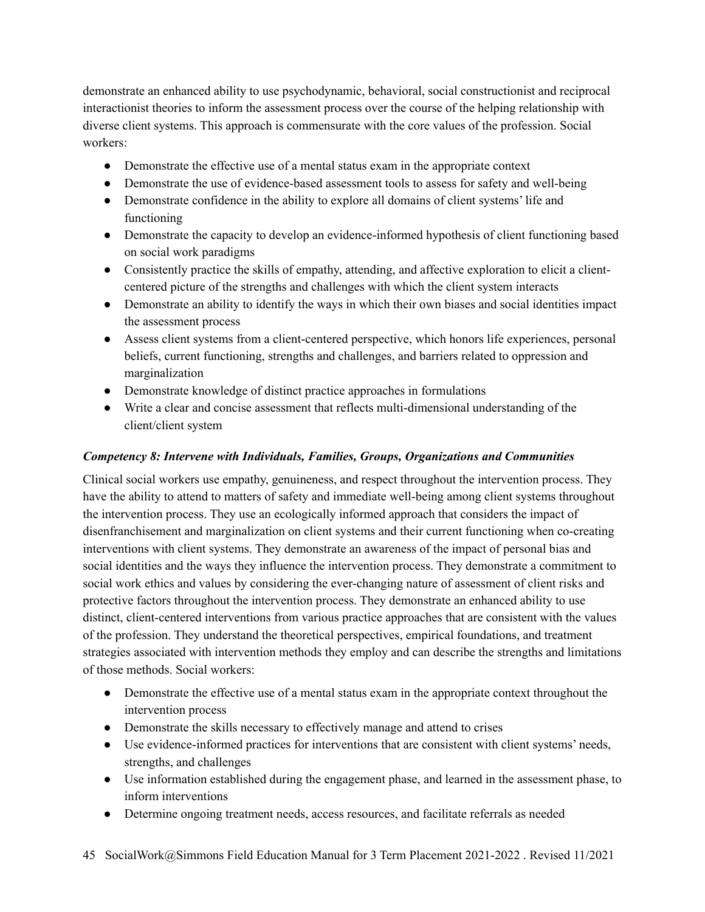demonstrate an enhanced ability to use psychodynamic, behavioral, social constructionist and reciprocal interactionist theories to inform the assessment process over the course of the helping relationship with diverse client systems. This approach is commensurate with the core values of the profession. Social workers:

- Demonstrate the effective use of a mental status exam in the appropriate context
- Demonstrate the use of evidence-based assessment tools to assess for safety and well-being
- Demonstrate confidence in the ability to explore all domains of client systems' life and functioning
- Demonstrate the capacity to develop an evidence-informed hypothesis of client functioning based on social work paradigms
- Consistently practice the skills of empathy, attending, and affective exploration to elicit a client-centered picture of the strengths and challenges with which the client system interacts
- Demonstrate an ability to identify the ways in which their own biases and social identities impact the assessment process
- Assess client systems from a client-centered perspective, which honors life experiences, personal beliefs, current functioning, strengths and challenges, and barriers related to oppression and marginalization
- Demonstrate knowledge of distinct practice approaches in formulations
- Write a clear and concise assessment that reflects multi-dimensional understanding of the client/client system

### *Competency 8: Intervene with Individuals, Families, Groups, Organizations and Communities*

Clinical social workers use empathy, genuineness, and respect throughout the intervention process. They have the ability to attend to matters of safety and immediate well-being among client systems throughout the intervention process. They use an ecologically informed approach that considers the impact of disenfranchisement and marginalization on client systems and their current functioning when co-creating interventions with client systems. They demonstrate an awareness of the impact of personal bias and social identities and the ways they influence the intervention process. They demonstrate a commitment to social work ethics and values by considering the ever-changing nature of assessment of client risks and protective factors throughout the intervention process. They demonstrate an enhanced ability to use distinct, client-centered interventions from various practice approaches that are consistent with the values of the profession. They understand the theoretical perspectives, empirical foundations, and treatment strategies associated with intervention methods they employ and can describe the strengths and limitations of those methods. Social workers:

- Demonstrate the effective use of a mental status exam in the appropriate context throughout the intervention process
- Demonstrate the skills necessary to effectively manage and attend to crises
- Use evidence-informed practices for interventions that are consistent with client systems' needs, strengths, and challenges
- Use information established during the engagement phase, and learned in the assessment phase, to inform interventions
- Determine ongoing treatment needs, access resources, and facilitate referrals as needed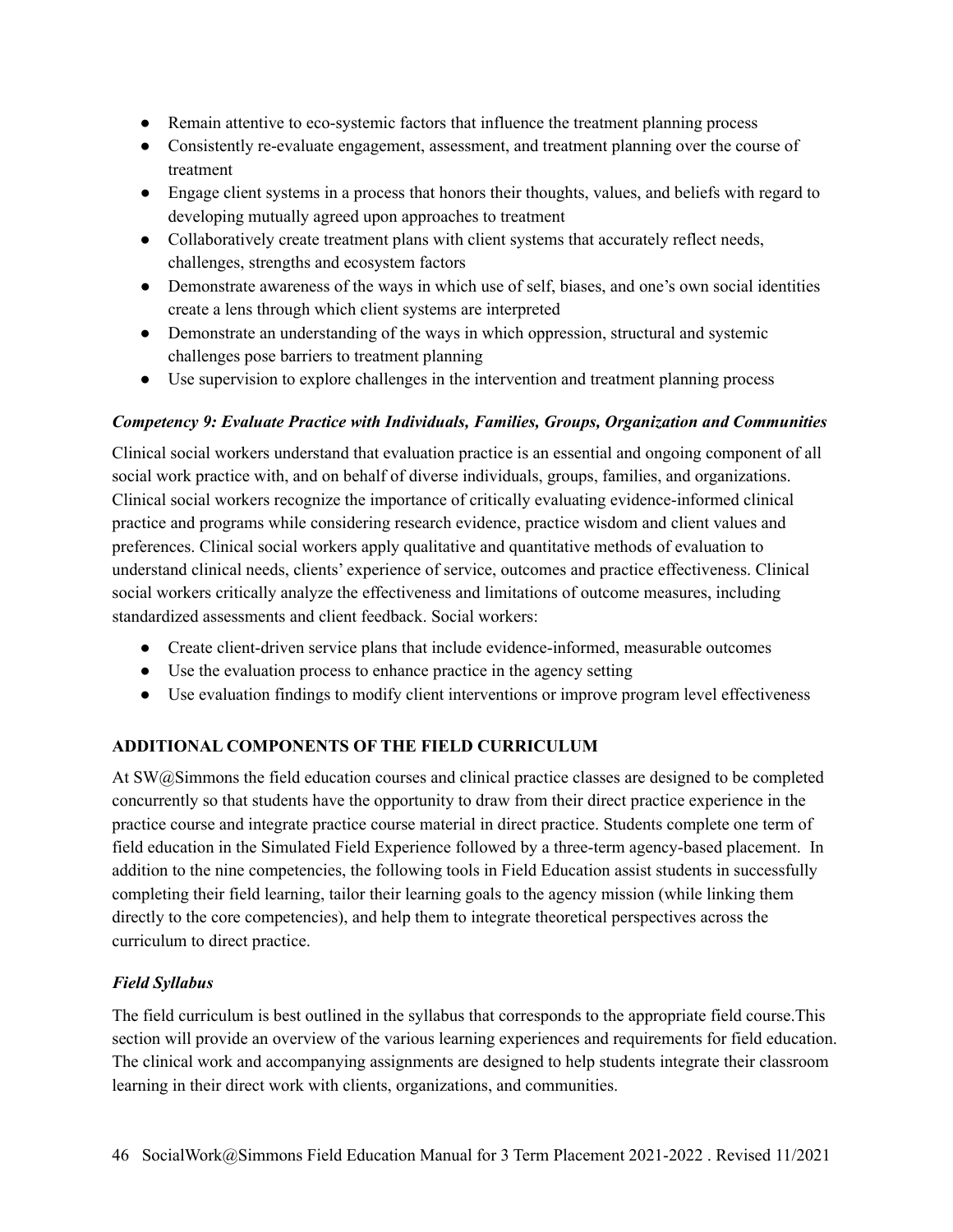- Remain attentive to eco-systemic factors that influence the treatment planning process
- Consistently re-evaluate engagement, assessment, and treatment planning over the course of treatment
- Engage client systems in a process that honors their thoughts, values, and beliefs with regard to developing mutually agreed upon approaches to treatment
- Collaboratively create treatment plans with client systems that accurately reflect needs, challenges, strengths and ecosystem factors
- Demonstrate awareness of the ways in which use of self, biases, and one's own social identities create a lens through which client systems are interpreted
- Demonstrate an understanding of the ways in which oppression, structural and systemic challenges pose barriers to treatment planning
- Use supervision to explore challenges in the intervention and treatment planning process

#### *Competency 9: Evaluate Practice with Individuals, Families, Groups, Organization and Communities*

Clinical social workers understand that evaluation practice is an essential and ongoing component of all social work practice with, and on behalf of diverse individuals, groups, families, and organizations. Clinical social workers recognize the importance of critically evaluating evidence-informed clinical practice and programs while considering research evidence, practice wisdom and client values and preferences. Clinical social workers apply qualitative and quantitative methods of evaluation to understand clinical needs, clients' experience of service, outcomes and practice effectiveness. Clinical social workers critically analyze the effectiveness and limitations of outcome measures, including standardized assessments and client feedback. Social workers:

- Create client-driven service plans that include evidence-informed, measurable outcomes
- Use the evaluation process to enhance practice in the agency setting
- Use evaluation findings to modify client interventions or improve program level effectiveness

### ADDITIONAL COMPONENTS OF THE FIELD CURRICULUM

At SW@Simmons the field education courses and clinical practice classes are designed to be completed concurrently so that students have the opportunity to draw from their direct practice experience in the practice course and integrate practice course material in direct practice. Students complete one term of field education in the Simulated Field Experience followed by a three-term agency-based placement. In addition to the nine competencies, the following tools in Field Education assist students in successfully completing their field learning, tailor their learning goals to the agency mission (while linking them directly to the core competencies), and help them to integrate theoretical perspectives across the curriculum to direct practice.

#### *Field Syllabus*

The field curriculum is best outlined in the syllabus that corresponds to the appropriate field course.This section will provide an overview of the various learning experiences and requirements for field education. The clinical work and accompanying assignments are designed to help students integrate their classroom learning in their direct work with clients, organizations, and communities.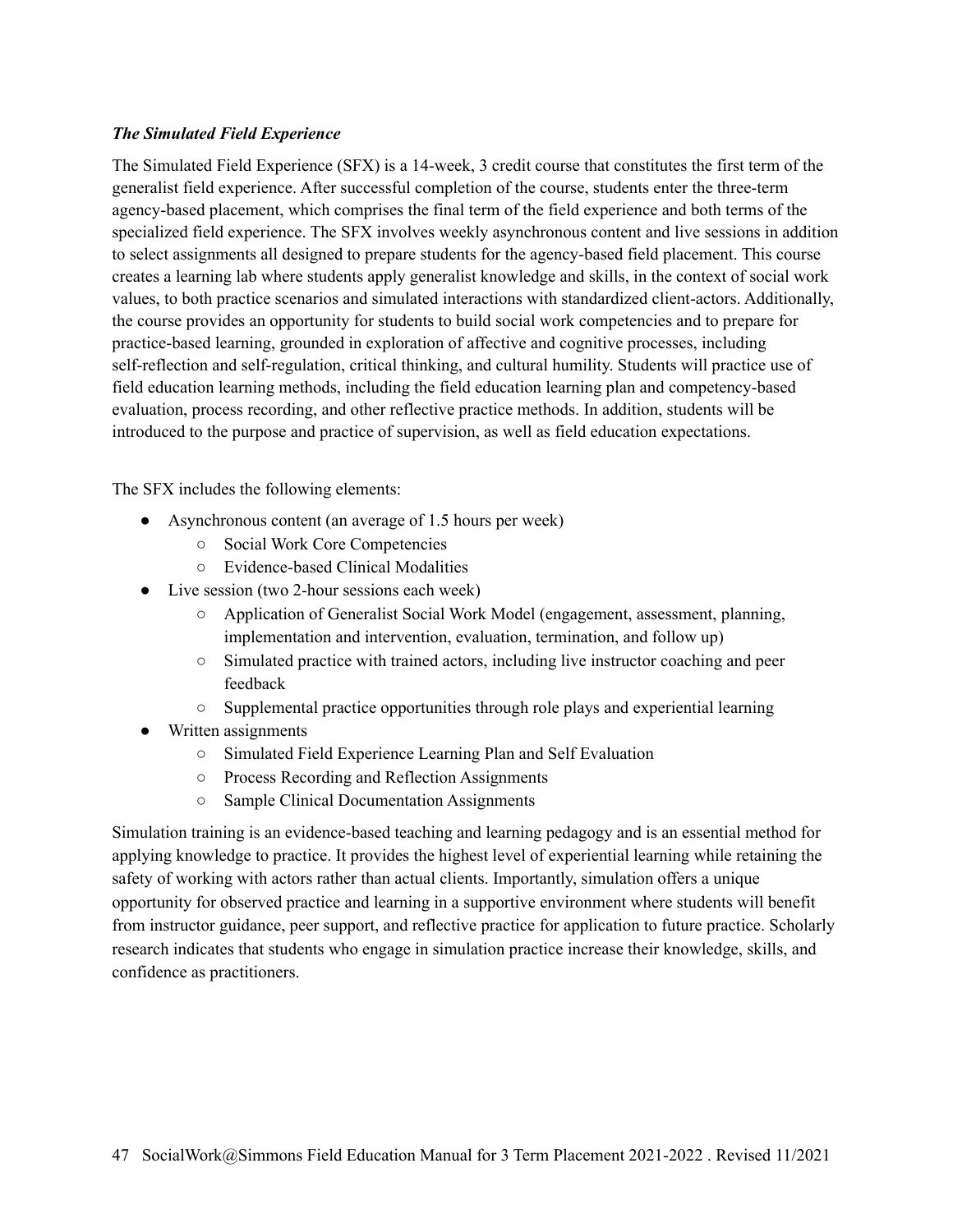***The Simulated Field Experience***

The Simulated Field Experience (SFX) is a 14-week, 3 credit course that constitutes the first term of the generalist field experience. After successful completion of the course, students enter the three-term agency-based placement, which comprises the final term of the field experience and both terms of the specialized field experience. The SFX involves weekly asynchronous content and live sessions in addition to select assignments all designed to prepare students for the agency-based field placement. This course creates a learning lab where students apply generalist knowledge and skills, in the context of social work values, to both practice scenarios and simulated interactions with standardized client-actors. Additionally, the course provides an opportunity for students to build social work competencies and to prepare for practice-based learning, grounded in exploration of affective and cognitive processes, including self-reflection and self-regulation, critical thinking, and cultural humility. Students will practice use of field education learning methods, including the field education learning plan and competency-based evaluation, process recording, and other reflective practice methods. In addition, students will be introduced to the purpose and practice of supervision, as well as field education expectations.

The SFX includes the following elements:

- Asynchronous content (an average of 1.5 hours per week)
  - Social Work Core Competencies
  - Evidence-based Clinical Modalities
- Live session (two 2-hour sessions each week)
  - Application of Generalist Social Work Model (engagement, assessment, planning, implementation and intervention, evaluation, termination, and follow up)
  - Simulated practice with trained actors, including live instructor coaching and peer feedback
  - Supplemental practice opportunities through role plays and experiential learning
- Written assignments
  - Simulated Field Experience Learning Plan and Self Evaluation
  - Process Recording and Reflection Assignments
  - Sample Clinical Documentation Assignments

Simulation training is an evidence-based teaching and learning pedagogy and is an essential method for applying knowledge to practice. It provides the highest level of experiential learning while retaining the safety of working with actors rather than actual clients. Importantly, simulation offers a unique opportunity for observed practice and learning in a supportive environment where students will benefit from instructor guidance, peer support, and reflective practice for application to future practice. Scholarly research indicates that students who engage in simulation practice increase their knowledge, skills, and confidence as practitioners.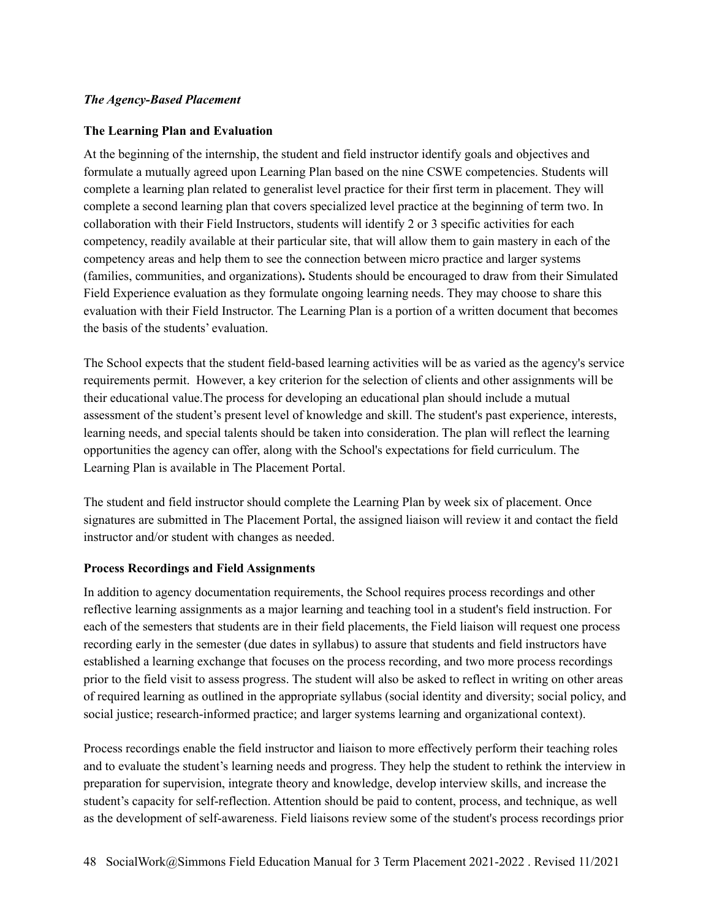***The Agency-Based Placement***

**The Learning Plan and Evaluation**

At the beginning of the internship, the student and field instructor identify goals and objectives and formulate a mutually agreed upon Learning Plan based on the nine CSWE competencies. Students will complete a learning plan related to generalist level practice for their first term in placement. They will complete a second learning plan that covers specialized level practice at the beginning of term two. In collaboration with their Field Instructors, students will identify 2 or 3 specific activities for each competency, readily available at their particular site, that will allow them to gain mastery in each of the competency areas and help them to see the connection between micro practice and larger systems (families, communities, and organizations)**.** Students should be encouraged to draw from their Simulated Field Experience evaluation as they formulate ongoing learning needs. They may choose to share this evaluation with their Field Instructor. The Learning Plan is a portion of a written document that becomes the basis of the students' evaluation.

The School expects that the student field-based learning activities will be as varied as the agency's service requirements permit. However, a key criterion for the selection of clients and other assignments will be their educational value.The process for developing an educational plan should include a mutual assessment of the student's present level of knowledge and skill. The student's past experience, interests, learning needs, and special talents should be taken into consideration. The plan will reflect the learning opportunities the agency can offer, along with the School's expectations for field curriculum. The Learning Plan is available in The Placement Portal.

The student and field instructor should complete the Learning Plan by week six of placement. Once signatures are submitted in The Placement Portal, the assigned liaison will review it and contact the field instructor and/or student with changes as needed.

**Process Recordings and Field Assignments**

In addition to agency documentation requirements, the School requires process recordings and other reflective learning assignments as a major learning and teaching tool in a student's field instruction. For each of the semesters that students are in their field placements, the Field liaison will request one process recording early in the semester (due dates in syllabus) to assure that students and field instructors have established a learning exchange that focuses on the process recording, and two more process recordings prior to the field visit to assess progress. The student will also be asked to reflect in writing on other areas of required learning as outlined in the appropriate syllabus (social identity and diversity; social policy, and social justice; research-informed practice; and larger systems learning and organizational context).

Process recordings enable the field instructor and liaison to more effectively perform their teaching roles and to evaluate the student's learning needs and progress. They help the student to rethink the interview in preparation for supervision, integrate theory and knowledge, develop interview skills, and increase the student's capacity for self-reflection. Attention should be paid to content, process, and technique, as well as the development of self-awareness. Field liaisons review some of the student's process recordings prior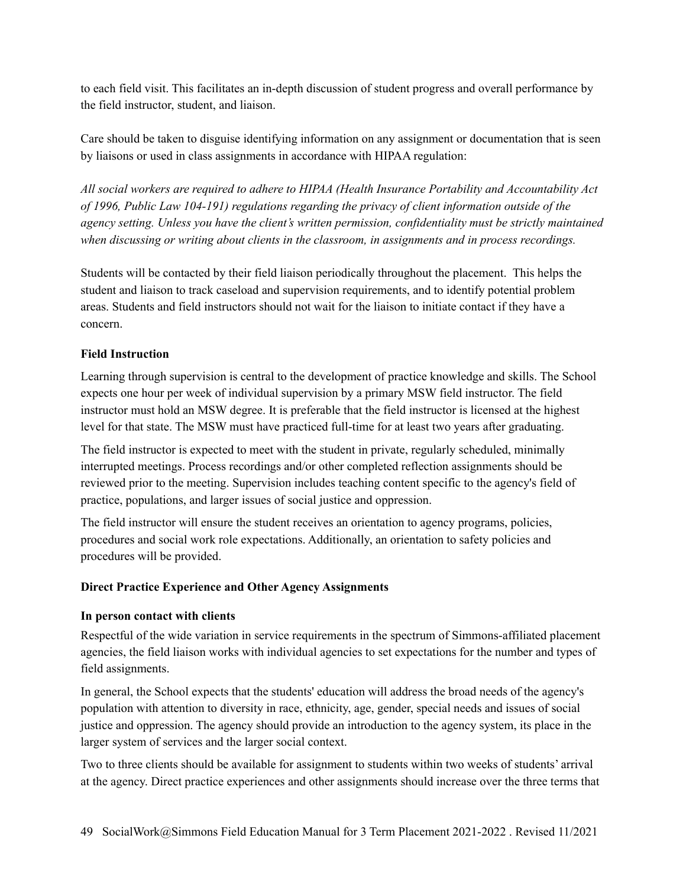to each field visit. This facilitates an in-depth discussion of student progress and overall performance by the field instructor, student, and liaison.

Care should be taken to disguise identifying information on any assignment or documentation that is seen by liaisons or used in class assignments in accordance with HIPAA regulation:

*All social workers are required to adhere to HIPAA (Health Insurance Portability and Accountability Act of 1996, Public Law 104-191) regulations regarding the privacy of client information outside of the agency setting. Unless you have the client's written permission, confidentiality must be strictly maintained when discussing or writing about clients in the classroom, in assignments and in process recordings.*

Students will be contacted by their field liaison periodically throughout the placement. This helps the student and liaison to track caseload and supervision requirements, and to identify potential problem areas. Students and field instructors should not wait for the liaison to initiate contact if they have a concern.

**Field Instruction**

Learning through supervision is central to the development of practice knowledge and skills. The School expects one hour per week of individual supervision by a primary MSW field instructor. The field instructor must hold an MSW degree. It is preferable that the field instructor is licensed at the highest level for that state. The MSW must have practiced full-time for at least two years after graduating.

The field instructor is expected to meet with the student in private, regularly scheduled, minimally interrupted meetings. Process recordings and/or other completed reflection assignments should be reviewed prior to the meeting. Supervision includes teaching content specific to the agency's field of practice, populations, and larger issues of social justice and oppression.

The field instructor will ensure the student receives an orientation to agency programs, policies, procedures and social work role expectations. Additionally, an orientation to safety policies and procedures will be provided.

**Direct Practice Experience and Other Agency Assignments**

**In person contact with clients**

Respectful of the wide variation in service requirements in the spectrum of Simmons-affiliated placement agencies, the field liaison works with individual agencies to set expectations for the number and types of field assignments.

In general, the School expects that the students' education will address the broad needs of the agency's population with attention to diversity in race, ethnicity, age, gender, special needs and issues of social justice and oppression. The agency should provide an introduction to the agency system, its place in the larger system of services and the larger social context.

Two to three clients should be available for assignment to students within two weeks of students' arrival at the agency. Direct practice experiences and other assignments should increase over the three terms that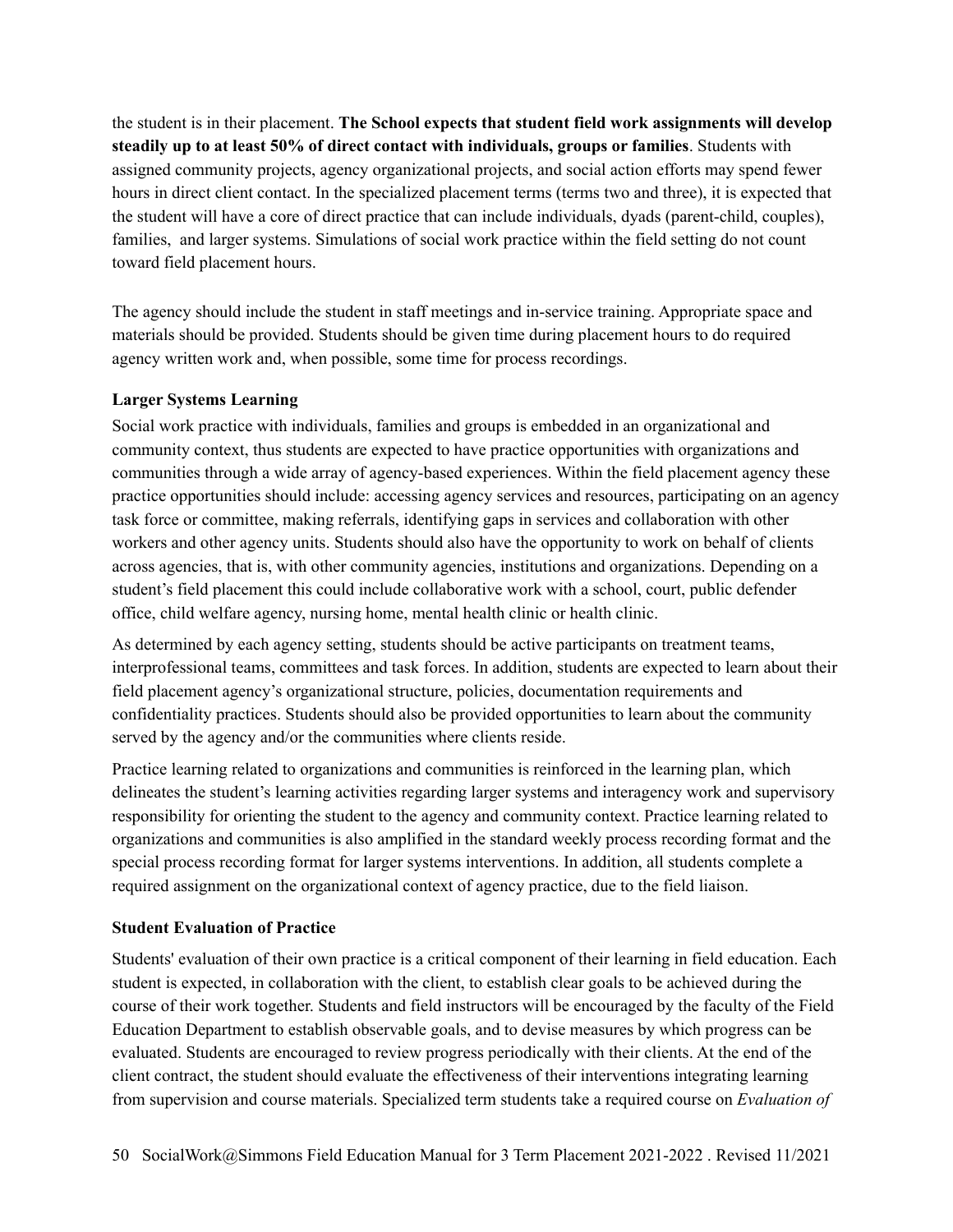the student is in their placement. **The School expects that student field work assignments will develop steadily up to at least 50% of direct contact with individuals, groups or families**. Students with assigned community projects, agency organizational projects, and social action efforts may spend fewer hours in direct client contact. In the specialized placement terms (terms two and three), it is expected that the student will have a core of direct practice that can include individuals, dyads (parent-child, couples), families, and larger systems. Simulations of social work practice within the field setting do not count toward field placement hours.

The agency should include the student in staff meetings and in-service training. Appropriate space and materials should be provided. Students should be given time during placement hours to do required agency written work and, when possible, some time for process recordings.

**Larger Systems Learning**

Social work practice with individuals, families and groups is embedded in an organizational and community context, thus students are expected to have practice opportunities with organizations and communities through a wide array of agency-based experiences. Within the field placement agency these practice opportunities should include: accessing agency services and resources, participating on an agency task force or committee, making referrals, identifying gaps in services and collaboration with other workers and other agency units. Students should also have the opportunity to work on behalf of clients across agencies, that is, with other community agencies, institutions and organizations. Depending on a student's field placement this could include collaborative work with a school, court, public defender office, child welfare agency, nursing home, mental health clinic or health clinic.

As determined by each agency setting, students should be active participants on treatment teams, interprofessional teams, committees and task forces. In addition, students are expected to learn about their field placement agency's organizational structure, policies, documentation requirements and confidentiality practices. Students should also be provided opportunities to learn about the community served by the agency and/or the communities where clients reside.

Practice learning related to organizations and communities is reinforced in the learning plan, which delineates the student's learning activities regarding larger systems and interagency work and supervisory responsibility for orienting the student to the agency and community context. Practice learning related to organizations and communities is also amplified in the standard weekly process recording format and the special process recording format for larger systems interventions. In addition, all students complete a required assignment on the organizational context of agency practice, due to the field liaison.

**Student Evaluation of Practice**

Students' evaluation of their own practice is a critical component of their learning in field education. Each student is expected, in collaboration with the client, to establish clear goals to be achieved during the course of their work together. Students and field instructors will be encouraged by the faculty of the Field Education Department to establish observable goals, and to devise measures by which progress can be evaluated. Students are encouraged to review progress periodically with their clients. At the end of the client contract, the student should evaluate the effectiveness of their interventions integrating learning from supervision and course materials. Specialized term students take a required course on *Evaluation of*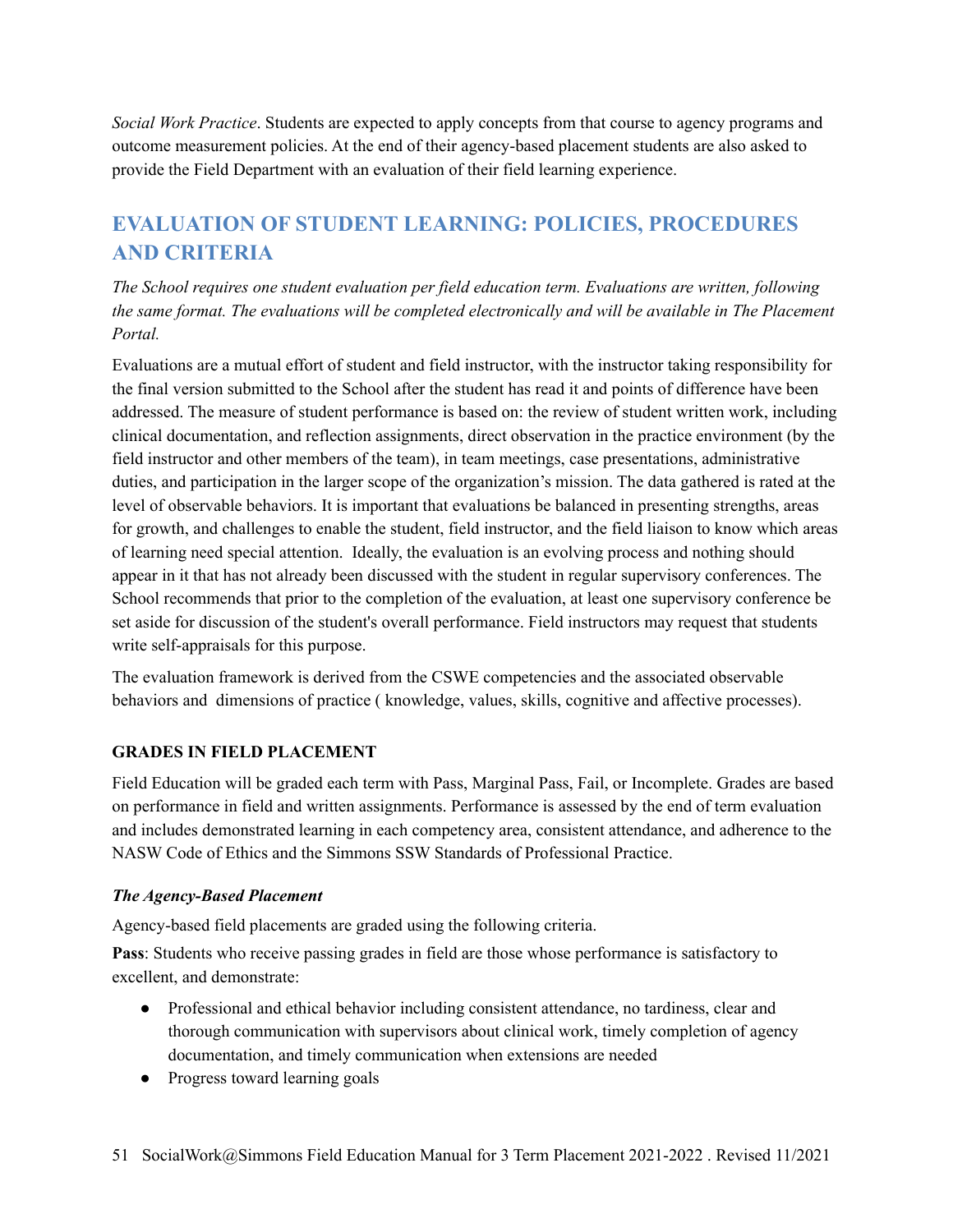*Social Work Practice*. Students are expected to apply concepts from that course to agency programs and outcome measurement policies. At the end of their agency-based placement students are also asked to provide the Field Department with an evaluation of their field learning experience.

## EVALUATION OF STUDENT LEARNING: POLICIES, PROCEDURES AND CRITERIA

*The School requires one student evaluation per field education term. Evaluations are written, following the same format. The evaluations will be completed electronically and will be available in The Placement Portal.*

Evaluations are a mutual effort of student and field instructor, with the instructor taking responsibility for the final version submitted to the School after the student has read it and points of difference have been addressed. The measure of student performance is based on: the review of student written work, including clinical documentation, and reflection assignments, direct observation in the practice environment (by the field instructor and other members of the team), in team meetings, case presentations, administrative duties, and participation in the larger scope of the organization's mission. The data gathered is rated at the level of observable behaviors. It is important that evaluations be balanced in presenting strengths, areas for growth, and challenges to enable the student, field instructor, and the field liaison to know which areas of learning need special attention. Ideally, the evaluation is an evolving process and nothing should appear in it that has not already been discussed with the student in regular supervisory conferences. The School recommends that prior to the completion of the evaluation, at least one supervisory conference be set aside for discussion of the student's overall performance. Field instructors may request that students write self-appraisals for this purpose.

The evaluation framework is derived from the CSWE competencies and the associated observable behaviors and dimensions of practice ( knowledge, values, skills, cognitive and affective processes).

### GRADES IN FIELD PLACEMENT

Field Education will be graded each term with Pass, Marginal Pass, Fail, or Incomplete. Grades are based on performance in field and written assignments. Performance is assessed by the end of term evaluation and includes demonstrated learning in each competency area, consistent attendance, and adherence to the NASW Code of Ethics and the Simmons SSW Standards of Professional Practice.

#### *The Agency-Based Placement*

Agency-based field placements are graded using the following criteria.

**Pass**: Students who receive passing grades in field are those whose performance is satisfactory to excellent, and demonstrate:

- Professional and ethical behavior including consistent attendance, no tardiness, clear and thorough communication with supervisors about clinical work, timely completion of agency documentation, and timely communication when extensions are needed
- Progress toward learning goals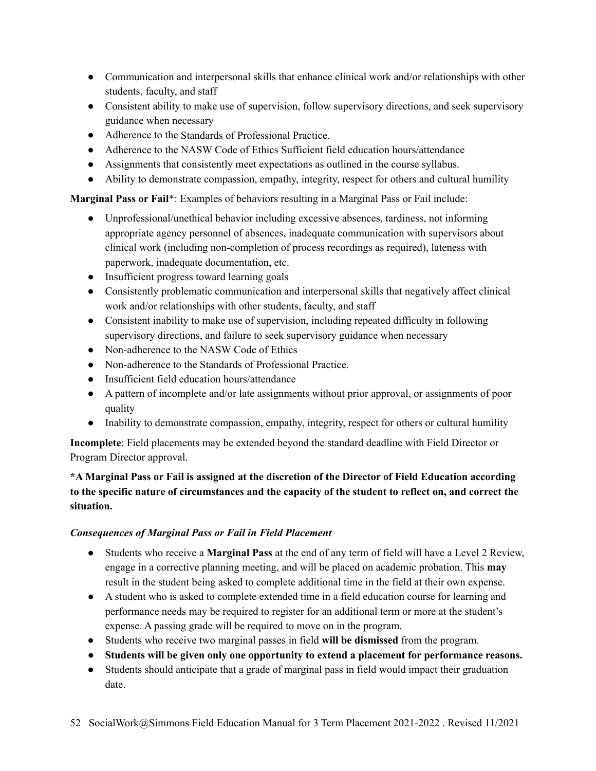- Communication and interpersonal skills that enhance clinical work and/or relationships with other students, faculty, and staff
- Consistent ability to make use of supervision, follow supervisory directions, and seek supervisory guidance when necessary
- Adherence to the Standards of Professional Practice.
- Adherence to the NASW Code of Ethics Sufficient field education hours/attendance
- Assignments that consistently meet expectations as outlined in the course syllabus.
- Ability to demonstrate compassion, empathy, integrity, respect for others and cultural humility

**Marginal Pass or Fail***: Examples of behaviors resulting in a Marginal Pass or Fail include:

- Unprofessional/unethical behavior including excessive absences, tardiness, not informing appropriate agency personnel of absences, inadequate communication with supervisors about clinical work (including non-completion of process recordings as required), lateness with paperwork, inadequate documentation, etc.
- Insufficient progress toward learning goals
- Consistently problematic communication and interpersonal skills that negatively affect clinical work and/or relationships with other students, faculty, and staff
- Consistent inability to make use of supervision, including repeated difficulty in following supervisory directions, and failure to seek supervisory guidance when necessary
- Non-adherence to the NASW Code of Ethics
- Non-adherence to the Standards of Professional Practice.
- Insufficient field education hours/attendance
- A pattern of incomplete and/or late assignments without prior approval, or assignments of poor quality
- Inability to demonstrate compassion, empathy, integrity, respect for others or cultural humility

**Incomplete**: Field placements may be extended beyond the standard deadline with Field Director or Program Director approval.

**\*A Marginal Pass or Fail is assigned at the discretion of the Director of Field Education according to the specific nature of circumstances and the capacity of the student to reflect on, and correct the situation.**

***Consequences of Marginal Pass or Fail in Field Placement***

- Students who receive a **Marginal Pass** at the end of any term of field will have a Level 2 Review, engage in a corrective planning meeting, and will be placed on academic probation. This **may** result in the student being asked to complete additional time in the field at their own expense.
- A student who is asked to complete extended time in a field education course for learning and performance needs may be required to register for an additional term or more at the student's expense. A passing grade will be required to move on in the program.
- Students who receive two marginal passes in field **will be dismissed** from the program.
- **Students will be given only one opportunity to extend a placement for performance reasons.**
- Students should anticipate that a grade of marginal pass in field would impact their graduation date.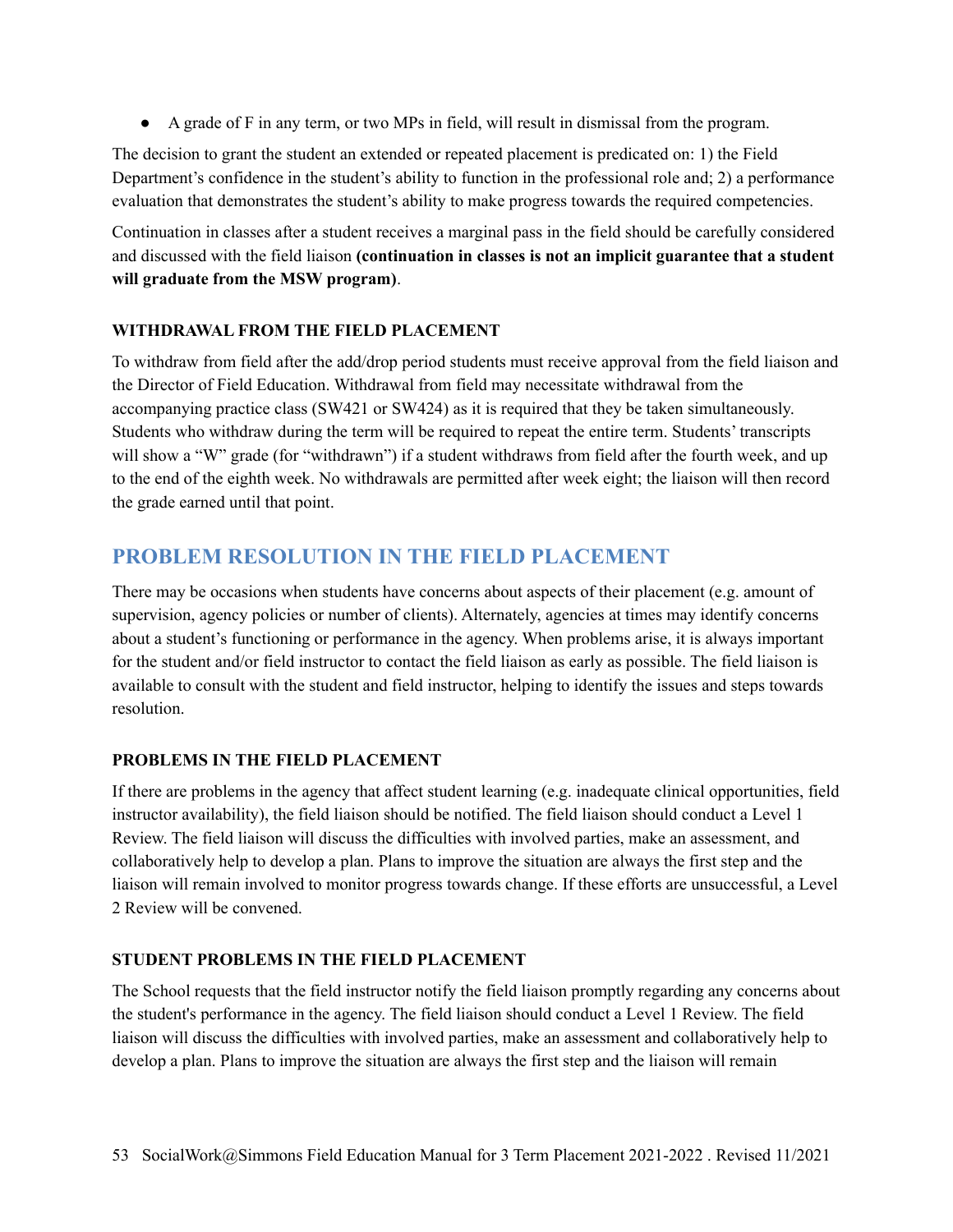- A grade of F in any term, or two MPs in field, will result in dismissal from the program.

The decision to grant the student an extended or repeated placement is predicated on: 1) the Field Department's confidence in the student's ability to function in the professional role and; 2) a performance evaluation that demonstrates the student's ability to make progress towards the required competencies.

Continuation in classes after a student receives a marginal pass in the field should be carefully considered and discussed with the field liaison **(continuation in classes is not an implicit guarantee that a student will graduate from the MSW program)**.

### WITHDRAWAL FROM THE FIELD PLACEMENT

To withdraw from field after the add/drop period students must receive approval from the field liaison and the Director of Field Education. Withdrawal from field may necessitate withdrawal from the accompanying practice class (SW421 or SW424) as it is required that they be taken simultaneously. Students who withdraw during the term will be required to repeat the entire term. Students' transcripts will show a "W" grade (for "withdrawn") if a student withdraws from field after the fourth week, and up to the end of the eighth week. No withdrawals are permitted after week eight; the liaison will then record the grade earned until that point.

## PROBLEM RESOLUTION IN THE FIELD PLACEMENT

There may be occasions when students have concerns about aspects of their placement (e.g. amount of supervision, agency policies or number of clients). Alternately, agencies at times may identify concerns about a student's functioning or performance in the agency. When problems arise, it is always important for the student and/or field instructor to contact the field liaison as early as possible. The field liaison is available to consult with the student and field instructor, helping to identify the issues and steps towards resolution.

### PROBLEMS IN THE FIELD PLACEMENT

If there are problems in the agency that affect student learning (e.g. inadequate clinical opportunities, field instructor availability), the field liaison should be notified. The field liaison should conduct a Level 1 Review. The field liaison will discuss the difficulties with involved parties, make an assessment, and collaboratively help to develop a plan. Plans to improve the situation are always the first step and the liaison will remain involved to monitor progress towards change. If these efforts are unsuccessful, a Level 2 Review will be convened.

### STUDENT PROBLEMS IN THE FIELD PLACEMENT

The School requests that the field instructor notify the field liaison promptly regarding any concerns about the student's performance in the agency. The field liaison should conduct a Level 1 Review. The field liaison will discuss the difficulties with involved parties, make an assessment and collaboratively help to develop a plan. Plans to improve the situation are always the first step and the liaison will remain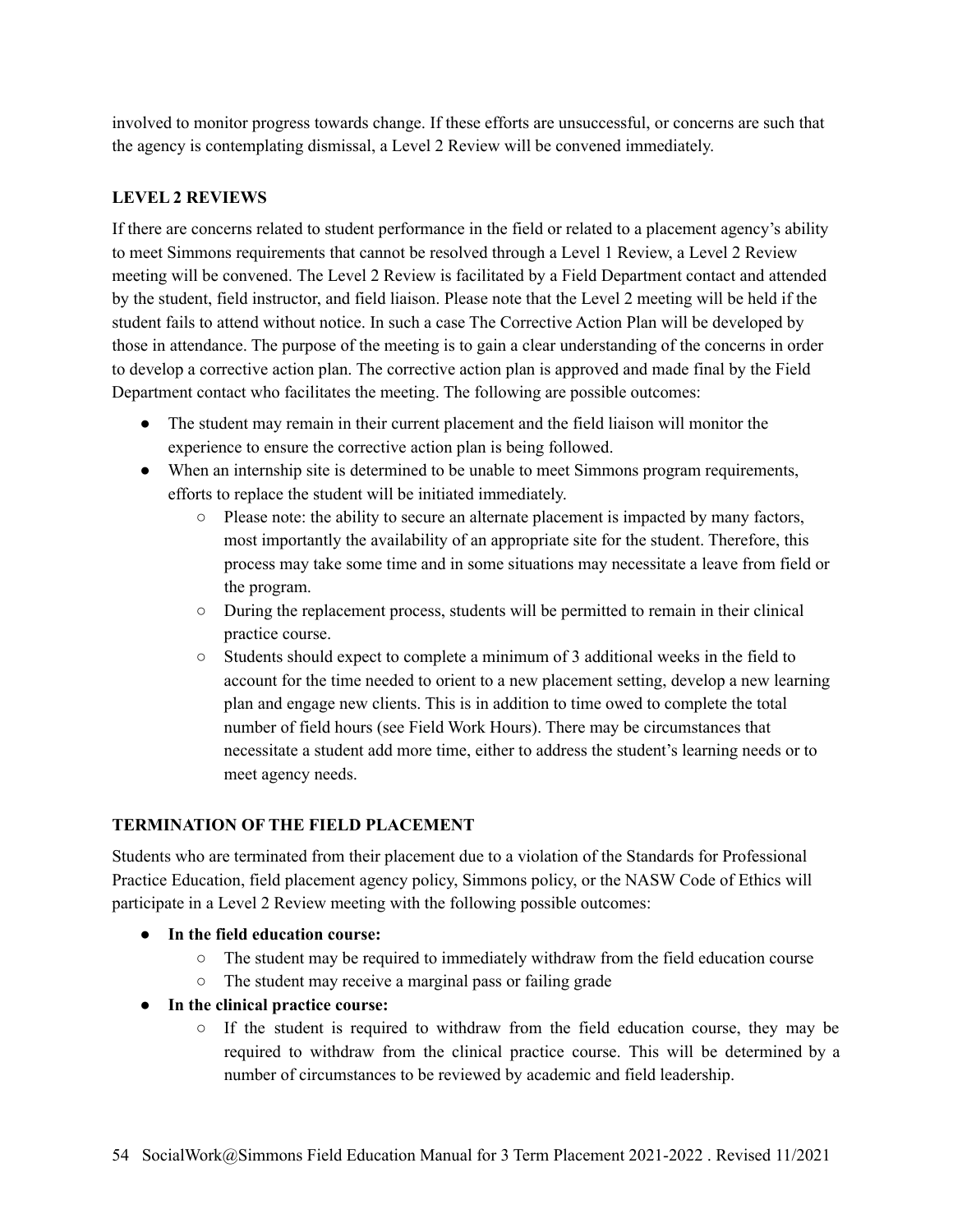involved to monitor progress towards change. If these efforts are unsuccessful, or concerns are such that the agency is contemplating dismissal, a Level 2 Review will be convened immediately.

### LEVEL 2 REVIEWS

If there are concerns related to student performance in the field or related to a placement agency's ability to meet Simmons requirements that cannot be resolved through a Level 1 Review, a Level 2 Review meeting will be convened. The Level 2 Review is facilitated by a Field Department contact and attended by the student, field instructor, and field liaison. Please note that the Level 2 meeting will be held if the student fails to attend without notice. In such a case The Corrective Action Plan will be developed by those in attendance. The purpose of the meeting is to gain a clear understanding of the concerns in order to develop a corrective action plan. The corrective action plan is approved and made final by the Field Department contact who facilitates the meeting. The following are possible outcomes:

- The student may remain in their current placement and the field liaison will monitor the experience to ensure the corrective action plan is being followed.
- When an internship site is determined to be unable to meet Simmons program requirements, efforts to replace the student will be initiated immediately.
  - Please note: the ability to secure an alternate placement is impacted by many factors, most importantly the availability of an appropriate site for the student. Therefore, this process may take some time and in some situations may necessitate a leave from field or the program.
  - During the replacement process, students will be permitted to remain in their clinical practice course.
  - Students should expect to complete a minimum of 3 additional weeks in the field to account for the time needed to orient to a new placement setting, develop a new learning plan and engage new clients. This is in addition to time owed to complete the total number of field hours (see Field Work Hours). There may be circumstances that necessitate a student add more time, either to address the student's learning needs or to meet agency needs.

### TERMINATION OF THE FIELD PLACEMENT

Students who are terminated from their placement due to a violation of the Standards for Professional Practice Education, field placement agency policy, Simmons policy, or the NASW Code of Ethics will participate in a Level 2 Review meeting with the following possible outcomes:

- **In the field education course:**
  - The student may be required to immediately withdraw from the field education course
  - The student may receive a marginal pass or failing grade
- **In the clinical practice course:**
  - If the student is required to withdraw from the field education course, they may be required to withdraw from the clinical practice course. This will be determined by a number of circumstances to be reviewed by academic and field leadership.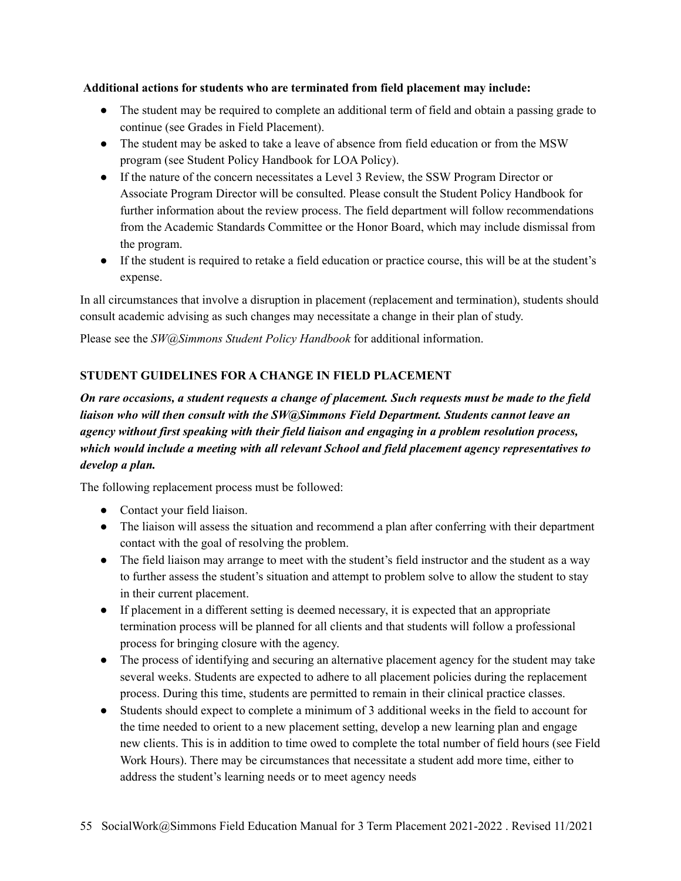**Additional actions for students who are terminated from field placement may include:**

- The student may be required to complete an additional term of field and obtain a passing grade to continue (see Grades in Field Placement).
- The student may be asked to take a leave of absence from field education or from the MSW program (see Student Policy Handbook for LOA Policy).
- If the nature of the concern necessitates a Level 3 Review, the SSW Program Director or Associate Program Director will be consulted. Please consult the Student Policy Handbook for further information about the review process. The field department will follow recommendations from the Academic Standards Committee or the Honor Board, which may include dismissal from the program.
- If the student is required to retake a field education or practice course, this will be at the student's expense.

In all circumstances that involve a disruption in placement (replacement and termination), students should consult academic advising as such changes may necessitate a change in their plan of study.

Please see the *SW@Simmons Student Policy Handbook* for additional information.

## STUDENT GUIDELINES FOR A CHANGE IN FIELD PLACEMENT

***On rare occasions, a student requests a change of placement. Such requests must be made to the field liaison who will then consult with the SW@Simmons Field Department. Students cannot leave an agency without first speaking with their field liaison and engaging in a problem resolution process, which would include a meeting with all relevant School and field placement agency representatives to develop a plan.***

The following replacement process must be followed:

- Contact your field liaison.
- The liaison will assess the situation and recommend a plan after conferring with their department contact with the goal of resolving the problem.
- The field liaison may arrange to meet with the student's field instructor and the student as a way to further assess the student's situation and attempt to problem solve to allow the student to stay in their current placement.
- If placement in a different setting is deemed necessary, it is expected that an appropriate termination process will be planned for all clients and that students will follow a professional process for bringing closure with the agency.
- The process of identifying and securing an alternative placement agency for the student may take several weeks. Students are expected to adhere to all placement policies during the replacement process. During this time, students are permitted to remain in their clinical practice classes.
- Students should expect to complete a minimum of 3 additional weeks in the field to account for the time needed to orient to a new placement setting, develop a new learning plan and engage new clients. This is in addition to time owed to complete the total number of field hours (see Field Work Hours). There may be circumstances that necessitate a student add more time, either to address the student's learning needs or to meet agency needs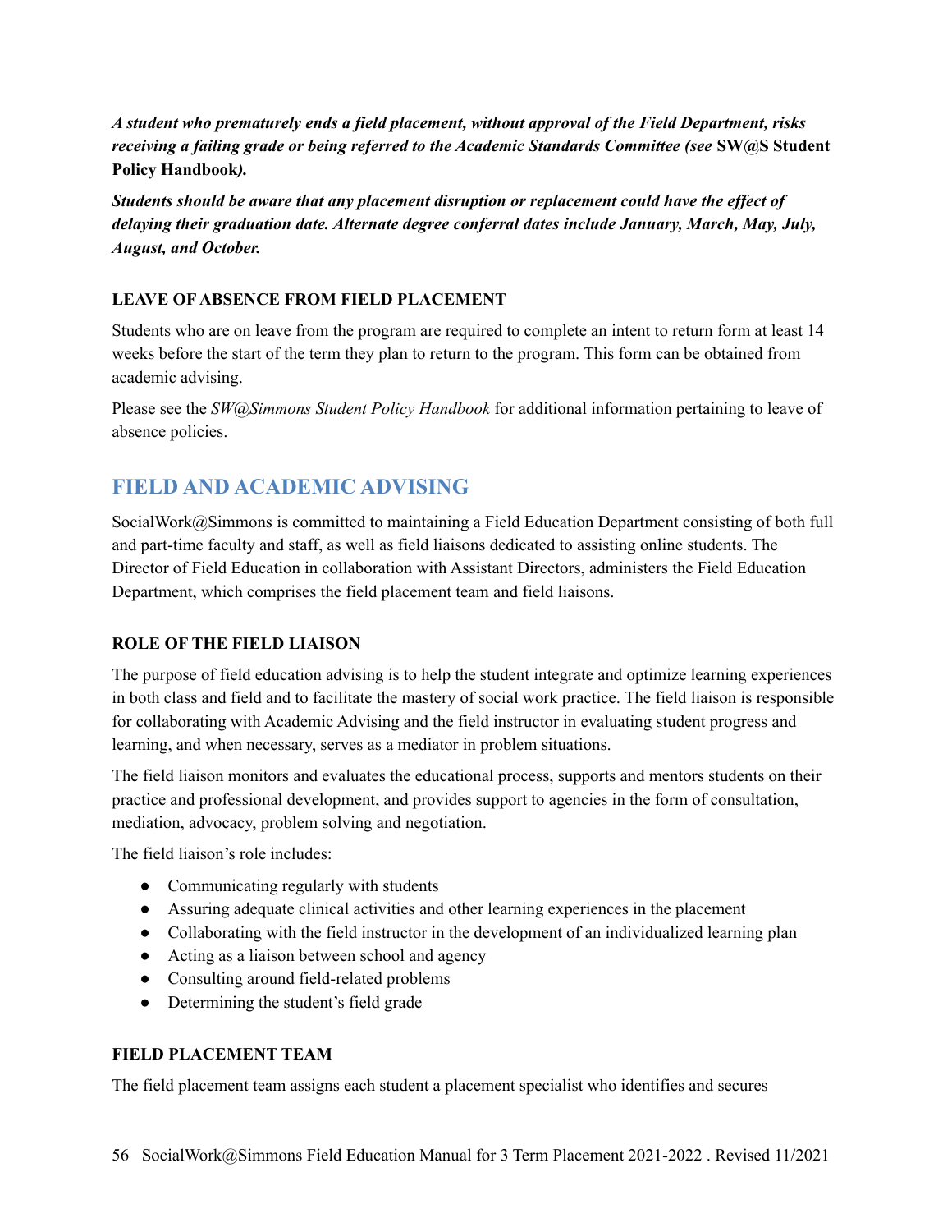***A student who prematurely ends a field placement, without approval of the Field Department, risks receiving a failing grade or being referred to the Academic Standards Committee (see* SW@S Student Policy Handbook*).***

***Students should be aware that any placement disruption or replacement could have the effect of delaying their graduation date. Alternate degree conferral dates include January, March, May, July, August, and October.***

### LEAVE OF ABSENCE FROM FIELD PLACEMENT

Students who are on leave from the program are required to complete an intent to return form at least 14 weeks before the start of the term they plan to return to the program. This form can be obtained from academic advising.

Please see the *SW@Simmons Student Policy Handbook* for additional information pertaining to leave of absence policies.

## FIELD AND ACADEMIC ADVISING

SocialWork@Simmons is committed to maintaining a Field Education Department consisting of both full and part-time faculty and staff, as well as field liaisons dedicated to assisting online students. The Director of Field Education in collaboration with Assistant Directors, administers the Field Education Department, which comprises the field placement team and field liaisons.

### ROLE OF THE FIELD LIAISON

The purpose of field education advising is to help the student integrate and optimize learning experiences in both class and field and to facilitate the mastery of social work practice. The field liaison is responsible for collaborating with Academic Advising and the field instructor in evaluating student progress and learning, and when necessary, serves as a mediator in problem situations.

The field liaison monitors and evaluates the educational process, supports and mentors students on their practice and professional development, and provides support to agencies in the form of consultation, mediation, advocacy, problem solving and negotiation.

The field liaison's role includes:

- Communicating regularly with students
- Assuring adequate clinical activities and other learning experiences in the placement
- Collaborating with the field instructor in the development of an individualized learning plan
- Acting as a liaison between school and agency
- Consulting around field-related problems
- Determining the student's field grade

### FIELD PLACEMENT TEAM

The field placement team assigns each student a placement specialist who identifies and secures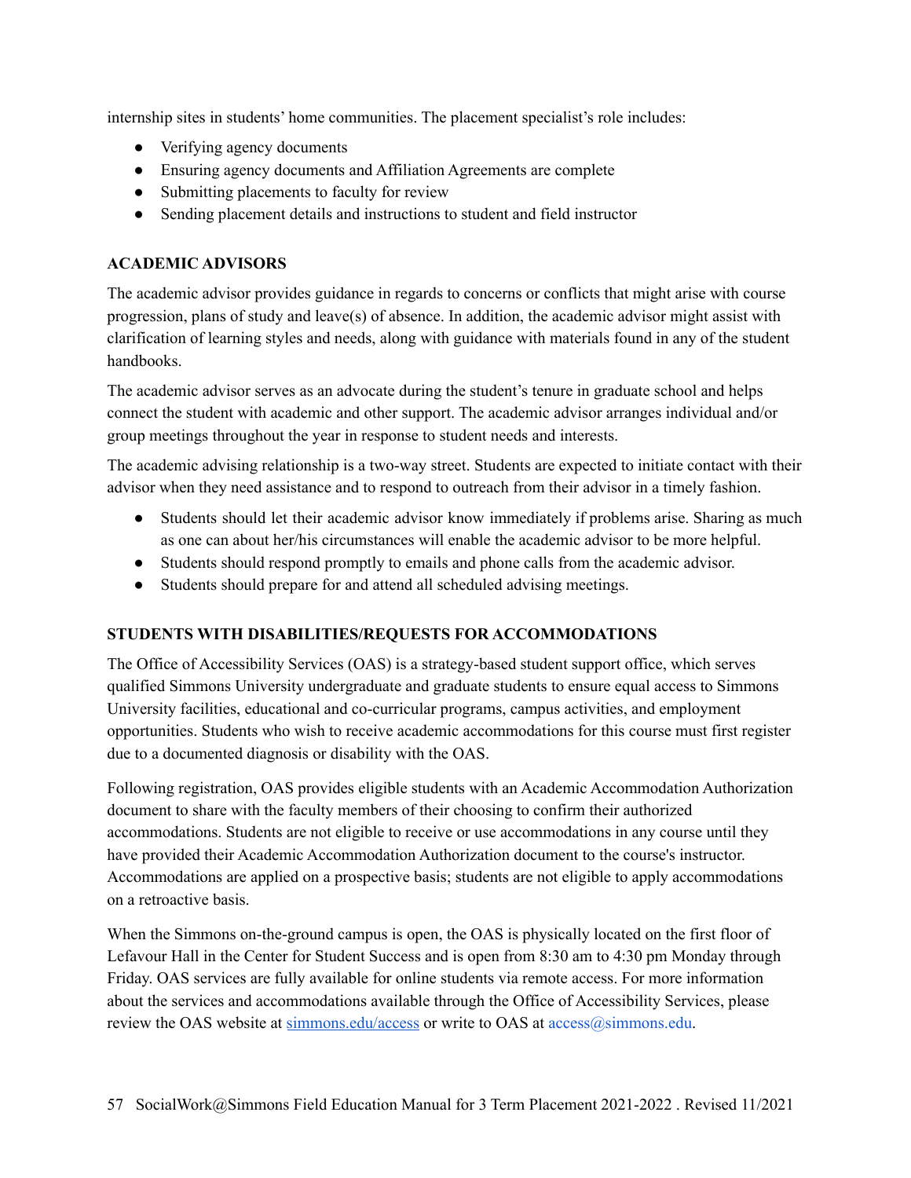internship sites in students' home communities. The placement specialist's role includes:

- Verifying agency documents
- Ensuring agency documents and Affiliation Agreements are complete
- Submitting placements to faculty for review
- Sending placement details and instructions to student and field instructor

**ACADEMIC ADVISORS**

The academic advisor provides guidance in regards to concerns or conflicts that might arise with course progression, plans of study and leave(s) of absence. In addition, the academic advisor might assist with clarification of learning styles and needs, along with guidance with materials found in any of the student handbooks.

The academic advisor serves as an advocate during the student's tenure in graduate school and helps connect the student with academic and other support. The academic advisor arranges individual and/or group meetings throughout the year in response to student needs and interests.

The academic advising relationship is a two-way street. Students are expected to initiate contact with their advisor when they need assistance and to respond to outreach from their advisor in a timely fashion.

- Students should let their academic advisor know immediately if problems arise. Sharing as much as one can about her/his circumstances will enable the academic advisor to be more helpful.
- Students should respond promptly to emails and phone calls from the academic advisor.
- Students should prepare for and attend all scheduled advising meetings.

**STUDENTS WITH DISABILITIES/REQUESTS FOR ACCOMMODATIONS**

The Office of Accessibility Services (OAS) is a strategy-based student support office, which serves qualified Simmons University undergraduate and graduate students to ensure equal access to Simmons University facilities, educational and co-curricular programs, campus activities, and employment opportunities. Students who wish to receive academic accommodations for this course must first register due to a documented diagnosis or disability with the OAS.

Following registration, OAS provides eligible students with an Academic Accommodation Authorization document to share with the faculty members of their choosing to confirm their authorized accommodations. Students are not eligible to receive or use accommodations in any course until they have provided their Academic Accommodation Authorization document to the course's instructor. Accommodations are applied on a prospective basis; students are not eligible to apply accommodations on a retroactive basis.

When the Simmons on-the-ground campus is open, the OAS is physically located on the first floor of Lefavour Hall in the Center for Student Success and is open from 8:30 am to 4:30 pm Monday through Friday. OAS services are fully available for online students via remote access. For more information about the services and accommodations available through the Office of Accessibility Services, please review the OAS website at simmons.edu/access or write to OAS at access@simmons.edu.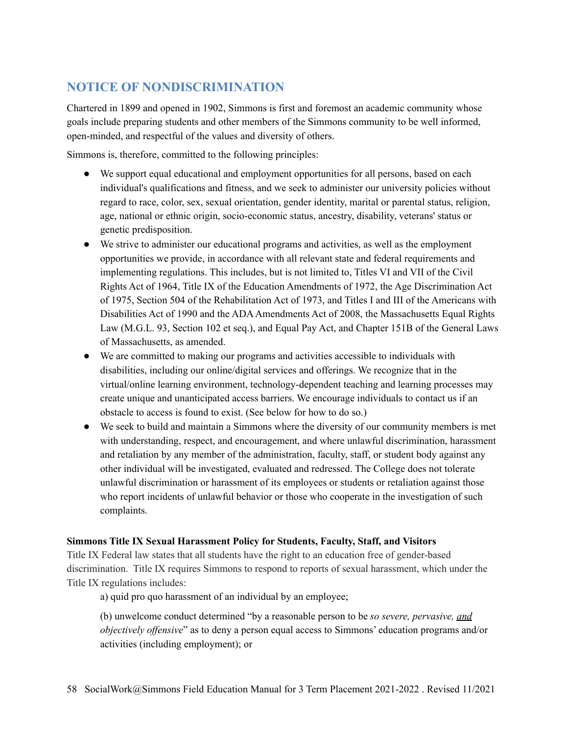## NOTICE OF NONDISCRIMINATION

Chartered in 1899 and opened in 1902, Simmons is first and foremost an academic community whose goals include preparing students and other members of the Simmons community to be well informed, open-minded, and respectful of the values and diversity of others.

Simmons is, therefore, committed to the following principles:

- We support equal educational and employment opportunities for all persons, based on each individual's qualifications and fitness, and we seek to administer our university policies without regard to race, color, sex, sexual orientation, gender identity, marital or parental status, religion, age, national or ethnic origin, socio-economic status, ancestry, disability, veterans' status or genetic predisposition.
- We strive to administer our educational programs and activities, as well as the employment opportunities we provide, in accordance with all relevant state and federal requirements and implementing regulations. This includes, but is not limited to, Titles VI and VII of the Civil Rights Act of 1964, Title IX of the Education Amendments of 1972, the Age Discrimination Act of 1975, Section 504 of the Rehabilitation Act of 1973, and Titles I and III of the Americans with Disabilities Act of 1990 and the ADA Amendments Act of 2008, the Massachusetts Equal Rights Law (M.G.L. 93, Section 102 et seq.), and Equal Pay Act, and Chapter 151B of the General Laws of Massachusetts, as amended.
- We are committed to making our programs and activities accessible to individuals with disabilities, including our online/digital services and offerings. We recognize that in the virtual/online learning environment, technology-dependent teaching and learning processes may create unique and unanticipated access barriers. We encourage individuals to contact us if an obstacle to access is found to exist. (See below for how to do so.)
- We seek to build and maintain a Simmons where the diversity of our community members is met with understanding, respect, and encouragement, and where unlawful discrimination, harassment and retaliation by any member of the administration, faculty, staff, or student body against any other individual will be investigated, evaluated and redressed. The College does not tolerate unlawful discrimination or harassment of its employees or students or retaliation against those who report incidents of unlawful behavior or those who cooperate in the investigation of such complaints.

**Simmons Title IX Sexual Harassment Policy for Students, Faculty, Staff, and Visitors**

Title IX Federal law states that all students have the right to an education free of gender-based discrimination. Title IX requires Simmons to respond to reports of sexual harassment, which under the Title IX regulations includes:

a) quid pro quo harassment of an individual by an employee;

(b) unwelcome conduct determined "by a reasonable person to be *so severe, pervasive, <u>and</u> objectively offensive*" as to deny a person equal access to Simmons' education programs and/or activities (including employment); or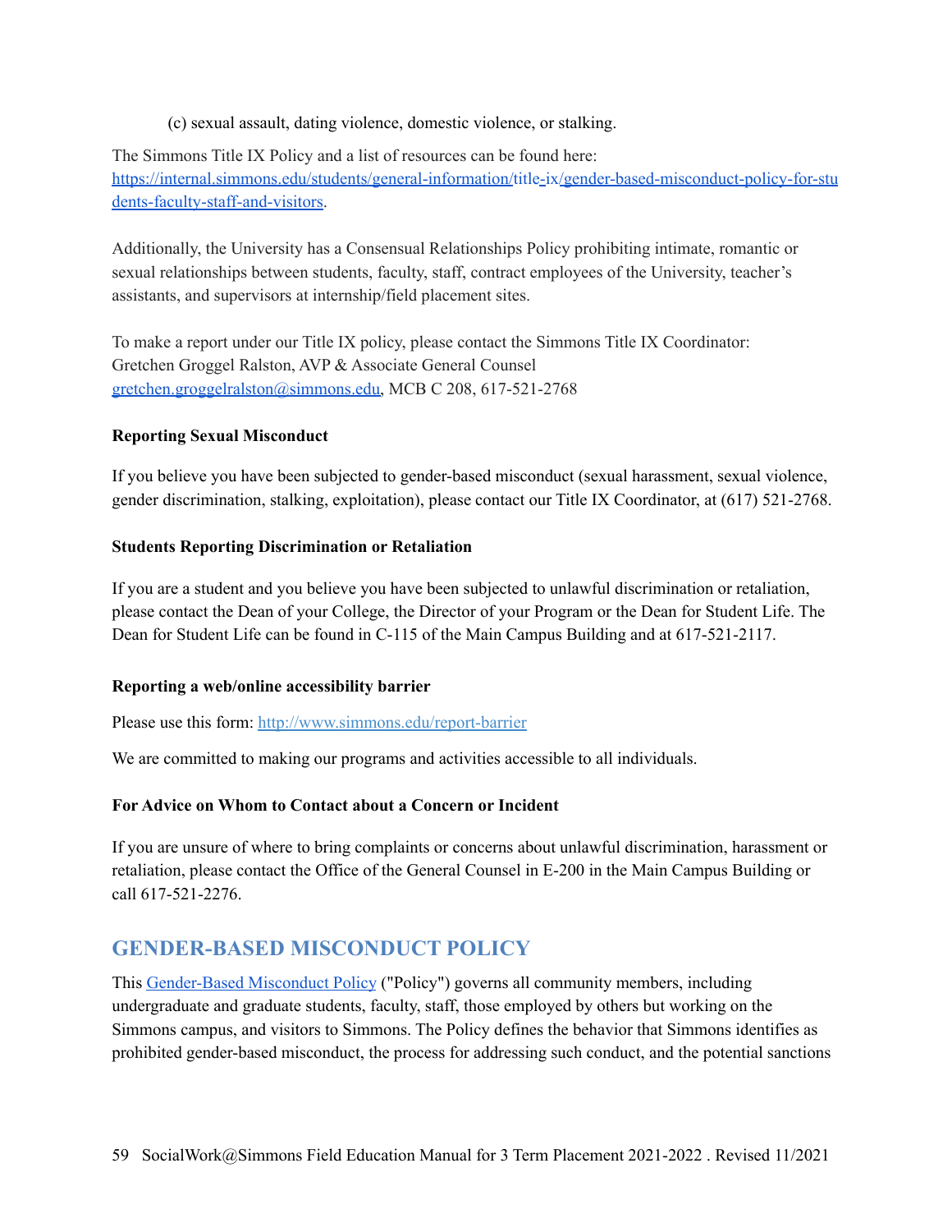(c) sexual assault, dating violence, domestic violence, or stalking.

The Simmons Title IX Policy and a list of resources can be found here: [https://internal.simmons.edu/students/general-information/title-ix/gender-based-misconduct-policy-for-students-faculty-staff-and-visitors](https://internal.simmons.edu/students/general-information/title-ix/gender-based-misconduct-policy-for-students-faculty-staff-and-visitors).

Additionally, the University has a Consensual Relationships Policy prohibiting intimate, romantic or sexual relationships between students, faculty, staff, contract employees of the University, teacher's assistants, and supervisors at internship/field placement sites.

To make a report under our Title IX policy, please contact the Simmons Title IX Coordinator:
Gretchen Groggel Ralston, AVP & Associate General Counsel
[gretchen.groggelralston@simmons.edu](mailto:gretchen.groggelralston@simmons.edu), MCB C 208, 617-521-2768

**Reporting Sexual Misconduct**

If you believe you have been subjected to gender-based misconduct (sexual harassment, sexual violence, gender discrimination, stalking, exploitation), please contact our Title IX Coordinator, at (617) 521-2768.

**Students Reporting Discrimination or Retaliation**

If you are a student and you believe you have been subjected to unlawful discrimination or retaliation, please contact the Dean of your College, the Director of your Program or the Dean for Student Life. The Dean for Student Life can be found in C-115 of the Main Campus Building and at 617-521-2117.

**Reporting a web/online accessibility barrier**

Please use this form: [http://www.simmons.edu/report-barrier](http://www.simmons.edu/report-barrier)

We are committed to making our programs and activities accessible to all individuals.

**For Advice on Whom to Contact about a Concern or Incident**

If you are unsure of where to bring complaints or concerns about unlawful discrimination, harassment or retaliation, please contact the Office of the General Counsel in E-200 in the Main Campus Building or call 617-521-2276.

## GENDER-BASED MISCONDUCT POLICY

This Gender-Based Misconduct Policy ("Policy") governs all community members, including undergraduate and graduate students, faculty, staff, those employed by others but working on the Simmons campus, and visitors to Simmons. The Policy defines the behavior that Simmons identifies as prohibited gender-based misconduct, the process for addressing such conduct, and the potential sanctions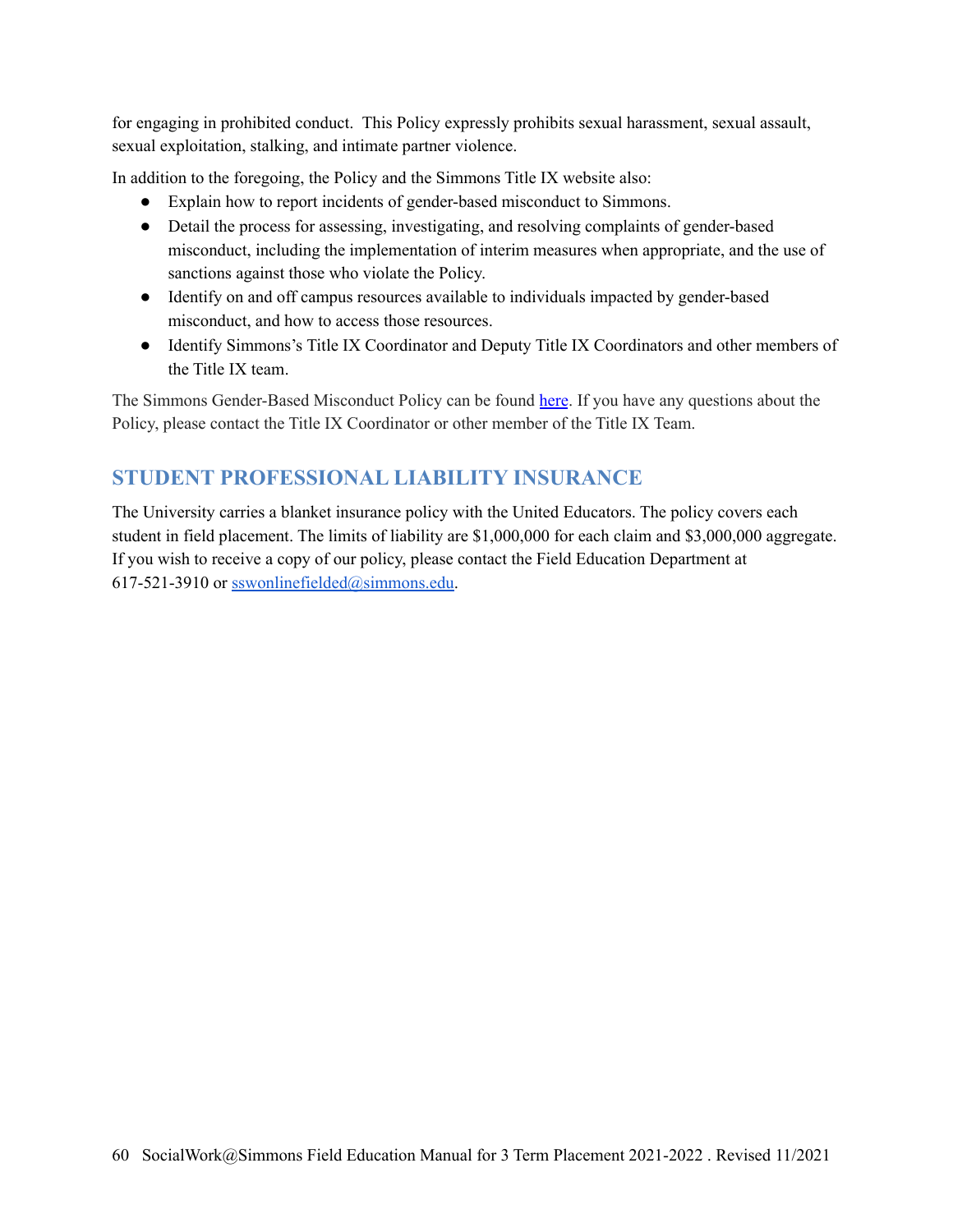for engaging in prohibited conduct. This Policy expressly prohibits sexual harassment, sexual assault, sexual exploitation, stalking, and intimate partner violence.

In addition to the foregoing, the Policy and the Simmons Title IX website also:

- Explain how to report incidents of gender-based misconduct to Simmons.
- Detail the process for assessing, investigating, and resolving complaints of gender-based misconduct, including the implementation of interim measures when appropriate, and the use of sanctions against those who violate the Policy.
- Identify on and off campus resources available to individuals impacted by gender-based misconduct, and how to access those resources.
- Identify Simmons's Title IX Coordinator and Deputy Title IX Coordinators and other members of the Title IX team.

The Simmons Gender-Based Misconduct Policy can be found here. If you have any questions about the Policy, please contact the Title IX Coordinator or other member of the Title IX Team.

## STUDENT PROFESSIONAL LIABILITY INSURANCE

The University carries a blanket insurance policy with the United Educators. The policy covers each student in field placement. The limits of liability are $1,000,000 for each claim and $3,000,000 aggregate. If you wish to receive a copy of our policy, please contact the Field Education Department at 617-521-3910 or sswonlinefielded@simmons.edu.